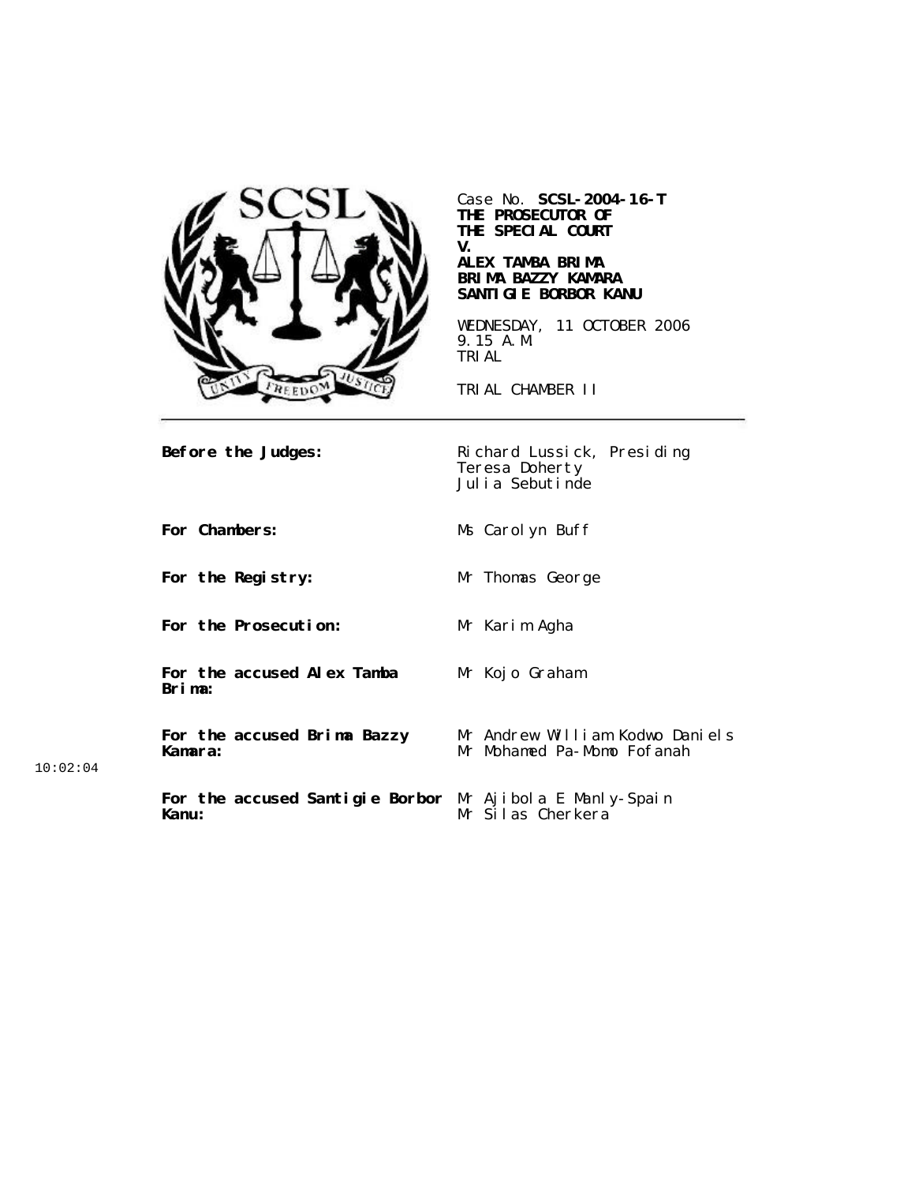Case No. **SCSL-2004-16-T**
**THE PROSECUTOR OF THE SPECIAL COURT**
**V.**
**ALEX TAMBA BRIMA**
**BRIMA BAZZY KAMARA**
**SANTIGIE BORBOR KANU**

WEDNESDAY, 11 OCTOBER 2006
9.15 A.M.
TRIAL

TRIAL CHAMBER II

---

| | |
|---|---|
| **Before the Judges:** | Richard Lussick, Presiding<br>Teresa Doherty<br>Julia Sebutinde |
| **For Chambers:** | Ms Carolyn Buff |
| **For the Registry:** | Mr Thomas George |
| **For the Prosecution:** | Mr Karim Agha |
| **For the accused Alex Tamba Brima:** | Mr Kojo Graham |
| **For the accused Brima Bazzy Kamara:** | Mr Andrew William Kodwo Daniels<br>Mr Mohamed Pa-Momo Fofanah |
| **For the accused Santigie Borbor Kanu:** | Mr Ajibola E Manly-Spain<br>Mr Silas Cherkera |

10:02:04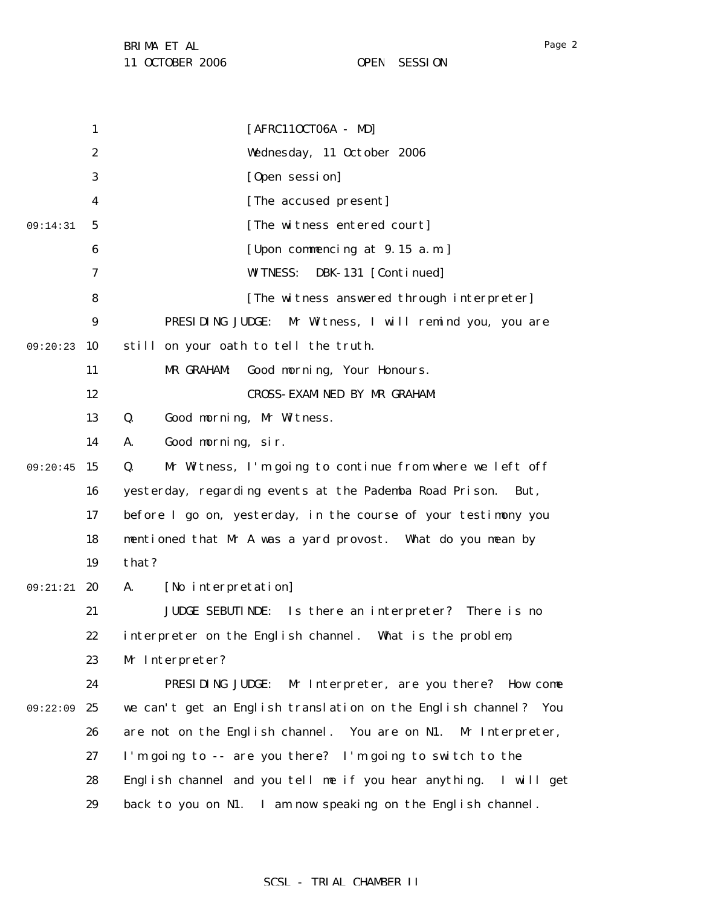[AFRC11OCT06A - MD]

Wednesday, 11 October 2006

[Open session]

[The accused present]

[The witness entered court]

[Upon commencing at 9.15 a.m.]

WITNESS: DBK-131 [Continued]

[The witness answered through interpreter]

PRESIDING JUDGE: Mr Witness, I will remind you, you are still on your oath to tell the truth.

MR GRAHAM: Good morning, Your Honours.

CROSS-EXAMINED BY MR GRAHAM:

Q. Good morning, Mr Witness.

A. Good morning, sir.

Q. Mr Witness, I'm going to continue from where we left off yesterday, regarding events at the Pademba Road Prison. But, before I go on, yesterday, in the course of your testimony you mentioned that Mr A was a yard provost. What do you mean by that?

A. [No interpretation]

JUDGE SEBUTINDE: Is there an interpreter? There is no interpreter on the English channel. What is the problem, Mr Interpreter?

PRESIDING JUDGE: Mr Interpreter, are you there? How come we can't get an English translation on the English channel? You are not on the English channel. You are on N1. Mr Interpreter, I'm going to -- are you there? I'm going to switch to the English channel and you tell me if you hear anything. I will get back to you on N1. I am now speaking on the English channel.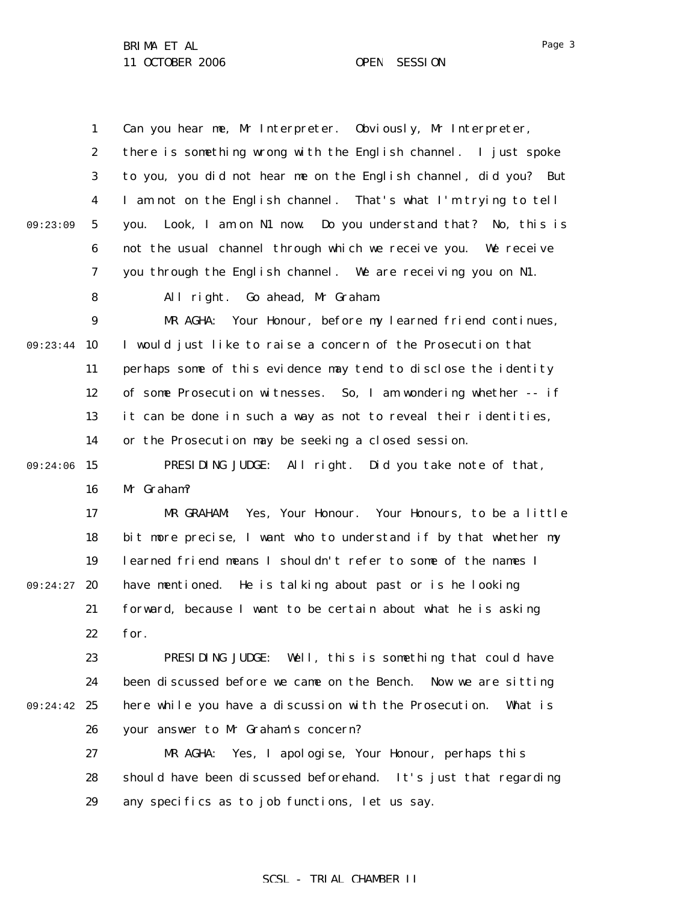Can you hear me, Mr Interpreter. Obviously, Mr Interpreter, there is something wrong with the English channel. I just spoke to you, you did not hear me on the English channel, did you? But I am not on the English channel. That's what I'm trying to tell you. Look, I am on N1 now. Do you understand that? No, this is not the usual channel through which we receive you. We receive you through the English channel. We are receiving you on N1.

All right. Go ahead, Mr Graham.

MR AGHA: Your Honour, before my learned friend continues, I would just like to raise a concern of the Prosecution that perhaps some of this evidence may tend to disclose the identity of some Prosecution witnesses. So, I am wondering whether -- if it can be done in such a way as not to reveal their identities, or the Prosecution may be seeking a closed session.

PRESIDING JUDGE: All right. Did you take note of that, Mr Graham?

MR GRAHAM: Yes, Your Honour. Your Honours, to be a little bit more precise, I want who to understand if by that whether my learned friend means I shouldn't refer to some of the names I have mentioned. He is talking about past or is he looking forward, because I want to be certain about what he is asking for.

PRESIDING JUDGE: Well, this is something that could have been discussed before we came on the Bench. Now we are sitting here while you have a discussion with the Prosecution. What is your answer to Mr Graham's concern?

MR AGHA: Yes, I apologise, Your Honour, perhaps this should have been discussed beforehand. It's just that regarding any specifics as to job functions, let us say.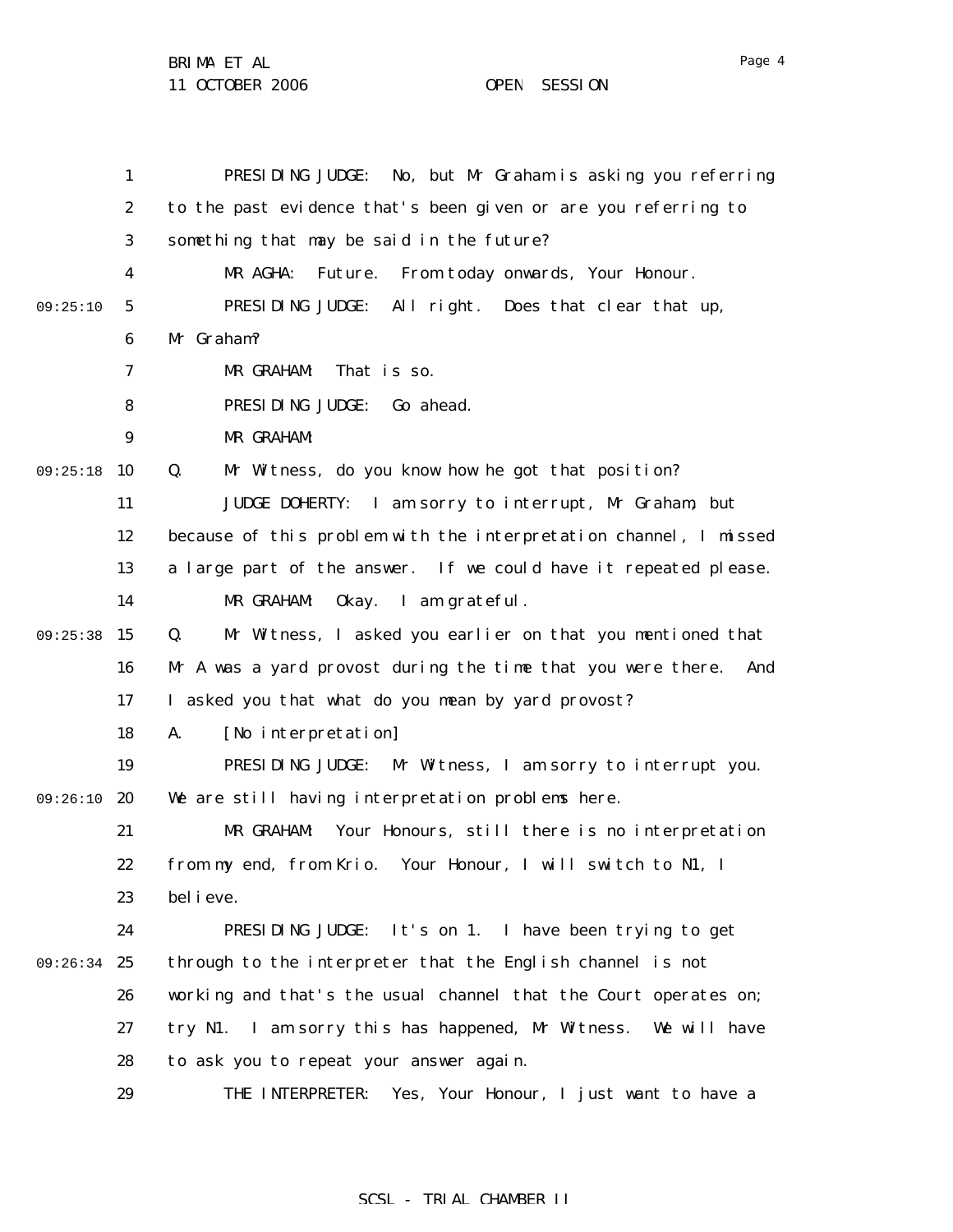PRESIDING JUDGE: No, but Mr Graham is asking you referring to the past evidence that's been given or are you referring to something that may be said in the future?

MR AGHA: Future. From today onwards, Your Honour.

PRESIDING JUDGE: All right. Does that clear that up, Mr Graham?

MR GRAHAM: That is so.

PRESIDING JUDGE: Go ahead.

MR GRAHAM:

Q. Mr Witness, do you know how he got that position?

JUDGE DOHERTY: I am sorry to interrupt, Mr Graham, but because of this problem with the interpretation channel, I missed a large part of the answer. If we could have it repeated please.

MR GRAHAM: Okay. I am grateful.

Q. Mr Witness, I asked you earlier on that you mentioned that Mr A was a yard provost during the time that you were there. And I asked you that what do you mean by yard provost?

A. [No interpretation]

PRESIDING JUDGE: Mr Witness, I am sorry to interrupt you. We are still having interpretation problems here.

MR GRAHAM: Your Honours, still there is no interpretation from my end, from Krio. Your Honour, I will switch to N1, I believe.

PRESIDING JUDGE: It's on 1. I have been trying to get through to the interpreter that the English channel is not working and that's the usual channel that the Court operates on; try N1. I am sorry this has happened, Mr Witness. We will have to ask you to repeat your answer again.

THE INTERPRETER: Yes, Your Honour, I just want to have a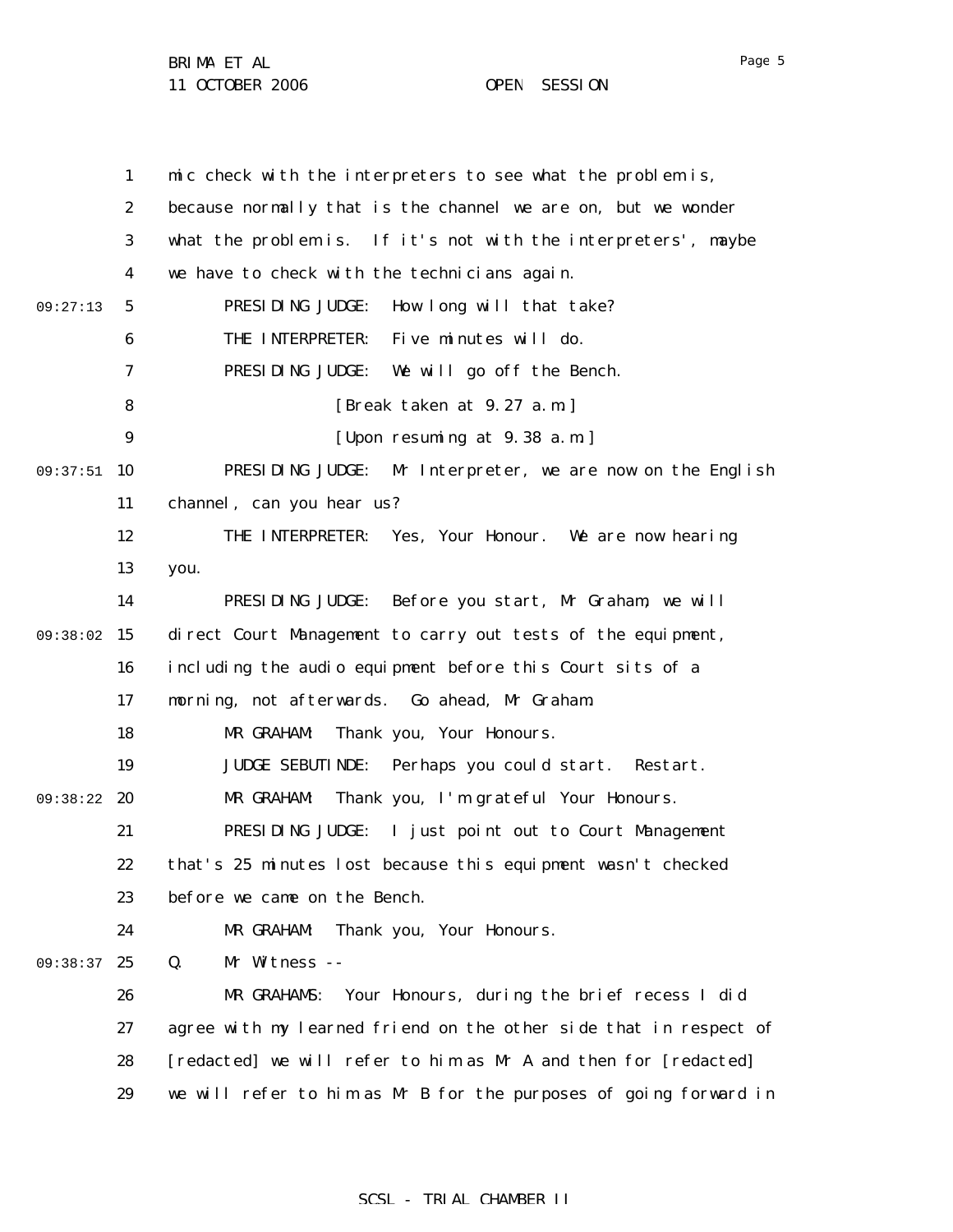mic check with the interpreters to see what the problem is, because normally that is the channel we are on, but we wonder what the problem is. If it's not with the interpreters', maybe we have to check with the technicians again.

PRESIDING JUDGE: How long will that take?

THE INTERPRETER: Five minutes will do.

PRESIDING JUDGE: We will go off the Bench.

[Break taken at 9.27 a.m.]

[Upon resuming at 9.38 a.m.]

PRESIDING JUDGE: Mr Interpreter, we are now on the English channel, can you hear us?

THE INTERPRETER: Yes, Your Honour. We are now hearing you.

PRESIDING JUDGE: Before you start, Mr Graham, we will direct Court Management to carry out tests of the equipment, including the audio equipment before this Court sits of a morning, not afterwards. Go ahead, Mr Graham.

MR GRAHAM: Thank you, Your Honours.

JUDGE SEBUTINDE: Perhaps you could start. Restart.

MR GRAHAM: Thank you, I'm grateful Your Honours.

PRESIDING JUDGE: I just point out to Court Management that's 25 minutes lost because this equipment wasn't checked before we came on the Bench.

MR GRAHAM: Thank you, Your Honours.

Q. Mr Witness --

MR GRAHAMS: Your Honours, during the brief recess I did agree with my learned friend on the other side that in respect of [redacted] we will refer to him as Mr A and then for [redacted] we will refer to him as Mr B for the purposes of going forward in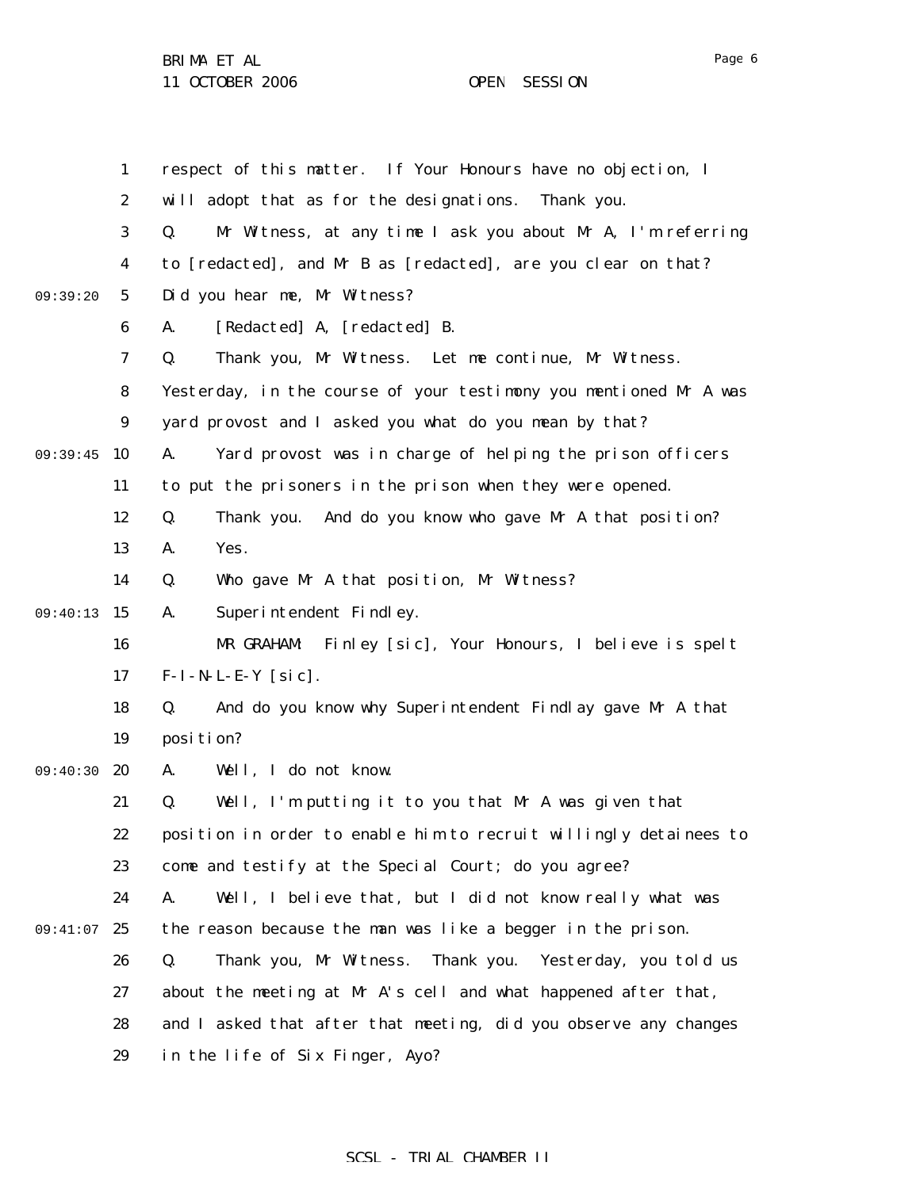respect of this matter. If Your Honours have no objection, I will adopt that as for the designations. Thank you.

Q. Mr Witness, at any time I ask you about Mr A, I'm referring to [redacted], and Mr B as [redacted], are you clear on that? Did you hear me, Mr Witness?

A. [Redacted] A, [redacted] B.

Q. Thank you, Mr Witness. Let me continue, Mr Witness. Yesterday, in the course of your testimony you mentioned Mr A was yard provost and I asked you what do you mean by that?

A. Yard provost was in charge of helping the prison officers to put the prisoners in the prison when they were opened.

Q. Thank you. And do you know who gave Mr A that position?

A. Yes.

Q. Who gave Mr A that position, Mr Witness?

A. Superintendent Findley.

MR GRAHAM: Finley [sic], Your Honours, I believe is spelt F-I-N-L-E-Y [sic].

Q. And do you know why Superintendent Findlay gave Mr A that position?

A. Well, I do not know.

Q. Well, I'm putting it to you that Mr A was given that position in order to enable him to recruit willingly detainees to come and testify at the Special Court; do you agree?

A. Well, I believe that, but I did not know really what was the reason because the man was like a begger in the prison.

Q. Thank you, Mr Witness. Thank you. Yesterday, you told us about the meeting at Mr A's cell and what happened after that, and I asked that after that meeting, did you observe any changes in the life of Six Finger, Ayo?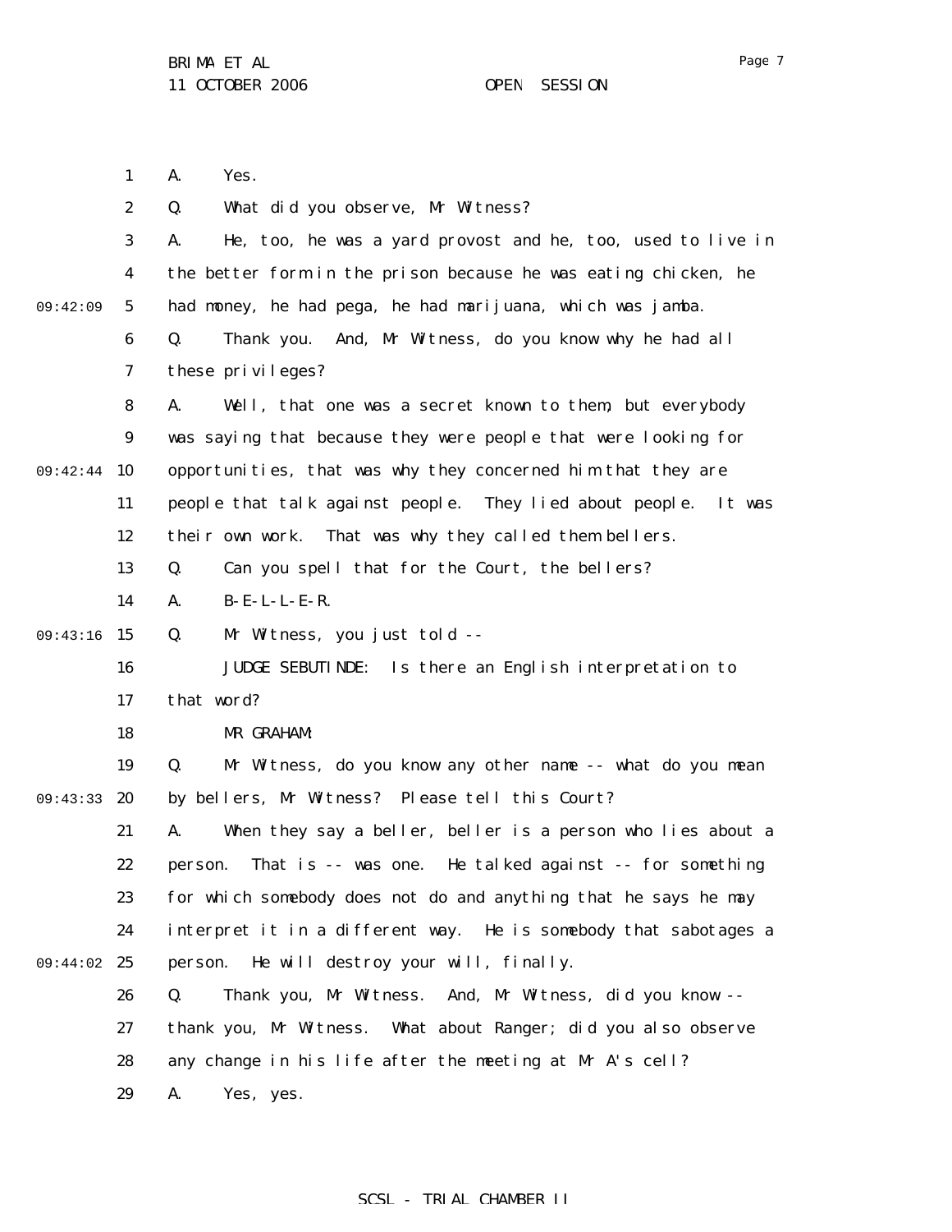A. Yes.

Q. What did you observe, Mr Witness?

A. He, too, he was a yard provost and he, too, used to live in the better form in the prison because he was eating chicken, he had money, he had pega, he had marijuana, which was jamba.

Q. Thank you. And, Mr Witness, do you know why he had all these privileges?

A. Well, that one was a secret known to them, but everybody was saying that because they were people that were looking for opportunities, that was why they concerned him that they are people that talk against people. They lied about people. It was their own work. That was why they called them bellers.

Q. Can you spell that for the Court, the bellers?

A. B-E-L-L-E-R.

Q. Mr Witness, you just told --

JUDGE SEBUTINDE: Is there an English interpretation to that word?

MR GRAHAM:

Q. Mr Witness, do you know any other name -- what do you mean by bellers, Mr Witness? Please tell this Court?

A. When they say a beller, beller is a person who lies about a person. That is -- was one. He talked against -- for something for which somebody does not do and anything that he says he may interpret it in a different way. He is somebody that sabotages a person. He will destroy your will, finally.

Q. Thank you, Mr Witness. And, Mr Witness, did you know -- thank you, Mr Witness. What about Ranger; did you also observe any change in his life after the meeting at Mr A's cell?

A. Yes, yes.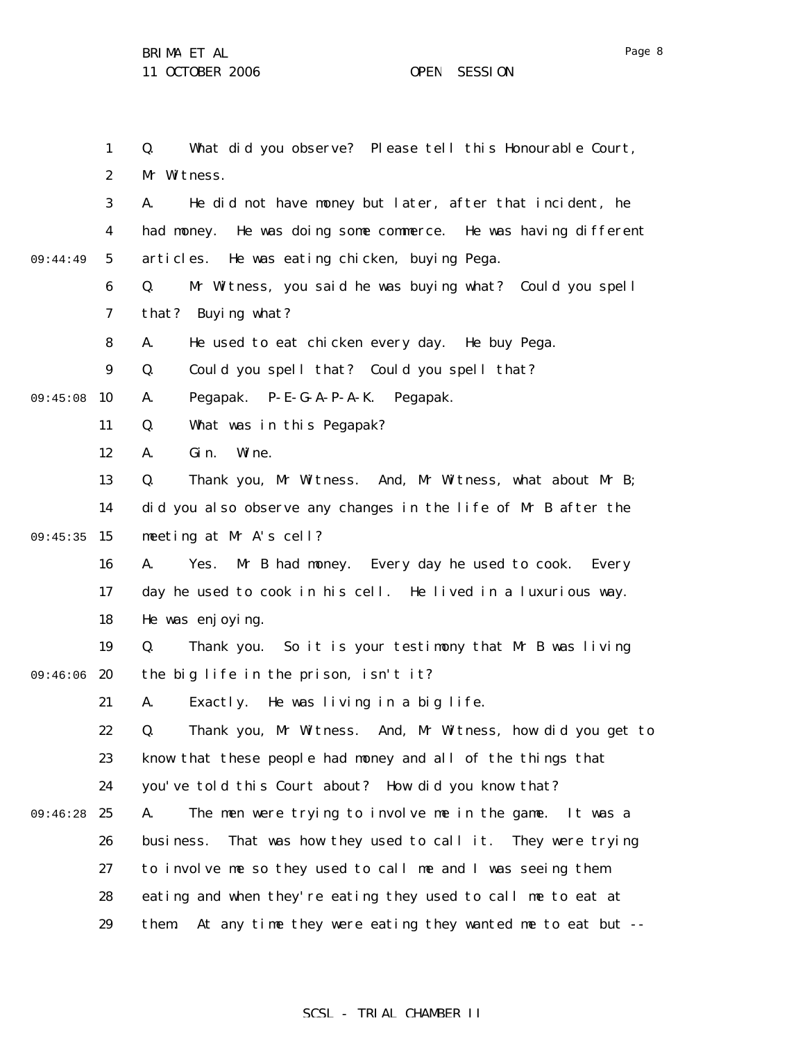Q. What did you observe? Please tell this Honourable Court, Mr Witness.

A. He did not have money but later, after that incident, he had money. He was doing some commerce. He was having different articles. He was eating chicken, buying Pega.

Q. Mr Witness, you said he was buying what? Could you spell that? Buying what?

A. He used to eat chicken every day. He buy Pega.

Q. Could you spell that? Could you spell that?

A. Pegapak. P-E-G-A-P-A-K. Pegapak.

Q. What was in this Pegapak?

A. Gin. Wine.

Q. Thank you, Mr Witness. And, Mr Witness, what about Mr B; did you also observe any changes in the life of Mr B after the meeting at Mr A's cell?

A. Yes. Mr B had money. Every day he used to cook. Every day he used to cook in his cell. He lived in a luxurious way. He was enjoying.

Q. Thank you. So it is your testimony that Mr B was living the big life in the prison, isn't it?

A. Exactly. He was living in a big life.

Q. Thank you, Mr Witness. And, Mr Witness, how did you get to know that these people had money and all of the things that you've told this Court about? How did you know that?

A. The men were trying to involve me in the game. It was a business. That was how they used to call it. They were trying to involve me so they used to call me and I was seeing them eating and when they're eating they used to call me to eat at them. At any time they were eating they wanted me to eat but --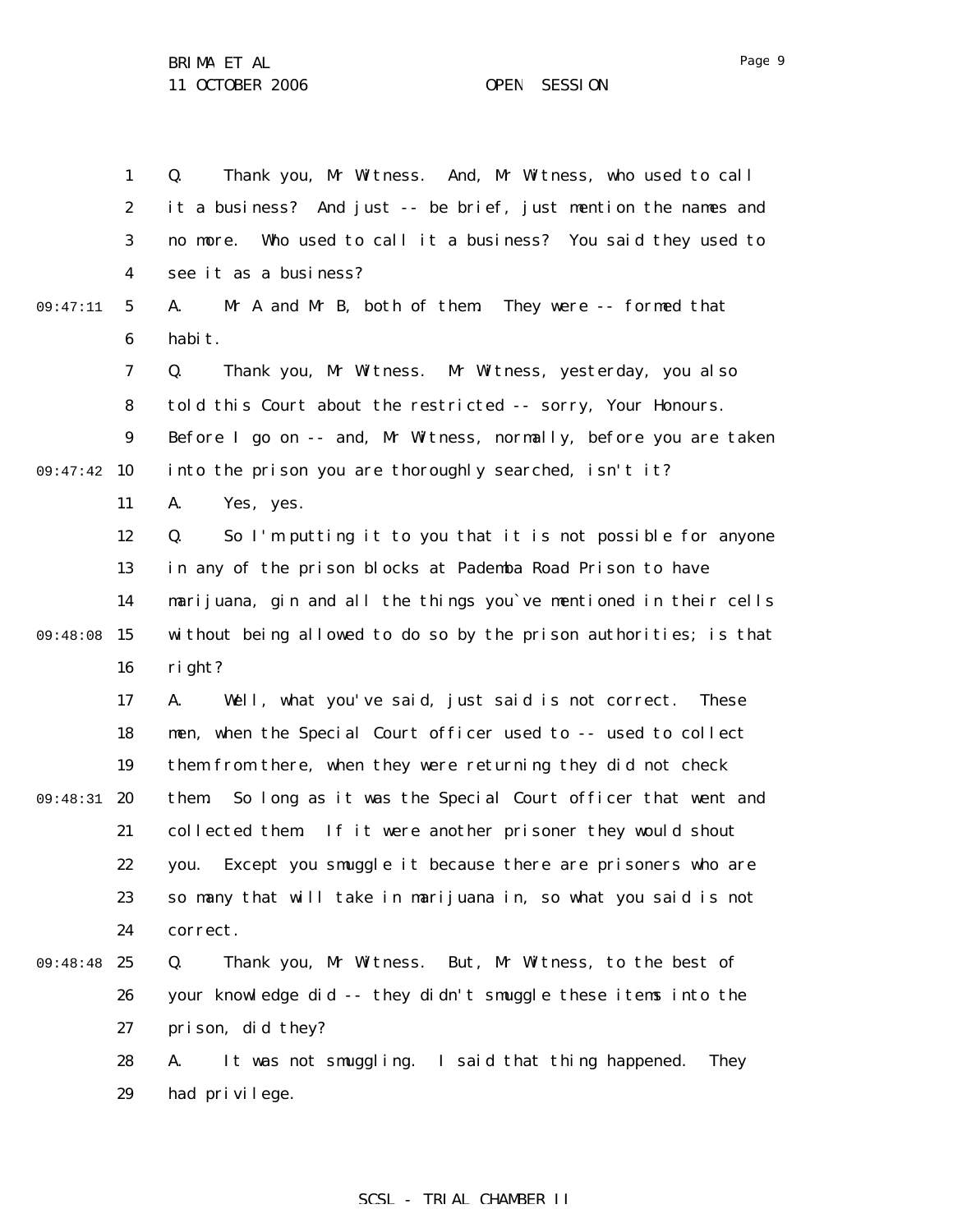Q. Thank you, Mr Witness. And, Mr Witness, who used to call it a business? And just -- be brief, just mention the names and no more. Who used to call it a business? You said they used to see it as a business?

A. Mr A and Mr B, both of them. They were -- formed that habit.

Q. Thank you, Mr Witness. Mr Witness, yesterday, you also told this Court about the restricted -- sorry, Your Honours. Before I go on -- and, Mr Witness, normally, before you are taken into the prison you are thoroughly searched, isn't it?

A. Yes, yes.

Q. So I'm putting it to you that it is not possible for anyone in any of the prison blocks at Pademba Road Prison to have marijuana, gin and all the things you`ve mentioned in their cells without being allowed to do so by the prison authorities; is that right?

A. Well, what you've said, just said is not correct. These men, when the Special Court officer used to -- used to collect them from there, when they were returning they did not check them. So long as it was the Special Court officer that went and collected them. If it were another prisoner they would shout you. Except you smuggle it because there are prisoners who are so many that will take in marijuana in, so what you said is not correct.

Q. Thank you, Mr Witness. But, Mr Witness, to the best of your knowledge did -- they didn't smuggle these items into the prison, did they?

A. It was not smuggling. I said that thing happened. They had privilege.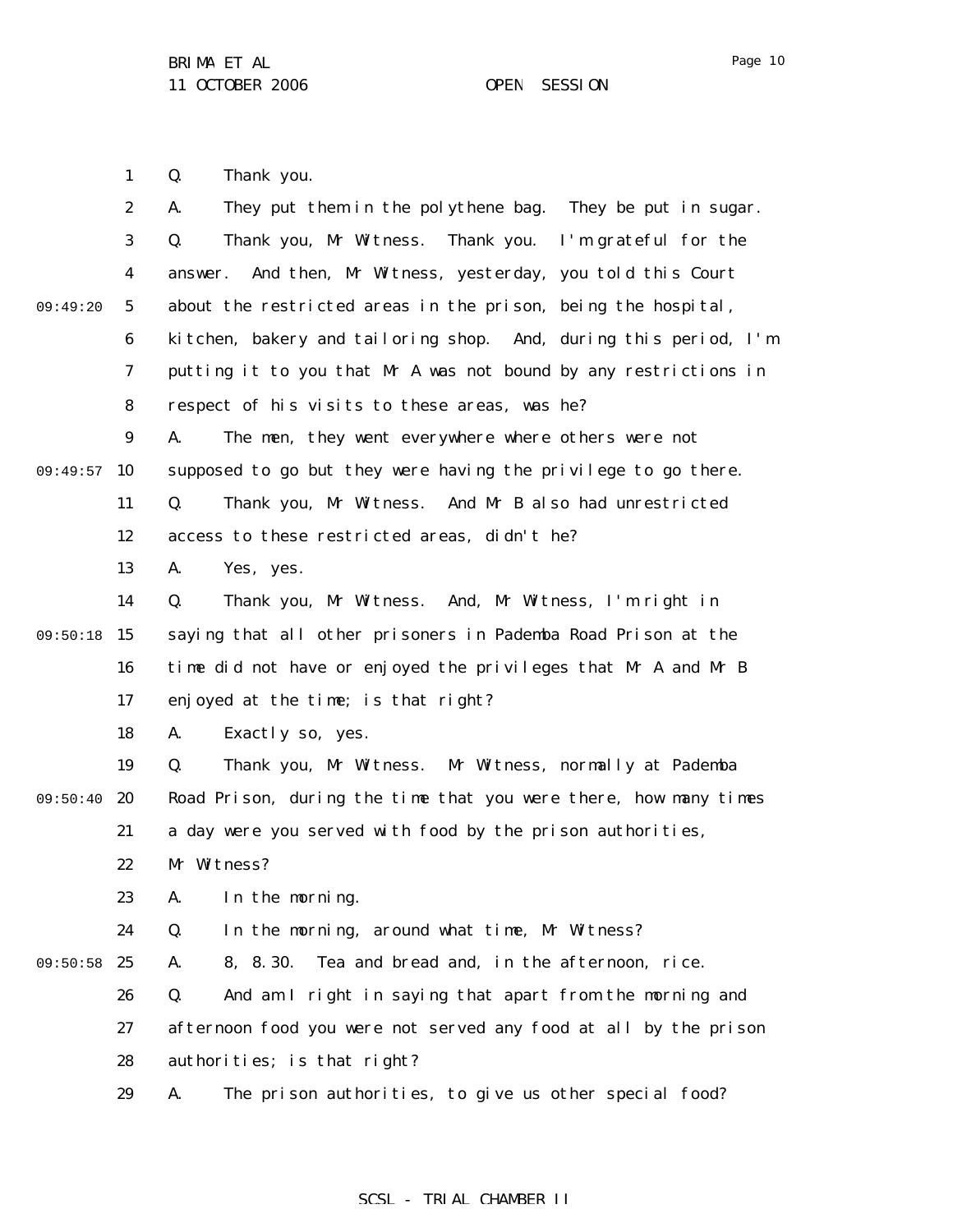Q. Thank you.

A. They put them in the polythene bag. They be put in sugar.

Q. Thank you, Mr Witness. Thank you. I'm grateful for the answer. And then, Mr Witness, yesterday, you told this Court about the restricted areas in the prison, being the hospital, kitchen, bakery and tailoring shop. And, during this period, I'm putting it to you that Mr A was not bound by any restrictions in respect of his visits to these areas, was he?

A. The men, they went everywhere where others were not supposed to go but they were having the privilege to go there.

Q. Thank you, Mr Witness. And Mr B also had unrestricted access to these restricted areas, didn't he?

A. Yes, yes.

Q. Thank you, Mr Witness. And, Mr Witness, I'm right in saying that all other prisoners in Pademba Road Prison at the time did not have or enjoyed the privileges that Mr A and Mr B enjoyed at the time; is that right?

A. Exactly so, yes.

Q. Thank you, Mr Witness. Mr Witness, normally at Pademba Road Prison, during the time that you were there, how many times a day were you served with food by the prison authorities, Mr Witness?

A. In the morning.

Q. In the morning, around what time, Mr Witness?

A. 8, 8.30. Tea and bread and, in the afternoon, rice.

Q. And am I right in saying that apart from the morning and afternoon food you were not served any food at all by the prison authorities; is that right?

A. The prison authorities, to give us other special food?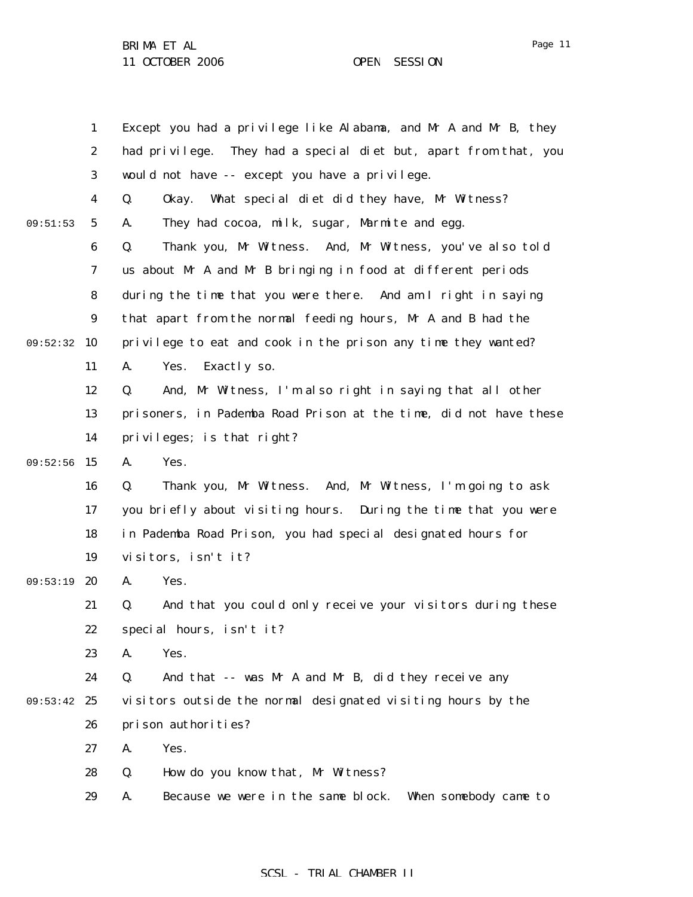Except you had a privilege like Alabama, and Mr A and Mr B, they had privilege. They had a special diet but, apart from that, you would not have -- except you have a privilege.

Q. Okay. What special diet did they have, Mr Witness?

A. They had cocoa, milk, sugar, Marmite and egg.

Q. Thank you, Mr Witness. And, Mr Witness, you've also told us about Mr A and Mr B bringing in food at different periods during the time that you were there. And am I right in saying that apart from the normal feeding hours, Mr A and B had the privilege to eat and cook in the prison any time they wanted?

A. Yes. Exactly so.

Q. And, Mr Witness, I'm also right in saying that all other prisoners, in Pademba Road Prison at the time, did not have these privileges; is that right?

A. Yes.

Q. Thank you, Mr Witness. And, Mr Witness, I'm going to ask you briefly about visiting hours. During the time that you were in Pademba Road Prison, you had special designated hours for visitors, isn't it?

A. Yes.

Q. And that you could only receive your visitors during these special hours, isn't it?

A. Yes.

Q. And that -- was Mr A and Mr B, did they receive any visitors outside the normal designated visiting hours by the prison authorities?

A. Yes.

Q. How do you know that, Mr Witness?

A. Because we were in the same block. When somebody came to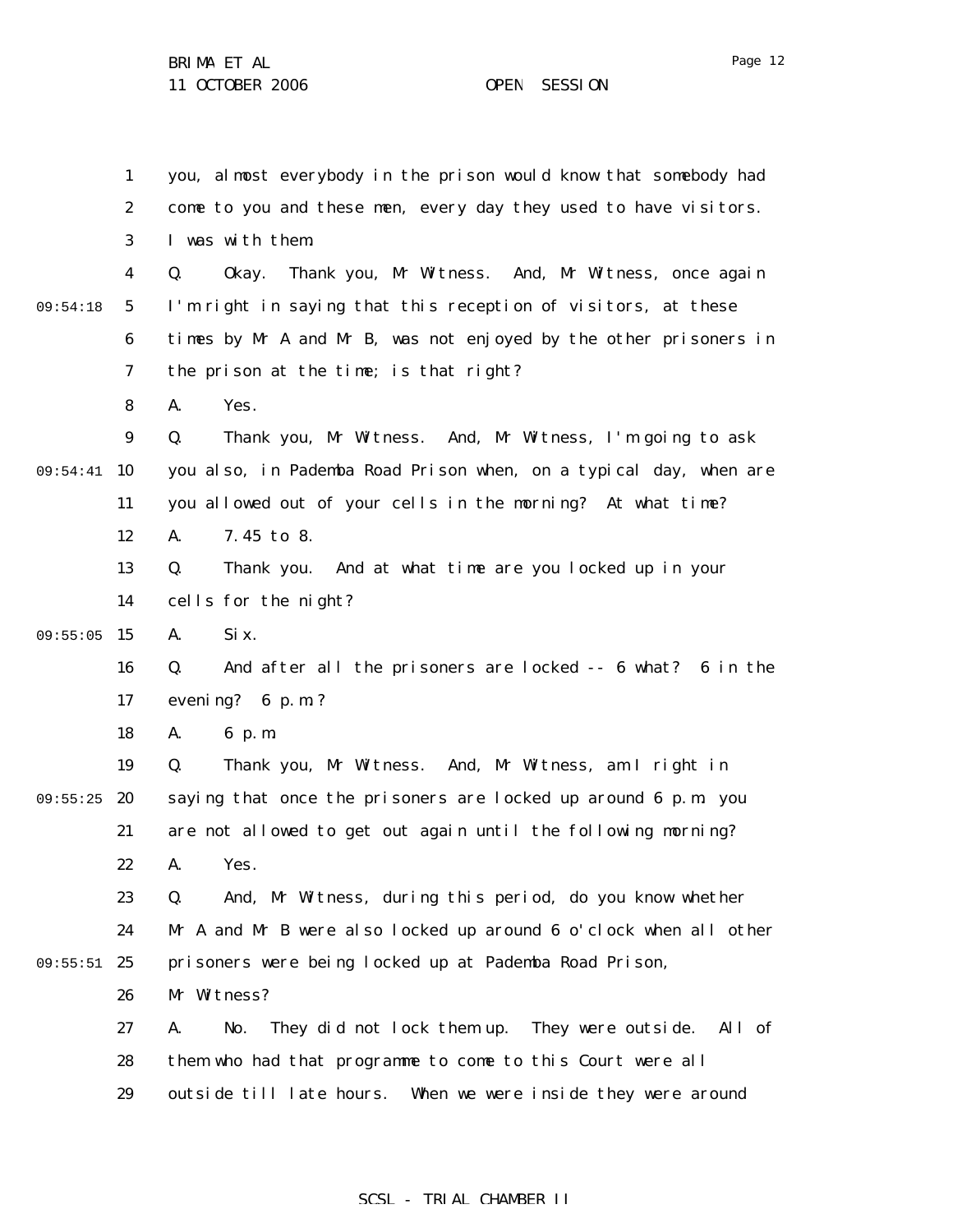you, almost everybody in the prison would know that somebody had come to you and these men, every day they used to have visitors. I was with them.

Q. Okay. Thank you, Mr Witness. And, Mr Witness, once again I'm right in saying that this reception of visitors, at these times by Mr A and Mr B, was not enjoyed by the other prisoners in the prison at the time; is that right?

A. Yes.

Q. Thank you, Mr Witness. And, Mr Witness, I'm going to ask you also, in Pademba Road Prison when, on a typical day, when are you allowed out of your cells in the morning? At what time?

A. 7.45 to 8.

Q. Thank you. And at what time are you locked up in your cells for the night?

A. Six.

Q. And after all the prisoners are locked -- 6 what? 6 in the evening? 6 p.m.?

A. 6 p.m.

Q. Thank you, Mr Witness. And, Mr Witness, am I right in saying that once the prisoners are locked up around 6 p.m. you are not allowed to get out again until the following morning?

A. Yes.

Q. And, Mr Witness, during this period, do you know whether Mr A and Mr B were also locked up around 6 o'clock when all other prisoners were being locked up at Pademba Road Prison, Mr Witness?

A. No. They did not lock them up. They were outside. All of them who had that programme to come to this Court were all outside till late hours. When we were inside they were around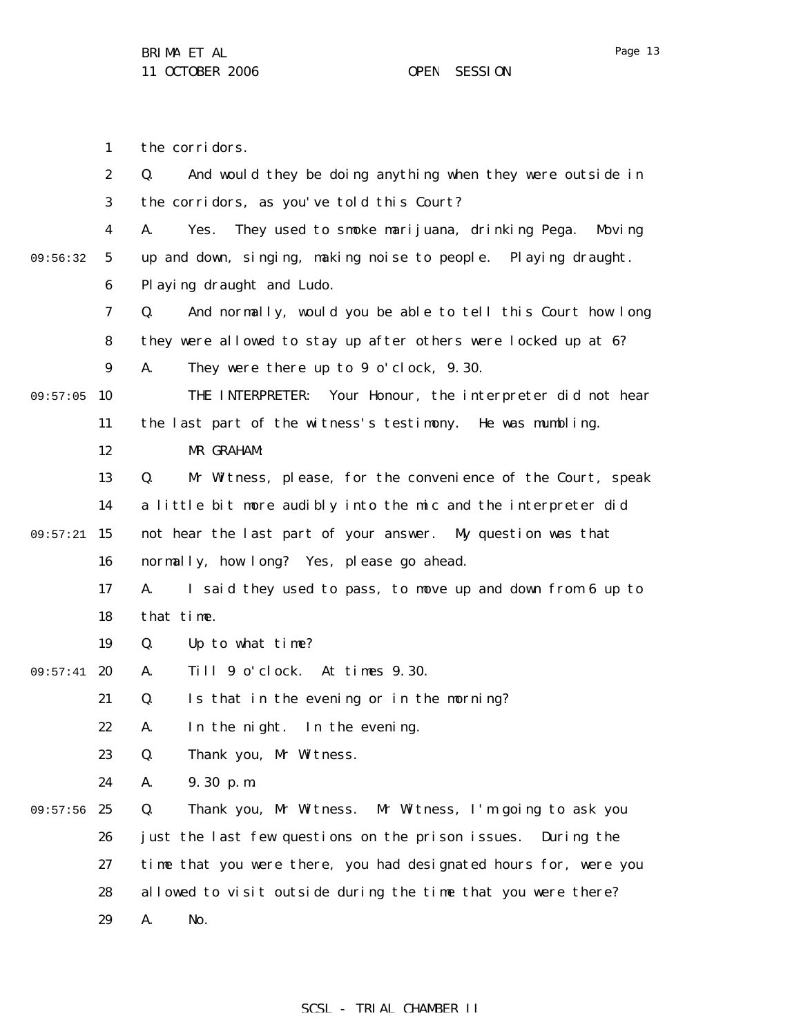the corridors.

Q. And would they be doing anything when they were outside in the corridors, as you've told this Court?

A. Yes. They used to smoke marijuana, drinking Pega. Moving up and down, singing, making noise to people. Playing draught. Playing draught and Ludo.

Q. And normally, would you be able to tell this Court how long they were allowed to stay up after others were locked up at 6?

A. They were there up to 9 o'clock, 9.30.

THE INTERPRETER: Your Honour, the interpreter did not hear the last part of the witness's testimony. He was mumbling.

MR GRAHAM:

Q. Mr Witness, please, for the convenience of the Court, speak a little bit more audibly into the mic and the interpreter did not hear the last part of your answer. My question was that normally, how long? Yes, please go ahead.

A. I said they used to pass, to move up and down from 6 up to that time.

Q. Up to what time?

A. Till 9 o'clock. At times 9.30.

Q. Is that in the evening or in the morning?

A. In the night. In the evening.

Q. Thank you, Mr Witness.

A. 9.30 p.m.

Q. Thank you, Mr Witness. Mr Witness, I'm going to ask you just the last few questions on the prison issues. During the time that you were there, you had designated hours for, were you allowed to visit outside during the time that you were there?

A. No.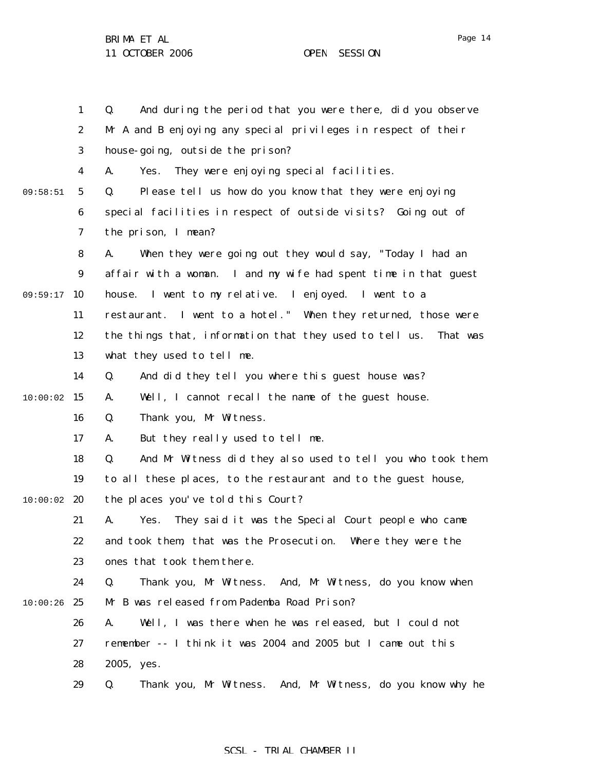Q. And during the period that you were there, did you observe Mr A and B enjoying any special privileges in respect of their house-going, outside the prison?

A. Yes. They were enjoying special facilities.

Q. Please tell us how do you know that they were enjoying special facilities in respect of outside visits? Going out of the prison, I mean?

A. When they were going out they would say, "Today I had an affair with a woman. I and my wife had spent time in that guest house. I went to my relative. I enjoyed. I went to a restaurant. I went to a hotel." When they returned, those were the things that, information that they used to tell us. That was what they used to tell me.

Q. And did they tell you where this guest house was?

A. Well, I cannot recall the name of the guest house.

Q. Thank you, Mr Witness.

A. But they really used to tell me.

Q. And Mr Witness did they also used to tell you who took them to all these places, to the restaurant and to the guest house, the places you've told this Court?

A. Yes. They said it was the Special Court people who came and took them, that was the Prosecution. Where they were the ones that took them there.

Q. Thank you, Mr Witness. And, Mr Witness, do you know when Mr B was released from Pademba Road Prison?

A. Well, I was there when he was released, but I could not remember -- I think it was 2004 and 2005 but I came out this 2005, yes.

Q. Thank you, Mr Witness. And, Mr Witness, do you know why he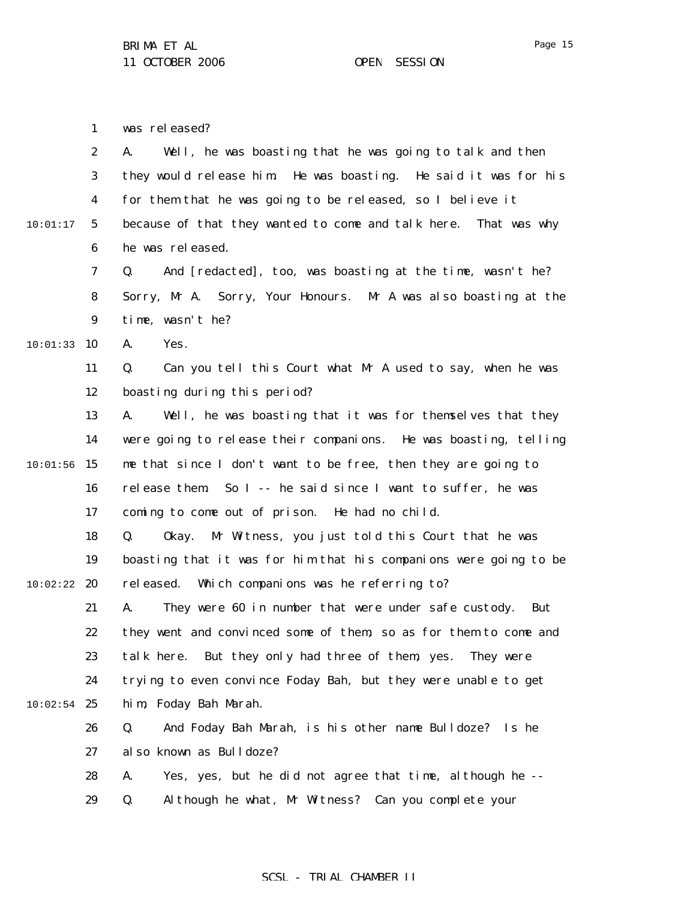was released?

A. Well, he was boasting that he was going to talk and then they would release him. He was boasting. He said it was for his for them that he was going to be released, so I believe it because of that they wanted to come and talk here. That was why he was released.

Q. And [redacted], too, was boasting at the time, wasn't he? Sorry, Mr A. Sorry, Your Honours. Mr A was also boasting at the time, wasn't he?

A. Yes.

Q. Can you tell this Court what Mr A used to say, when he was boasting during this period?

A. Well, he was boasting that it was for themselves that they were going to release their companions. He was boasting, telling me that since I don't want to be free, then they are going to release them. So I -- he said since I want to suffer, he was coming to come out of prison. He had no child.

Q. Okay. Mr Witness, you just told this Court that he was boasting that it was for him that his companions were going to be released. Which companions was he referring to?

A. They were 60 in number that were under safe custody. But they went and convinced some of them, so as for them to come and talk here. But they only had three of them, yes. They were trying to even convince Foday Bah, but they were unable to get him, Foday Bah Marah.

Q. And Foday Bah Marah, is his other name Bulldoze? Is he also known as Bulldoze?

A. Yes, yes, but he did not agree that time, although he --

Q. Although he what, Mr Witness? Can you complete your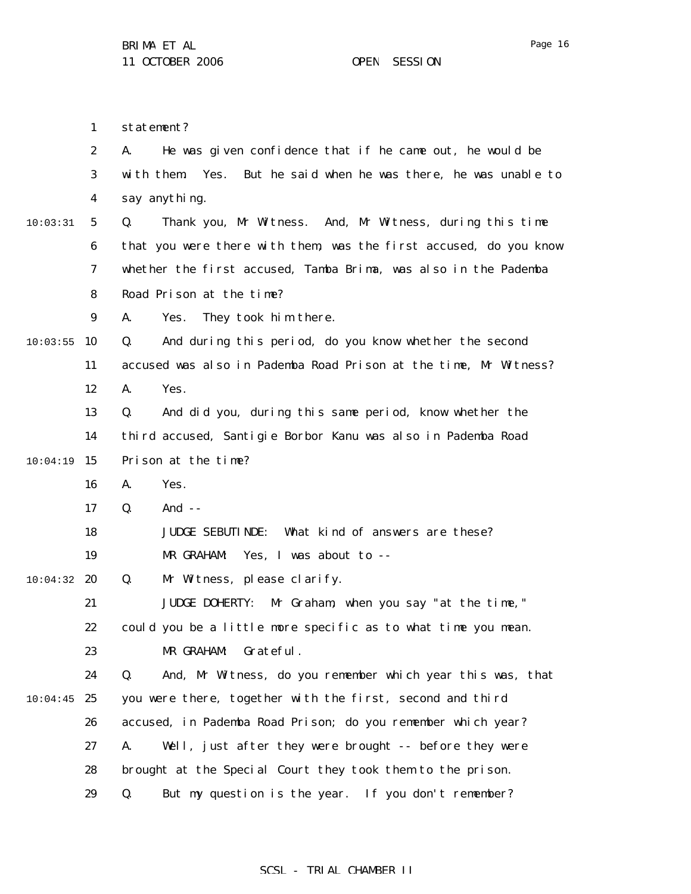statement?

A. He was given confidence that if he came out, he would be with them. Yes. But he said when he was there, he was unable to say anything.

Q. Thank you, Mr Witness. And, Mr Witness, during this time that you were there with them, was the first accused, do you know whether the first accused, Tamba Brima, was also in the Pademba Road Prison at the time?

A. Yes. They took him there.

Q. And during this period, do you know whether the second accused was also in Pademba Road Prison at the time, Mr Witness?

A. Yes.

Q. And did you, during this same period, know whether the third accused, Santigie Borbor Kanu was also in Pademba Road Prison at the time?

A. Yes.

Q. And --

JUDGE SEBUTINDE: What kind of answers are these?

MR GRAHAM: Yes, I was about to --

Q. Mr Witness, please clarify.

JUDGE DOHERTY: Mr Graham, when you say "at the time," could you be a little more specific as to what time you mean.

MR GRAHAM: Grateful.

Q. And, Mr Witness, do you remember which year this was, that you were there, together with the first, second and third accused, in Pademba Road Prison; do you remember which year?

A. Well, just after they were brought -- before they were brought at the Special Court they took them to the prison.

Q. But my question is the year. If you don't remember?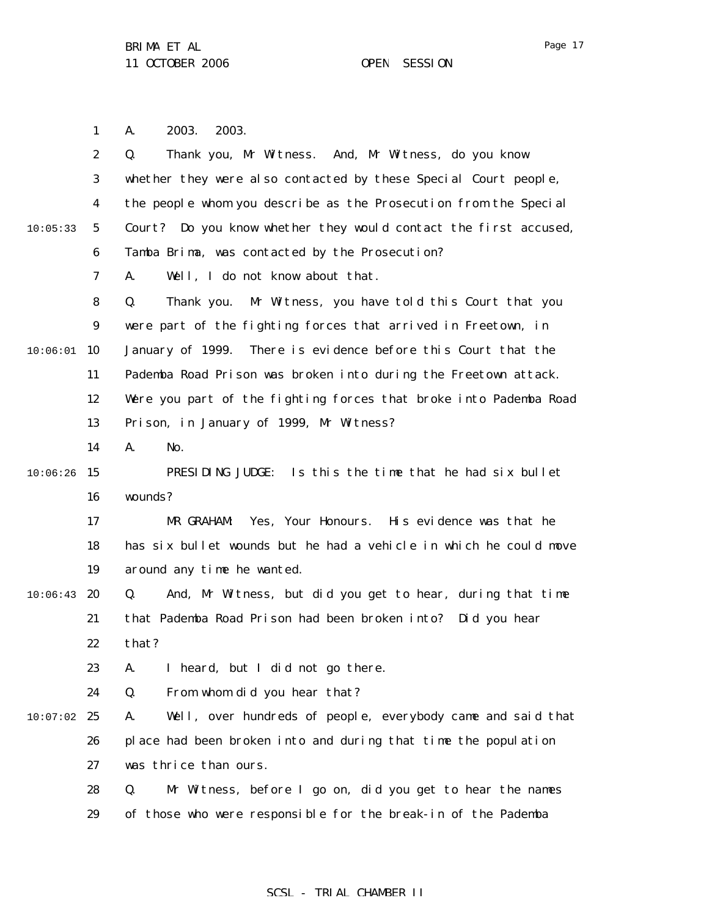A. 2003. 2003.

Q. Thank you, Mr Witness. And, Mr Witness, do you know whether they were also contacted by these Special Court people, the people whom you describe as the Prosecution from the Special Court? Do you know whether they would contact the first accused, Tamba Brima, was contacted by the Prosecution?

A. Well, I do not know about that.

Q. Thank you. Mr Witness, you have told this Court that you were part of the fighting forces that arrived in Freetown, in January of 1999. There is evidence before this Court that the Pademba Road Prison was broken into during the Freetown attack. Were you part of the fighting forces that broke into Pademba Road Prison, in January of 1999, Mr Witness?

A. No.

PRESIDING JUDGE: Is this the time that he had six bullet wounds?

MR GRAHAM: Yes, Your Honours. His evidence was that he has six bullet wounds but he had a vehicle in which he could move around any time he wanted.

Q. And, Mr Witness, but did you get to hear, during that time that Pademba Road Prison had been broken into? Did you hear that?

A. I heard, but I did not go there.

Q. From whom did you hear that?

A. Well, over hundreds of people, everybody came and said that place had been broken into and during that time the population was thrice than ours.

Q. Mr Witness, before I go on, did you get to hear the names of those who were responsible for the break-in of the Pademba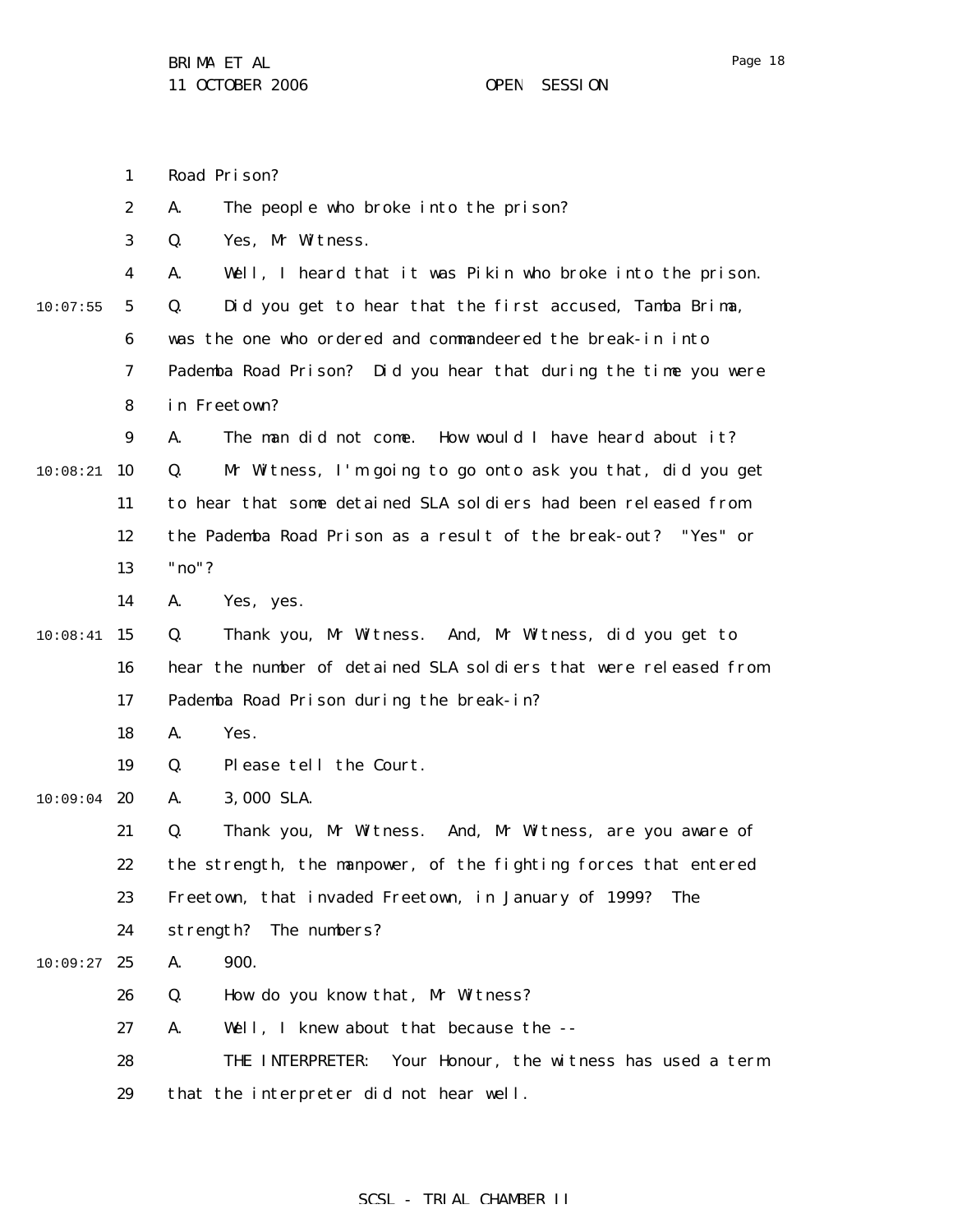Road Prison?

A. The people who broke into the prison?

Q. Yes, Mr Witness.

A. Well, I heard that it was Pikin who broke into the prison.

Q. Did you get to hear that the first accused, Tamba Brima, was the one who ordered and commandeered the break-in into Pademba Road Prison? Did you hear that during the time you were in Freetown?

A. The man did not come. How would I have heard about it?

Q. Mr Witness, I'm going to go onto ask you that, did you get to hear that some detained SLA soldiers had been released from the Pademba Road Prison as a result of the break-out? "Yes" or "no"?

A. Yes, yes.

Q. Thank you, Mr Witness. And, Mr Witness, did you get to hear the number of detained SLA soldiers that were released from Pademba Road Prison during the break-in?

A. Yes.

Q. Please tell the Court.

A. 3,000 SLA.

Q. Thank you, Mr Witness. And, Mr Witness, are you aware of the strength, the manpower, of the fighting forces that entered Freetown, that invaded Freetown, in January of 1999? The strength? The numbers?

A. 900.

Q. How do you know that, Mr Witness?

A. Well, I knew about that because the --

THE INTERPRETER: Your Honour, the witness has used a term that the interpreter did not hear well.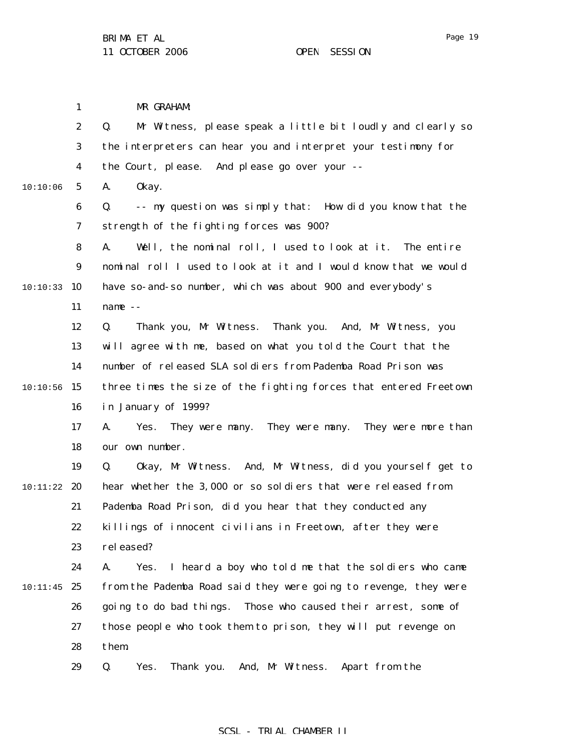MR GRAHAM:

Q. Mr Witness, please speak a little bit loudly and clearly so the interpreters can hear you and interpret your testimony for the Court, please. And please go over your --

A. Okay.

Q. -- my question was simply that: How did you know that the strength of the fighting forces was 900?

A. Well, the nominal roll, I used to look at it. The entire nominal roll I used to look at it and I would know that we would have so-and-so number, which was about 900 and everybody's name --

Q. Thank you, Mr Witness. Thank you. And, Mr Witness, you will agree with me, based on what you told the Court that the number of released SLA soldiers from Pademba Road Prison was three times the size of the fighting forces that entered Freetown in January of 1999?

A. Yes. They were many. They were many. They were more than our own number.

Q. Okay, Mr Witness. And, Mr Witness, did you yourself get to hear whether the 3,000 or so soldiers that were released from Pademba Road Prison, did you hear that they conducted any killings of innocent civilians in Freetown, after they were released?

A. Yes. I heard a boy who told me that the soldiers who came from the Pademba Road said they were going to revenge, they were going to do bad things. Those who caused their arrest, some of those people who took them to prison, they will put revenge on them.

Q. Yes. Thank you. And, Mr Witness. Apart from the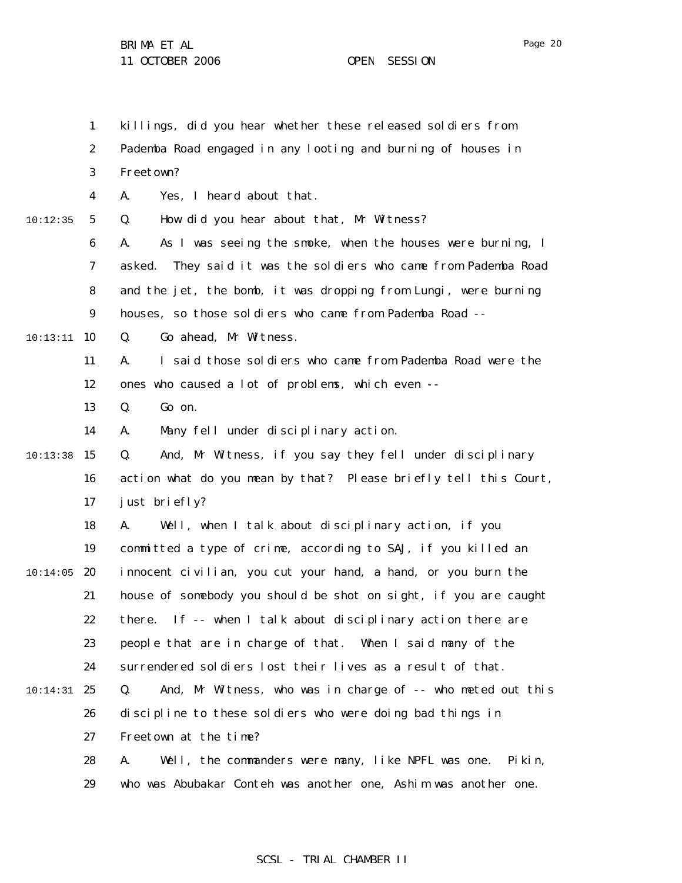killings, did you hear whether these released soldiers from Pademba Road engaged in any looting and burning of houses in Freetown?

A. Yes, I heard about that.

Q. How did you hear about that, Mr Witness?

A. As I was seeing the smoke, when the houses were burning, I asked. They said it was the soldiers who came from Pademba Road and the jet, the bomb, it was dropping from Lungi, were burning houses, so those soldiers who came from Pademba Road --

Q. Go ahead, Mr Witness.

A. I said those soldiers who came from Pademba Road were the ones who caused a lot of problems, which even --

Q. Go on.

A. Many fell under disciplinary action.

Q. And, Mr Witness, if you say they fell under disciplinary action what do you mean by that? Please briefly tell this Court, just briefly?

A. Well, when I talk about disciplinary action, if you committed a type of crime, according to SAJ, if you killed an innocent civilian, you cut your hand, a hand, or you burn the house of somebody you should be shot on sight, if you are caught there. If -- when I talk about disciplinary action there are people that are in charge of that. When I said many of the surrendered soldiers lost their lives as a result of that.

Q. And, Mr Witness, who was in charge of -- who meted out this discipline to these soldiers who were doing bad things in Freetown at the time?

A. Well, the commanders were many, like NPFL was one. Pikin, who was Abubakar Conteh was another one, Ashim was another one.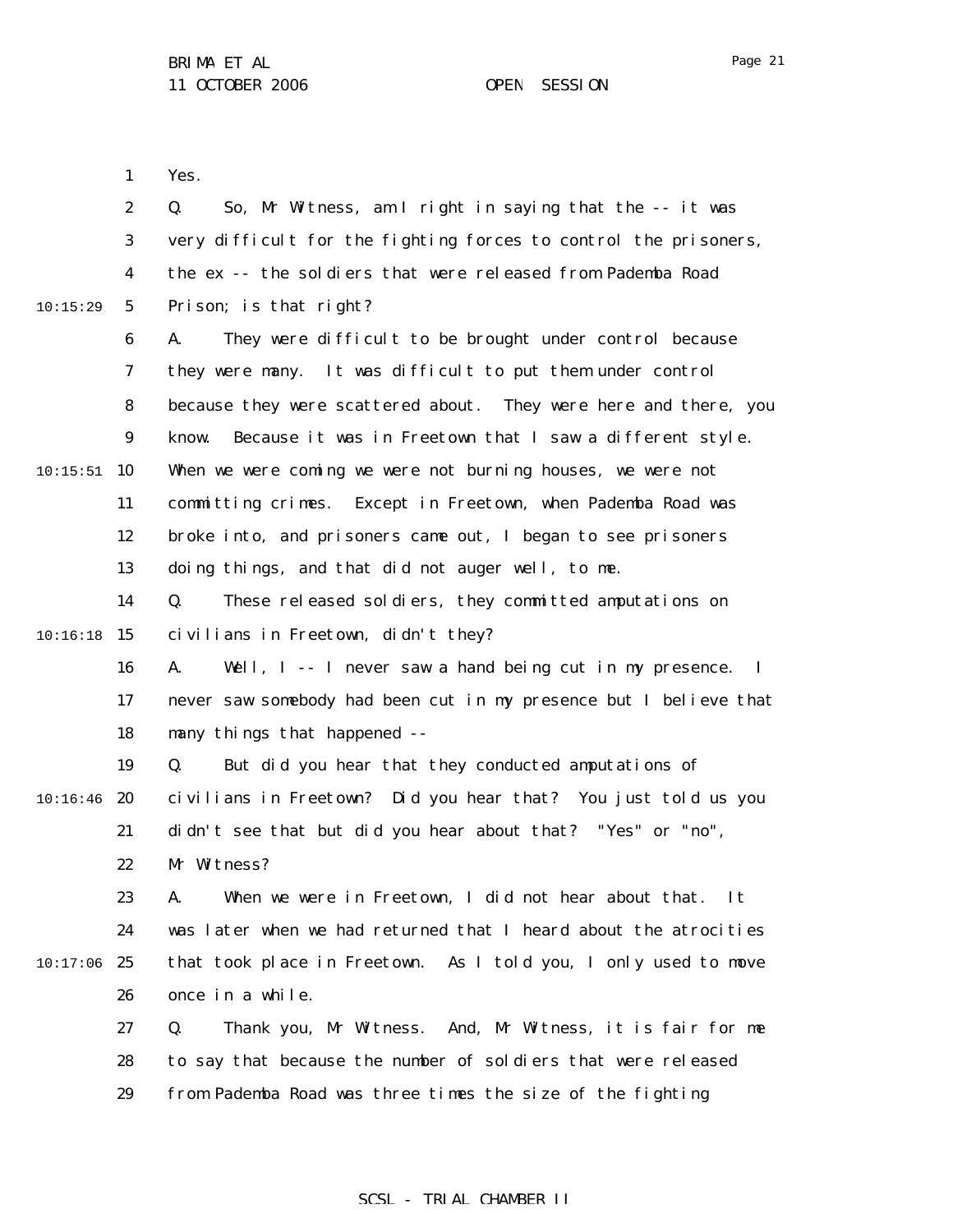Yes.

Q. So, Mr Witness, am I right in saying that the -- it was very difficult for the fighting forces to control the prisoners, the ex -- the soldiers that were released from Pademba Road Prison; is that right?

A. They were difficult to be brought under control because they were many. It was difficult to put them under control because they were scattered about. They were here and there, you know. Because it was in Freetown that I saw a different style. When we were coming we were not burning houses, we were not committing crimes. Except in Freetown, when Pademba Road was broke into, and prisoners came out, I began to see prisoners doing things, and that did not auger well, to me.

Q. These released soldiers, they committed amputations on civilians in Freetown, didn't they?

A. Well, I -- I never saw a hand being cut in my presence. I never saw somebody had been cut in my presence but I believe that many things that happened --

Q. But did you hear that they conducted amputations of civilians in Freetown? Did you hear that? You just told us you didn't see that but did you hear about that? "Yes" or "no", Mr Witness?

A. When we were in Freetown, I did not hear about that. It was later when we had returned that I heard about the atrocities that took place in Freetown. As I told you, I only used to move once in a while.

Q. Thank you, Mr Witness. And, Mr Witness, it is fair for me to say that because the number of soldiers that were released from Pademba Road was three times the size of the fighting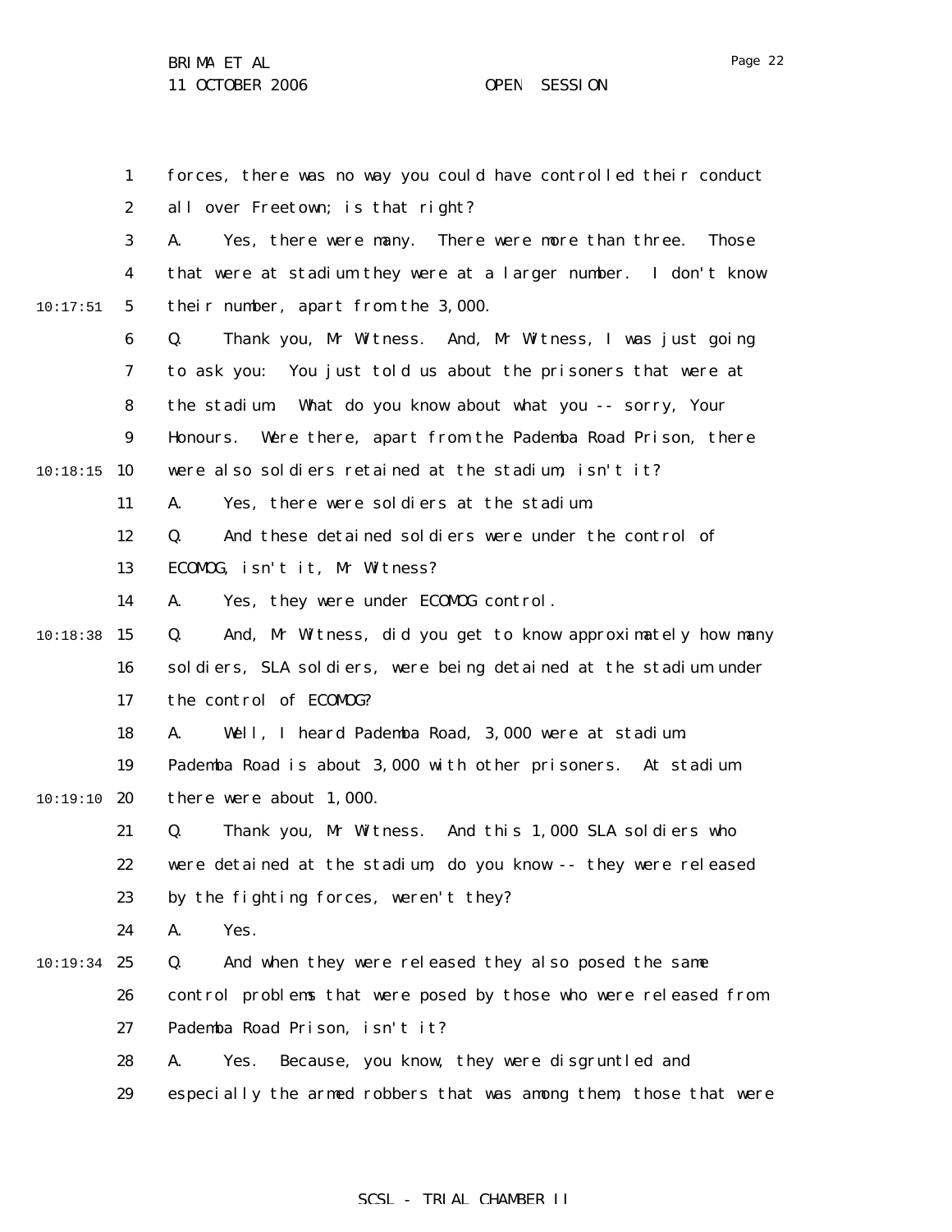forces, there was no way you could have controlled their conduct all over Freetown; is that right?

A. Yes, there were many. There were more than three. Those that were at stadium they were at a larger number. I don't know their number, apart from the 3,000.

Q. Thank you, Mr Witness. And, Mr Witness, I was just going to ask you: You just told us about the prisoners that were at the stadium. What do you know about what you -- sorry, Your Honours. Were there, apart from the Pademba Road Prison, there were also soldiers retained at the stadium, isn't it?

A. Yes, there were soldiers at the stadium.

Q. And these detained soldiers were under the control of ECOMOG, isn't it, Mr Witness?

A. Yes, they were under ECOMOG control.

Q. And, Mr Witness, did you get to know approximately how many soldiers, SLA soldiers, were being detained at the stadium under the control of ECOMOG?

A. Well, I heard Pademba Road, 3,000 were at stadium. Pademba Road is about 3,000 with other prisoners. At stadium there were about 1,000.

Q. Thank you, Mr Witness. And this 1,000 SLA soldiers who were detained at the stadium, do you know -- they were released by the fighting forces, weren't they?

A. Yes.

Q. And when they were released they also posed the same control problems that were posed by those who were released from Pademba Road Prison, isn't it?

A. Yes. Because, you know, they were disgruntled and especially the armed robbers that was among them, those that were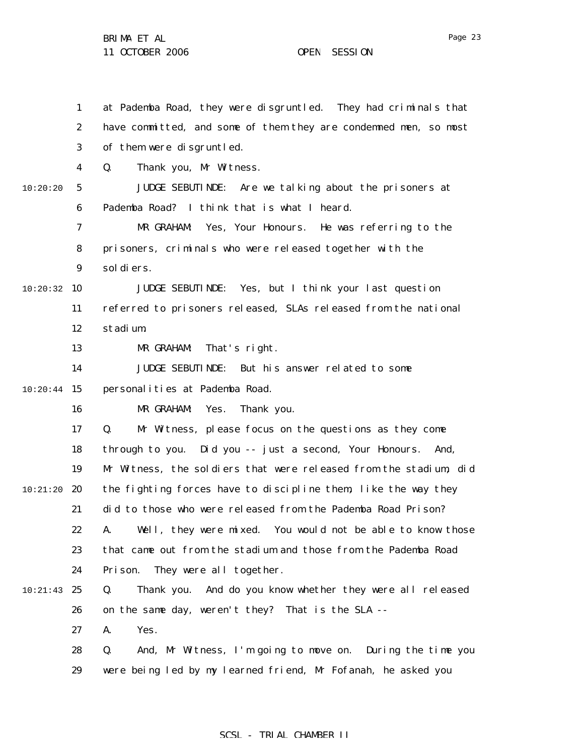at Pademba Road, they were disgruntled. They had criminals that have committed, and some of them they are condemned men, so most of them were disgruntled.

Q. Thank you, Mr Witness.

JUDGE SEBUTINDE: Are we talking about the prisoners at Pademba Road? I think that is what I heard.

MR GRAHAM: Yes, Your Honours. He was referring to the prisoners, criminals who were released together with the soldiers.

JUDGE SEBUTINDE: Yes, but I think your last question referred to prisoners released, SLAs released from the national stadium.

MR GRAHAM: That's right.

JUDGE SEBUTINDE: But his answer related to some personalities at Pademba Road.

MR GRAHAM: Yes. Thank you.

Q. Mr Witness, please focus on the questions as they come through to you. Did you -- just a second, Your Honours. And, Mr Witness, the soldiers that were released from the stadium, did the fighting forces have to discipline them, like the way they did to those who were released from the Pademba Road Prison?

A. Well, they were mixed. You would not be able to know those that came out from the stadium and those from the Pademba Road Prison. They were all together.

Q. Thank you. And do you know whether they were all released on the same day, weren't they? That is the SLA --

A. Yes.

Q. And, Mr Witness, I'm going to move on. During the time you were being led by my learned friend, Mr Fofanah, he asked you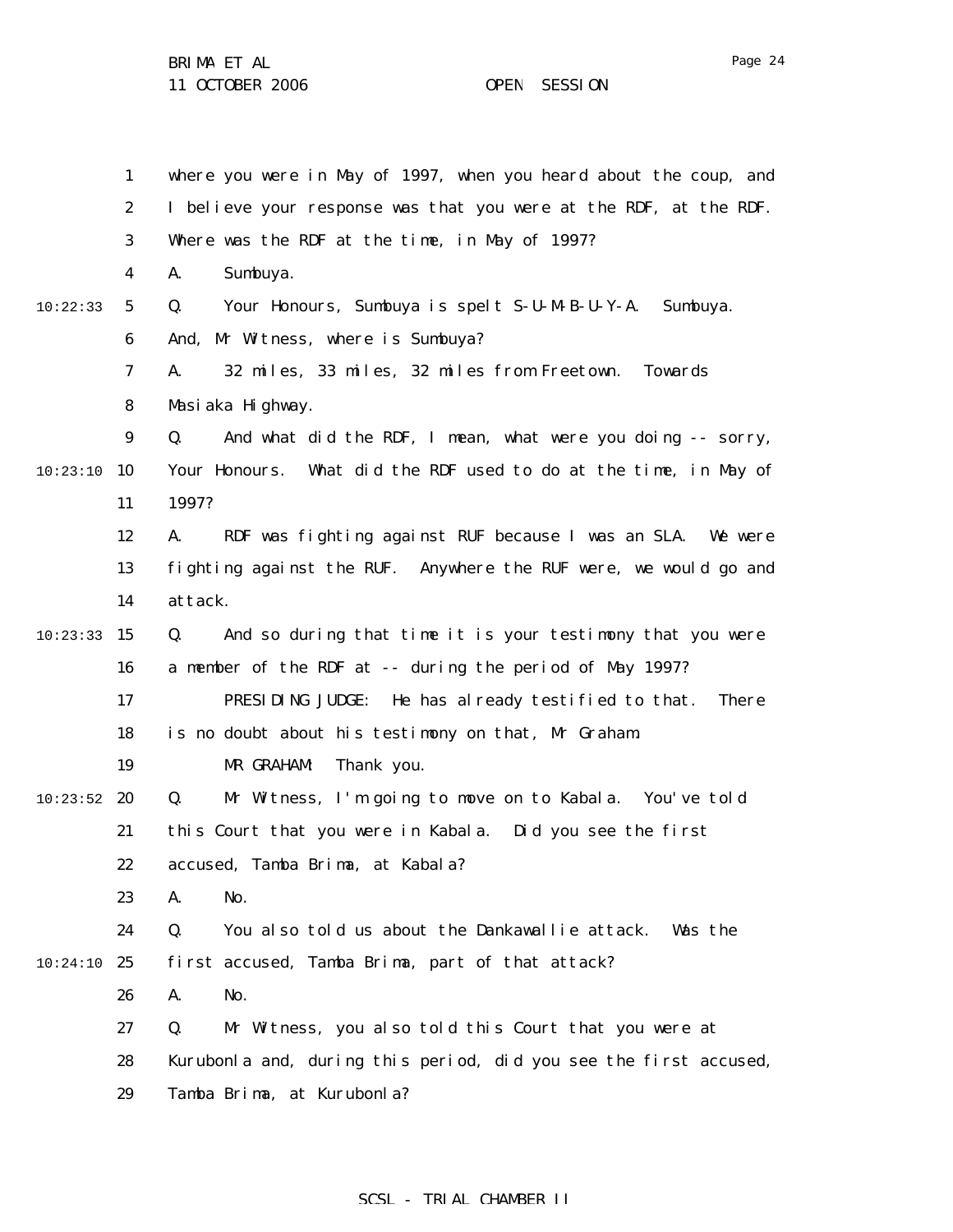where you were in May of 1997, when you heard about the coup, and I believe your response was that you were at the RDF, at the RDF. Where was the RDF at the time, in May of 1997?

A. Sumbuya.

Q. Your Honours, Sumbuya is spelt S-U-M-B-U-Y-A. Sumbuya. And, Mr Witness, where is Sumbuya?

A. 32 miles, 33 miles, 32 miles from Freetown. Towards Masiaka Highway.

Q. And what did the RDF, I mean, what were you doing -- sorry, Your Honours. What did the RDF used to do at the time, in May of 1997?

A. RDF was fighting against RUF because I was an SLA. We were fighting against the RUF. Anywhere the RUF were, we would go and attack.

Q. And so during that time it is your testimony that you were a member of the RDF at -- during the period of May 1997?

PRESIDING JUDGE: He has already testified to that. There is no doubt about his testimony on that, Mr Graham.

MR GRAHAM: Thank you.

Q. Mr Witness, I'm going to move on to Kabala. You've told this Court that you were in Kabala. Did you see the first accused, Tamba Brima, at Kabala?

A. No.

Q. You also told us about the Dankawallie attack. Was the first accused, Tamba Brima, part of that attack?

A. No.

Q. Mr Witness, you also told this Court that you were at Kurubonla and, during this period, did you see the first accused, Tamba Brima, at Kurubonla?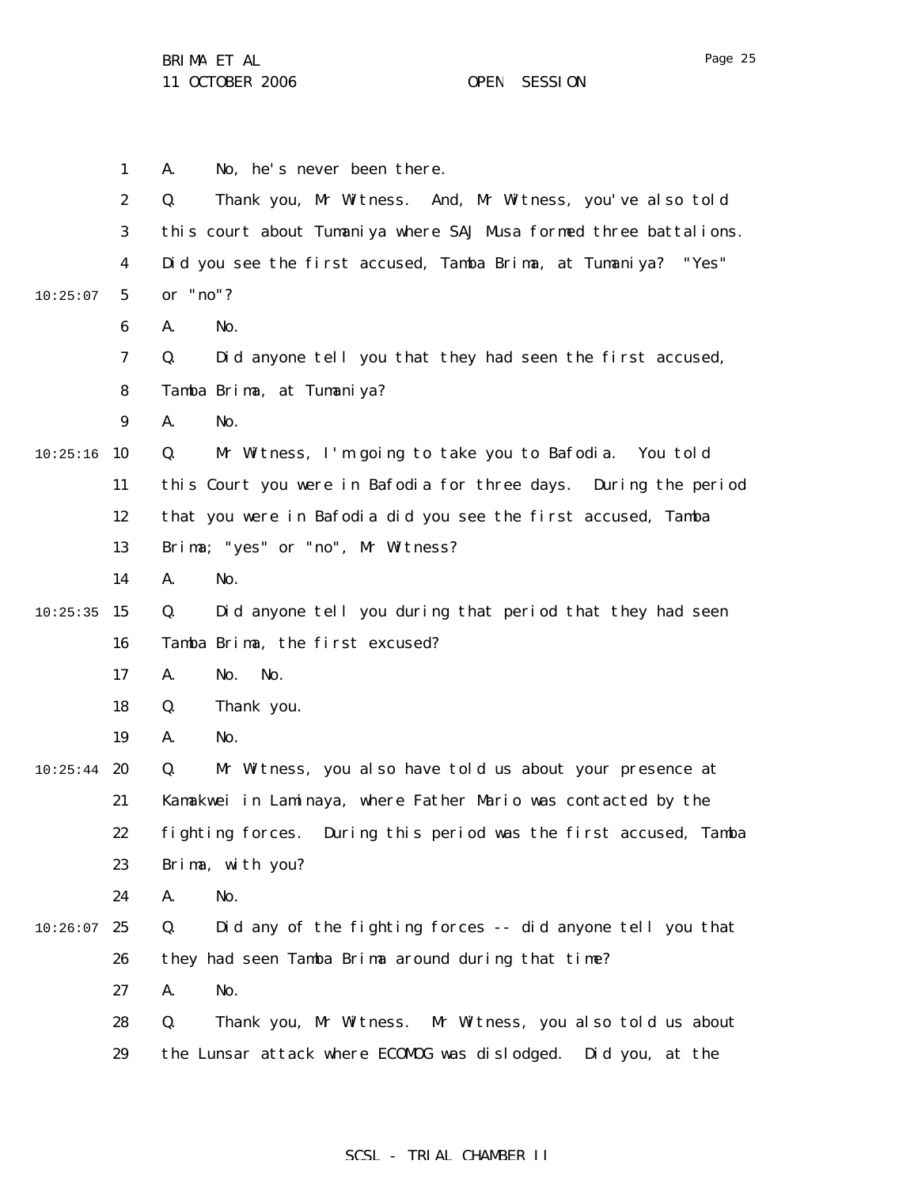1 A. No, he's never been there.

2 Q. Thank you, Mr Witness. And, Mr Witness, you've also told

3 this court about Tumaniya where SAJ Musa formed three battalions.

4 Did you see the first accused, Tamba Brima, at Tumaniya? "Yes"

10:25:07 5 or "no"?

6 A. No.

7 Q. Did anyone tell you that they had seen the first accused,

8 Tamba Brima, at Tumaniya?

9 A. No.

10:25:16 10 Q. Mr Witness, I'm going to take you to Bafodia. You told

11 this Court you were in Bafodia for three days. During the period

12 that you were in Bafodia did you see the first accused, Tamba

13 Brima; "yes" or "no", Mr Witness?

14 A. No.

10:25:35 15 Q. Did anyone tell you during that period that they had seen

16 Tamba Brima, the first excused?

17 A. No. No.

18 Q. Thank you.

19 A. No.

10:25:44 20 Q. Mr Witness, you also have told us about your presence at

21 Kamakwei in Laminaya, where Father Mario was contacted by the

22 fighting forces. During this period was the first accused, Tamba

23 Brima, with you?

24 A. No.

10:26:07 25 Q. Did any of the fighting forces -- did anyone tell you that

26 they had seen Tamba Brima around during that time?

27 A. No.

28 Q. Thank you, Mr Witness. Mr Witness, you also told us about

29 the Lunsar attack where ECOMOG was dislodged. Did you, at the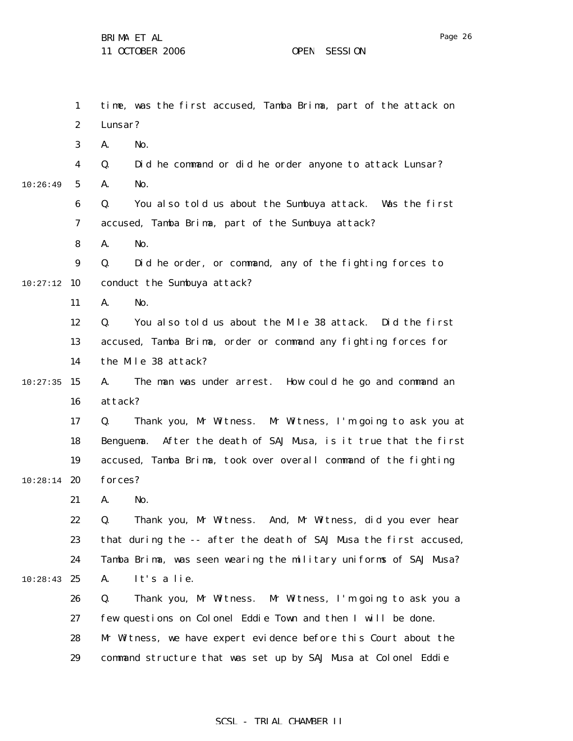time, was the first accused, Tamba Brima, part of the attack on Lunsar?

A. No.

Q. Did he command or did he order anyone to attack Lunsar?

A. No.

Q. You also told us about the Sumbuya attack. Was the first accused, Tamba Brima, part of the Sumbuya attack?

A. No.

Q. Did he order, or command, any of the fighting forces to conduct the Sumbuya attack?

A. No.

Q. You also told us about the Mile 38 attack. Did the first accused, Tamba Brima, order or command any fighting forces for the Mile 38 attack?

A. The man was under arrest. How could he go and command an attack?

Q. Thank you, Mr Witness. Mr Witness, I'm going to ask you at Benguema. After the death of SAJ Musa, is it true that the first accused, Tamba Brima, took over overall command of the fighting forces?

A. No.

Q. Thank you, Mr Witness. And, Mr Witness, did you ever hear that during the -- after the death of SAJ Musa the first accused, Tamba Brima, was seen wearing the military uniforms of SAJ Musa?

A. It's a lie.

Q. Thank you, Mr Witness. Mr Witness, I'm going to ask you a few questions on Colonel Eddie Town and then I will be done. Mr Witness, we have expert evidence before this Court about the command structure that was set up by SAJ Musa at Colonel Eddie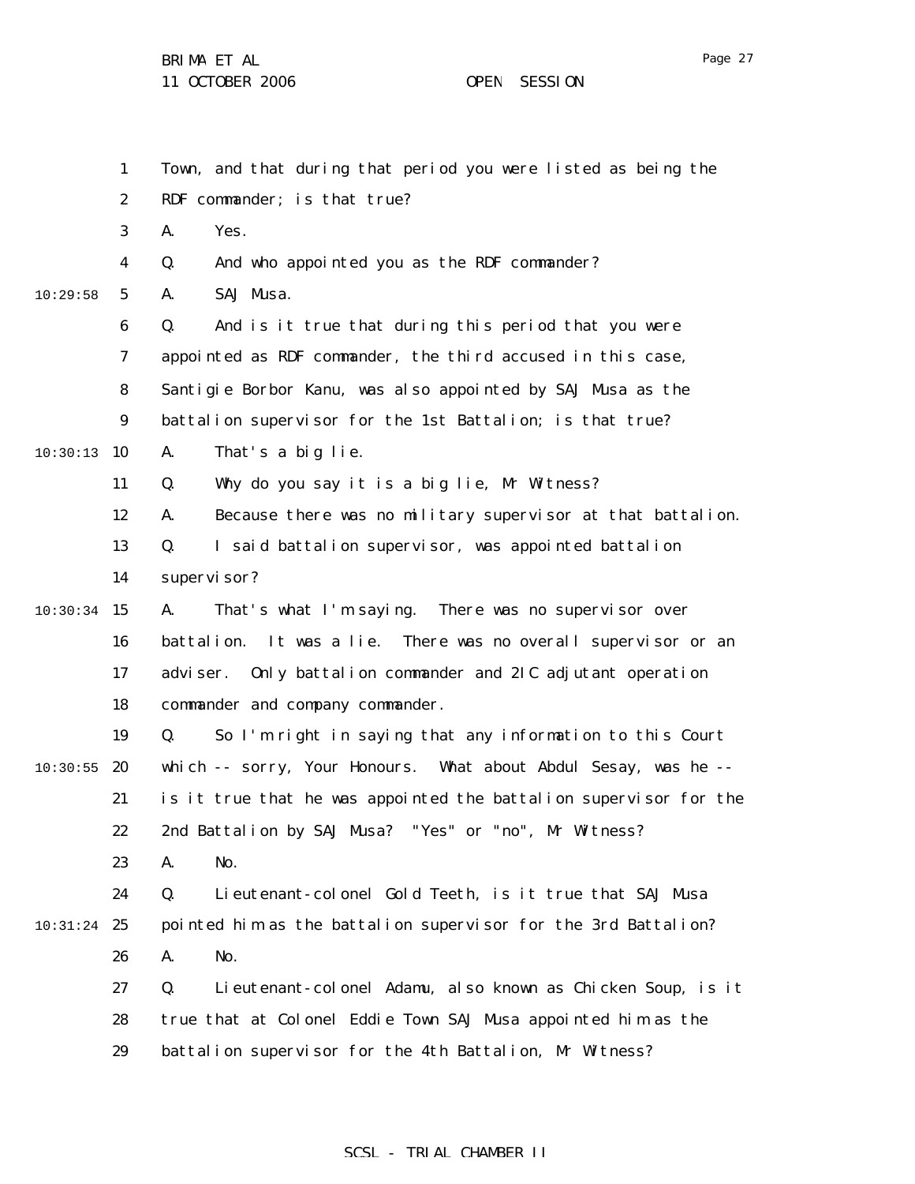Town, and that during that period you were listed as being the RDF commander; is that true?

A. Yes.

Q. And who appointed you as the RDF commander?

A. SAJ Musa.

Q. And is it true that during this period that you were appointed as RDF commander, the third accused in this case, Santigie Borbor Kanu, was also appointed by SAJ Musa as the battalion supervisor for the 1st Battalion; is that true?

A. That's a big lie.

Q. Why do you say it is a big lie, Mr Witness?

A. Because there was no military supervisor at that battalion.

Q. I said battalion supervisor, was appointed battalion supervisor?

A. That's what I'm saying. There was no supervisor over battalion. It was a lie. There was no overall supervisor or an adviser. Only battalion commander and 2IC adjutant operation commander and company commander.

Q. So I'm right in saying that any information to this Court which -- sorry, Your Honours. What about Abdul Sesay, was he -- is it true that he was appointed the battalion supervisor for the 2nd Battalion by SAJ Musa? "Yes" or "no", Mr Witness?

A. No.

Q. Lieutenant-colonel Gold Teeth, is it true that SAJ Musa pointed him as the battalion supervisor for the 3rd Battalion?

A. No.

Q. Lieutenant-colonel Adamu, also known as Chicken Soup, is it true that at Colonel Eddie Town SAJ Musa appointed him as the battalion supervisor for the 4th Battalion, Mr Witness?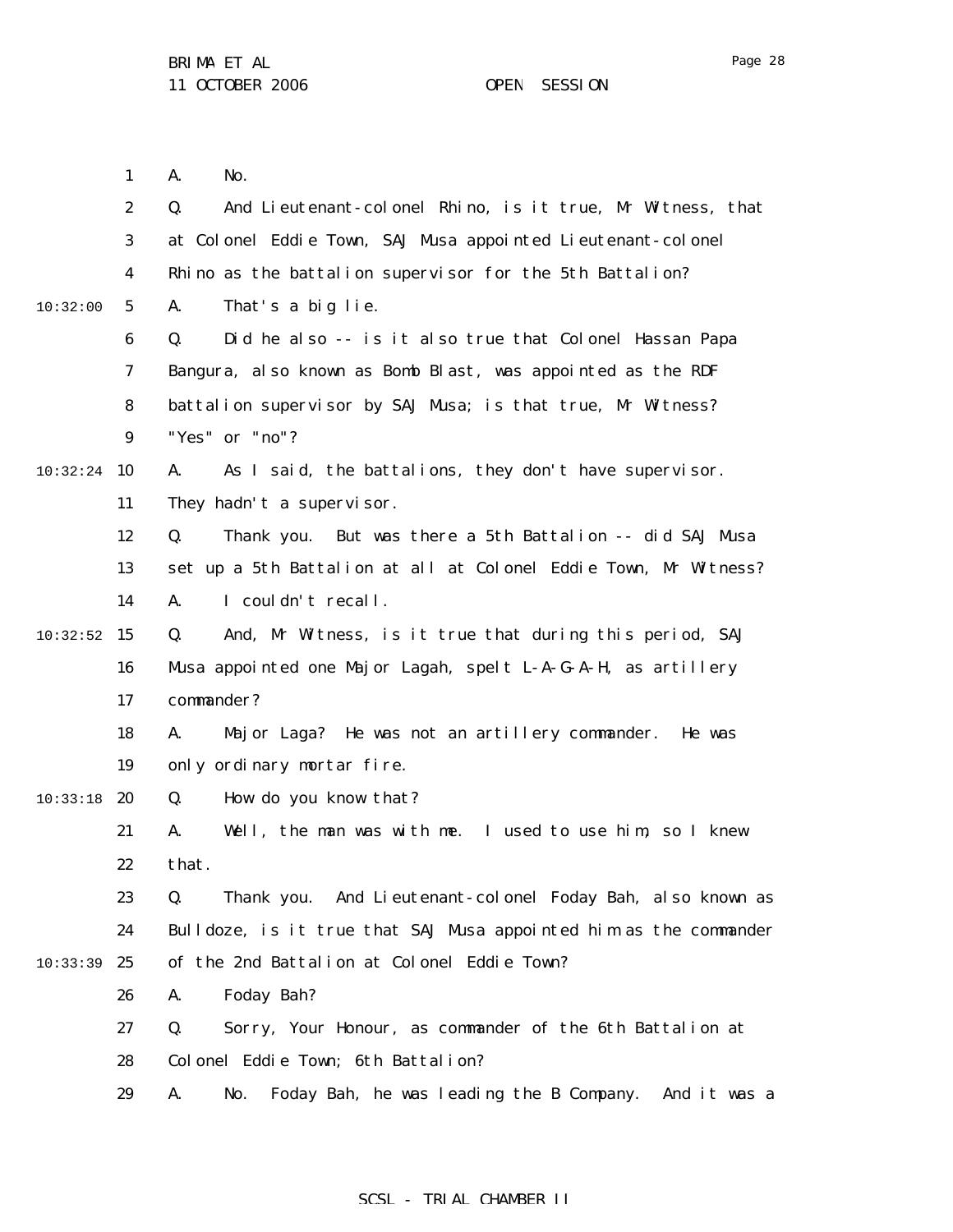A. No.

Q. And Lieutenant-colonel Rhino, is it true, Mr Witness, that at Colonel Eddie Town, SAJ Musa appointed Lieutenant-colonel Rhino as the battalion supervisor for the 5th Battalion?

A. That's a big lie.

Q. Did he also -- is it also true that Colonel Hassan Papa Bangura, also known as Bomb Blast, was appointed as the RDF battalion supervisor by SAJ Musa; is that true, Mr Witness? "Yes" or "no"?

A. As I said, the battalions, they don't have supervisor. They hadn't a supervisor.

Q. Thank you. But was there a 5th Battalion -- did SAJ Musa set up a 5th Battalion at all at Colonel Eddie Town, Mr Witness?

A. I couldn't recall.

Q. And, Mr Witness, is it true that during this period, SAJ Musa appointed one Major Lagah, spelt L-A-G-A-H, as artillery commander?

A. Major Laga? He was not an artillery commander. He was only ordinary mortar fire.

Q. How do you know that?

A. Well, the man was with me. I used to use him, so I knew that.

Q. Thank you. And Lieutenant-colonel Foday Bah, also known as Bulldoze, is it true that SAJ Musa appointed him as the commander of the 2nd Battalion at Colonel Eddie Town?

A. Foday Bah?

Q. Sorry, Your Honour, as commander of the 6th Battalion at Colonel Eddie Town; 6th Battalion?

A. No. Foday Bah, he was leading the B Company. And it was a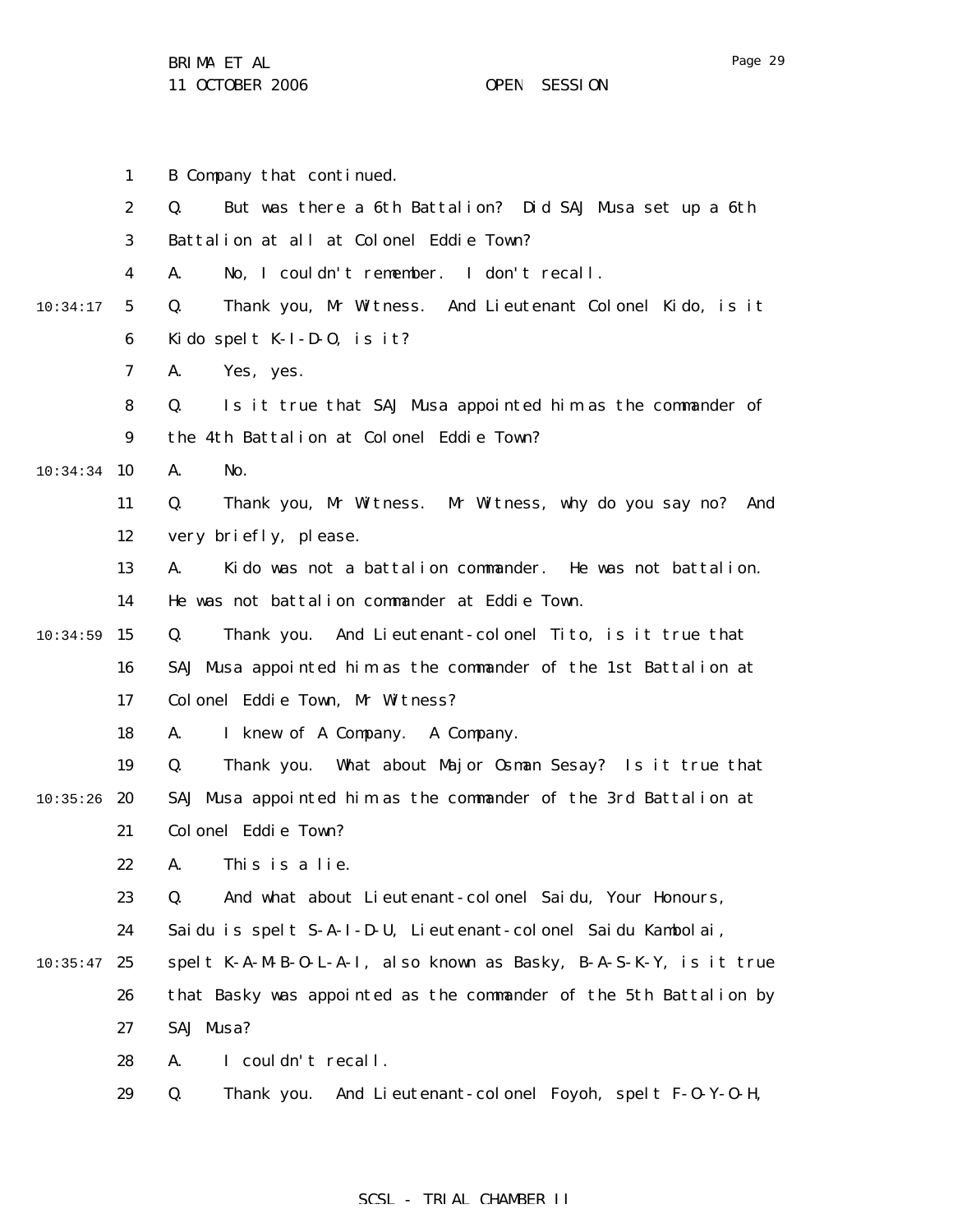B Company that continued.

Q. But was there a 6th Battalion? Did SAJ Musa set up a 6th Battalion at all at Colonel Eddie Town?

A. No, I couldn't remember. I don't recall.

Q. Thank you, Mr Witness. And Lieutenant Colonel Kido, is it Kido spelt K-I-D-O, is it?

A. Yes, yes.

Q. Is it true that SAJ Musa appointed him as the commander of the 4th Battalion at Colonel Eddie Town?

A. No.

Q. Thank you, Mr Witness. Mr Witness, why do you say no? And very briefly, please.

A. Kido was not a battalion commander. He was not battalion. He was not battalion commander at Eddie Town.

Q. Thank you. And Lieutenant-colonel Tito, is it true that SAJ Musa appointed him as the commander of the 1st Battalion at Colonel Eddie Town, Mr Witness?

A. I knew of A Company. A Company.

Q. Thank you. What about Major Osman Sesay? Is it true that SAJ Musa appointed him as the commander of the 3rd Battalion at Colonel Eddie Town?

A. This is a lie.

Q. And what about Lieutenant-colonel Saidu, Your Honours, Saidu is spelt S-A-I-D-U, Lieutenant-colonel Saidu Kambolai, spelt K-A-M-B-O-L-A-I, also known as Basky, B-A-S-K-Y, is it true that Basky was appointed as the commander of the 5th Battalion by SAJ Musa?

A. I couldn't recall.

Q. Thank you. And Lieutenant-colonel Foyoh, spelt F-O-Y-O-H,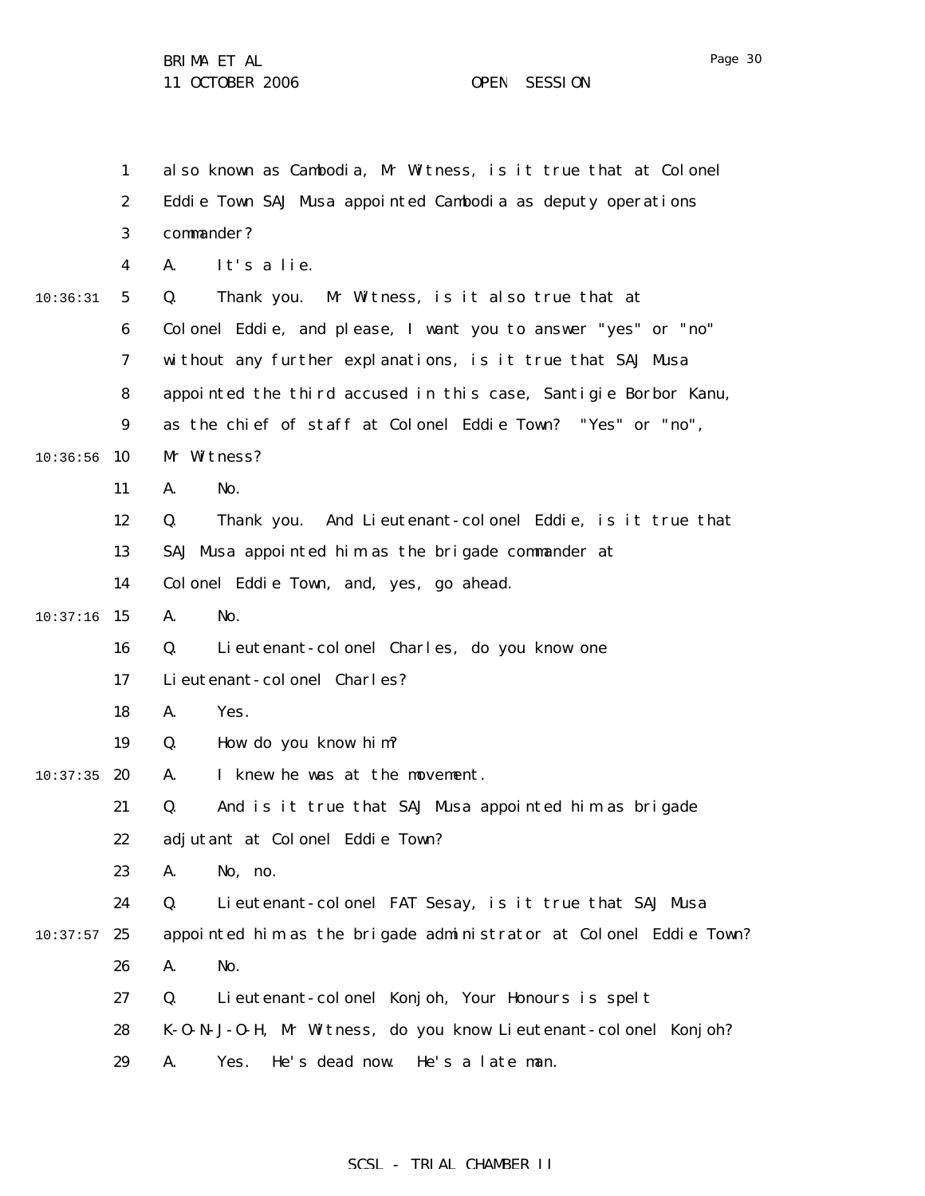also known as Cambodia, Mr Witness, is it true that at Colonel Eddie Town SAJ Musa appointed Cambodia as deputy operations commander?

A. It's a lie.

Q. Thank you. Mr Witness, is it also true that at Colonel Eddie, and please, I want you to answer "yes" or "no" without any further explanations, is it true that SAJ Musa appointed the third accused in this case, Santigie Borbor Kanu, as the chief of staff at Colonel Eddie Town? "Yes" or "no", Mr Witness?

A. No.

Q. Thank you. And Lieutenant-colonel Eddie, is it true that SAJ Musa appointed him as the brigade commander at Colonel Eddie Town, and, yes, go ahead.

A. No.

Q. Lieutenant-colonel Charles, do you know one Lieutenant-colonel Charles?

A. Yes.

Q. How do you know him?

A. I knew he was at the movement.

Q. And is it true that SAJ Musa appointed him as brigade adjutant at Colonel Eddie Town?

A. No, no.

Q. Lieutenant-colonel FAT Sesay, is it true that SAJ Musa appointed him as the brigade administrator at Colonel Eddie Town?

A. No.

Q. Lieutenant-colonel Konjoh, Your Honours is spelt K-O-N-J-O-H, Mr Witness, do you know Lieutenant-colonel Konjoh?

A. Yes. He's dead now. He's a late man.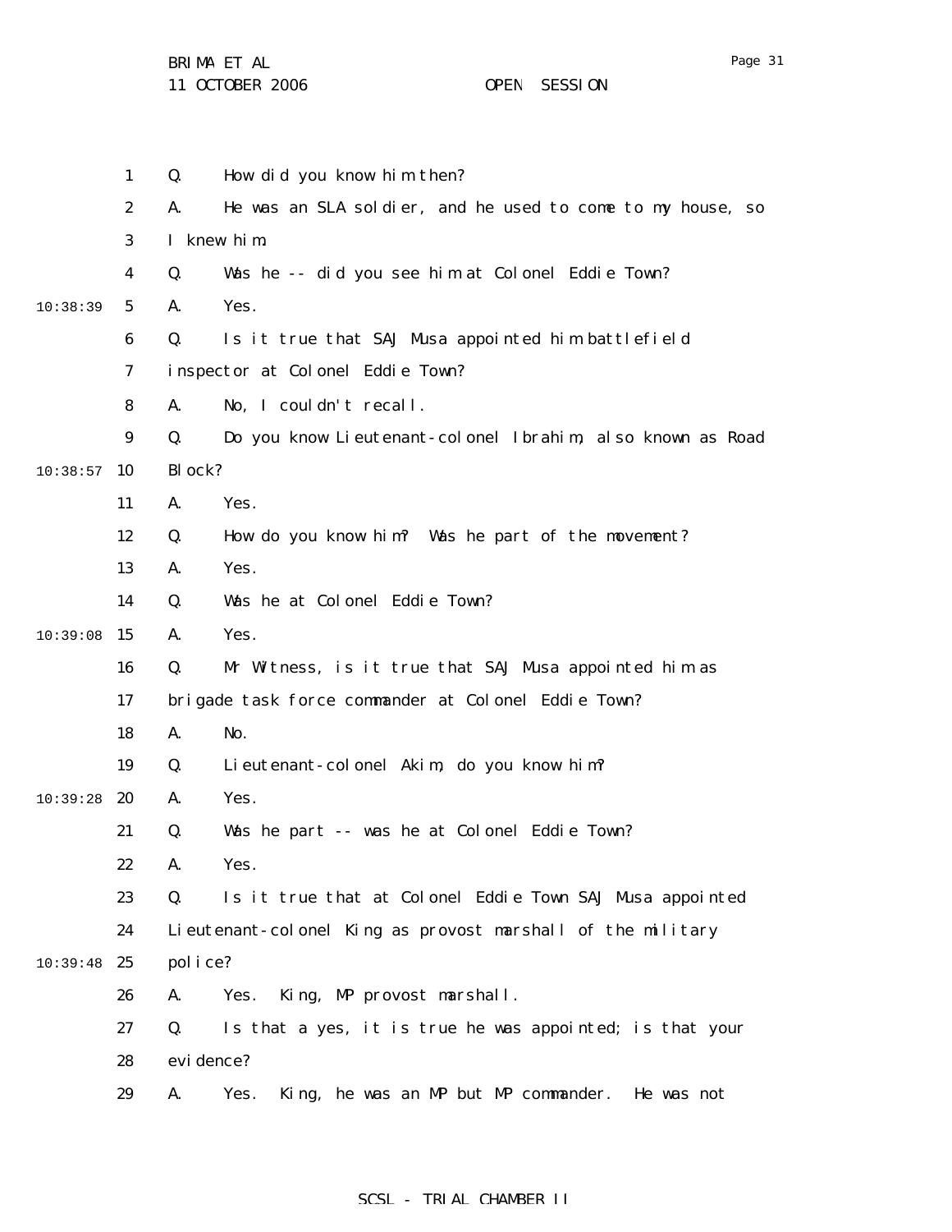Q. How did you know him then?

A. He was an SLA soldier, and he used to come to my house, so I knew him.

Q. Was he -- did you see him at Colonel Eddie Town?

A. Yes.

Q. Is it true that SAJ Musa appointed him battlefield inspector at Colonel Eddie Town?

A. No, I couldn't recall.

Q. Do you know Lieutenant-colonel Ibrahim, also known as Road Block?

A. Yes.

Q. How do you know him? Was he part of the movement?

A. Yes.

Q. Was he at Colonel Eddie Town?

A. Yes.

Q. Mr Witness, is it true that SAJ Musa appointed him as brigade task force commander at Colonel Eddie Town?

A. No.

Q. Lieutenant-colonel Akim, do you know him?

A. Yes.

Q. Was he part -- was he at Colonel Eddie Town?

A. Yes.

Q. Is it true that at Colonel Eddie Town SAJ Musa appointed Lieutenant-colonel King as provost marshall of the military police?

A. Yes. King, MP provost marshall.

Q. Is that a yes, it is true he was appointed; is that your evidence?

A. Yes. King, he was an MP but MP commander. He was not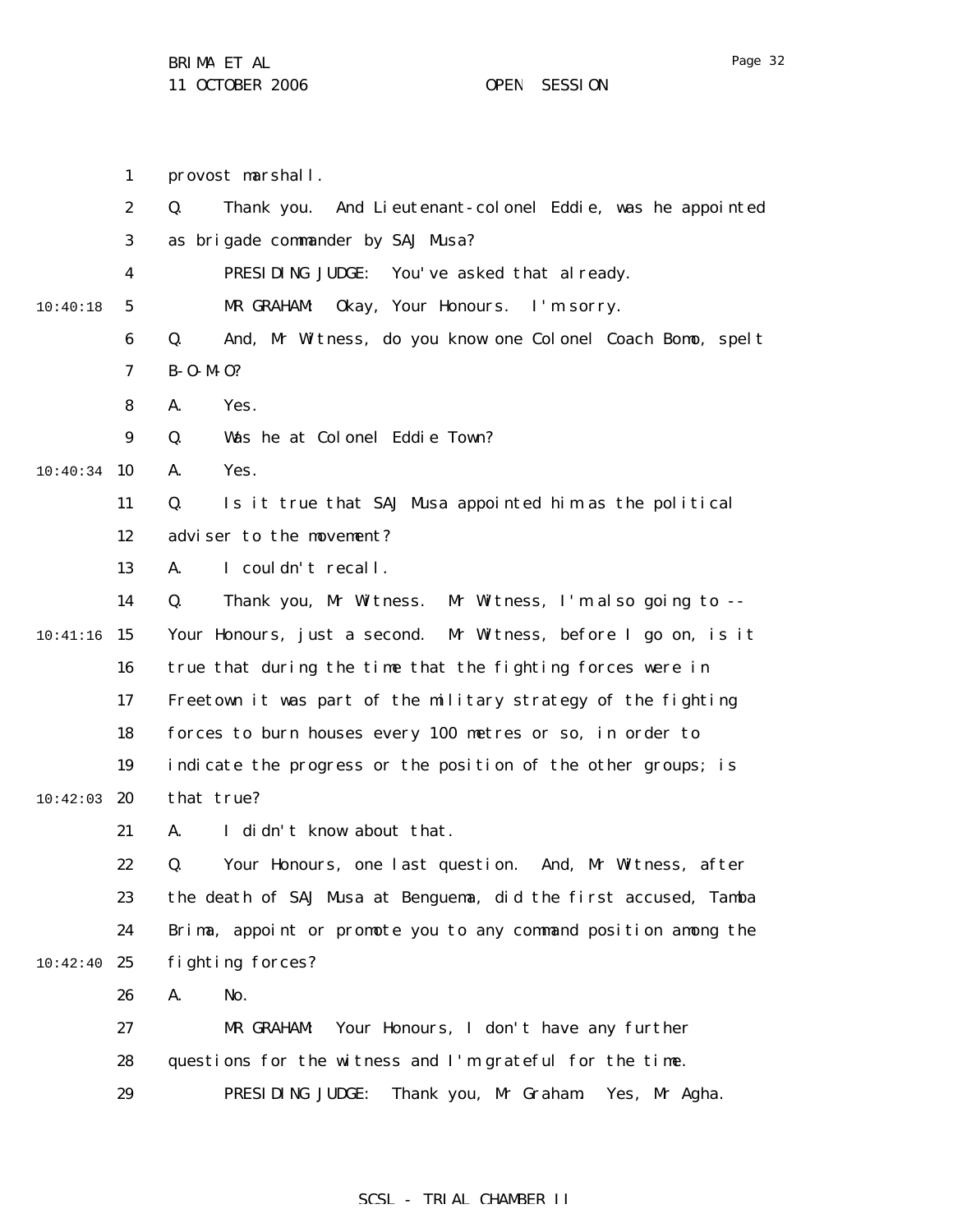provost marshall.

Q. Thank you. And Lieutenant-colonel Eddie, was he appointed as brigade commander by SAJ Musa?

PRESIDING JUDGE: You've asked that already.

MR GRAHAM: Okay, Your Honours. I'm sorry.

Q. And, Mr Witness, do you know one Colonel Coach Bomo, spelt B-O-M-O?

A. Yes.

Q. Was he at Colonel Eddie Town?

A. Yes.

Q. Is it true that SAJ Musa appointed him as the political adviser to the movement?

A. I couldn't recall.

Q. Thank you, Mr Witness. Mr Witness, I'm also going to -- Your Honours, just a second. Mr Witness, before I go on, is it true that during the time that the fighting forces were in Freetown it was part of the military strategy of the fighting forces to burn houses every 100 metres or so, in order to indicate the progress or the position of the other groups; is that true?

A. I didn't know about that.

Q. Your Honours, one last question. And, Mr Witness, after the death of SAJ Musa at Benguema, did the first accused, Tamba Brima, appoint or promote you to any command position among the fighting forces?

A. No.

MR GRAHAM: Your Honours, I don't have any further questions for the witness and I'm grateful for the time.

PRESIDING JUDGE: Thank you, Mr Graham. Yes, Mr Agha.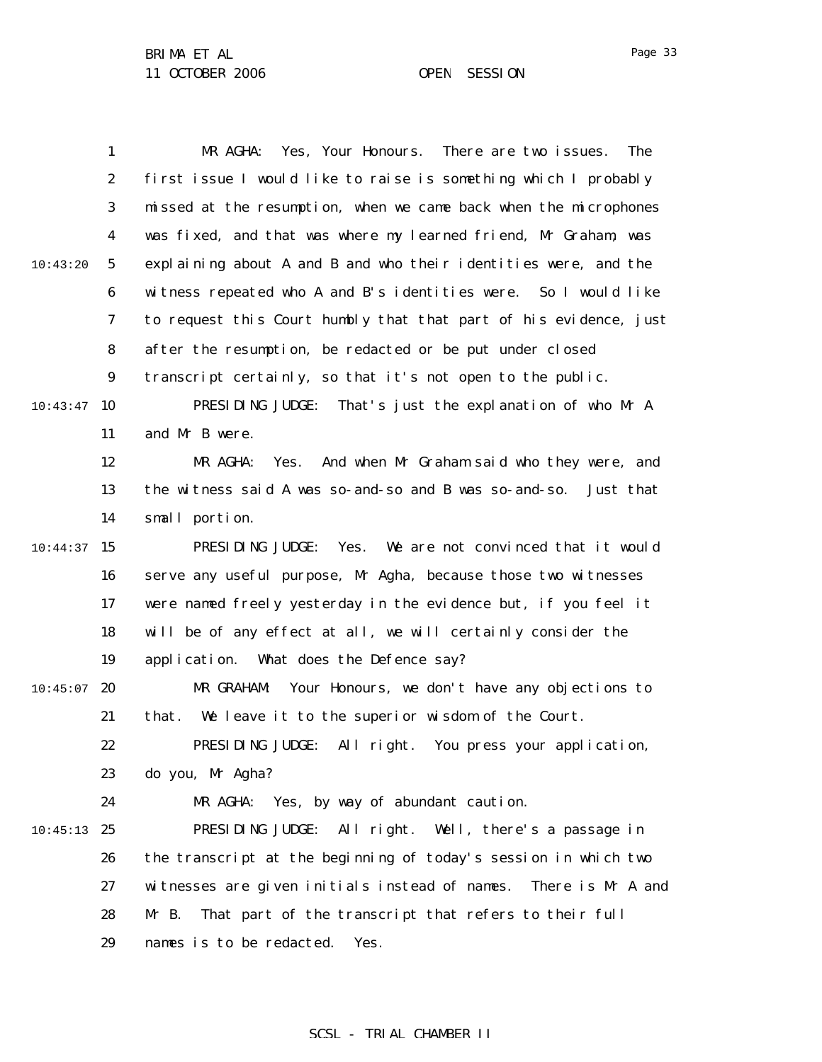MR AGHA: Yes, Your Honours. There are two issues. The first issue I would like to raise is something which I probably missed at the resumption, when we came back when the microphones was fixed, and that was where my learned friend, Mr Graham, was explaining about A and B and who their identities were, and the witness repeated who A and B's identities were. So I would like to request this Court humbly that that part of his evidence, just after the resumption, be redacted or be put under closed transcript certainly, so that it's not open to the public.

PRESIDING JUDGE: That's just the explanation of who Mr A and Mr B were.

MR AGHA: Yes. And when Mr Graham said who they were, and the witness said A was so-and-so and B was so-and-so. Just that small portion.

PRESIDING JUDGE: Yes. We are not convinced that it would serve any useful purpose, Mr Agha, because those two witnesses were named freely yesterday in the evidence but, if you feel it will be of any effect at all, we will certainly consider the application. What does the Defence say?

MR GRAHAM: Your Honours, we don't have any objections to that. We leave it to the superior wisdom of the Court.

PRESIDING JUDGE: All right. You press your application, do you, Mr Agha?

MR AGHA: Yes, by way of abundant caution.

PRESIDING JUDGE: All right. Well, there's a passage in the transcript at the beginning of today's session in which two witnesses are given initials instead of names. There is Mr A and Mr B. That part of the transcript that refers to their full names is to be redacted. Yes.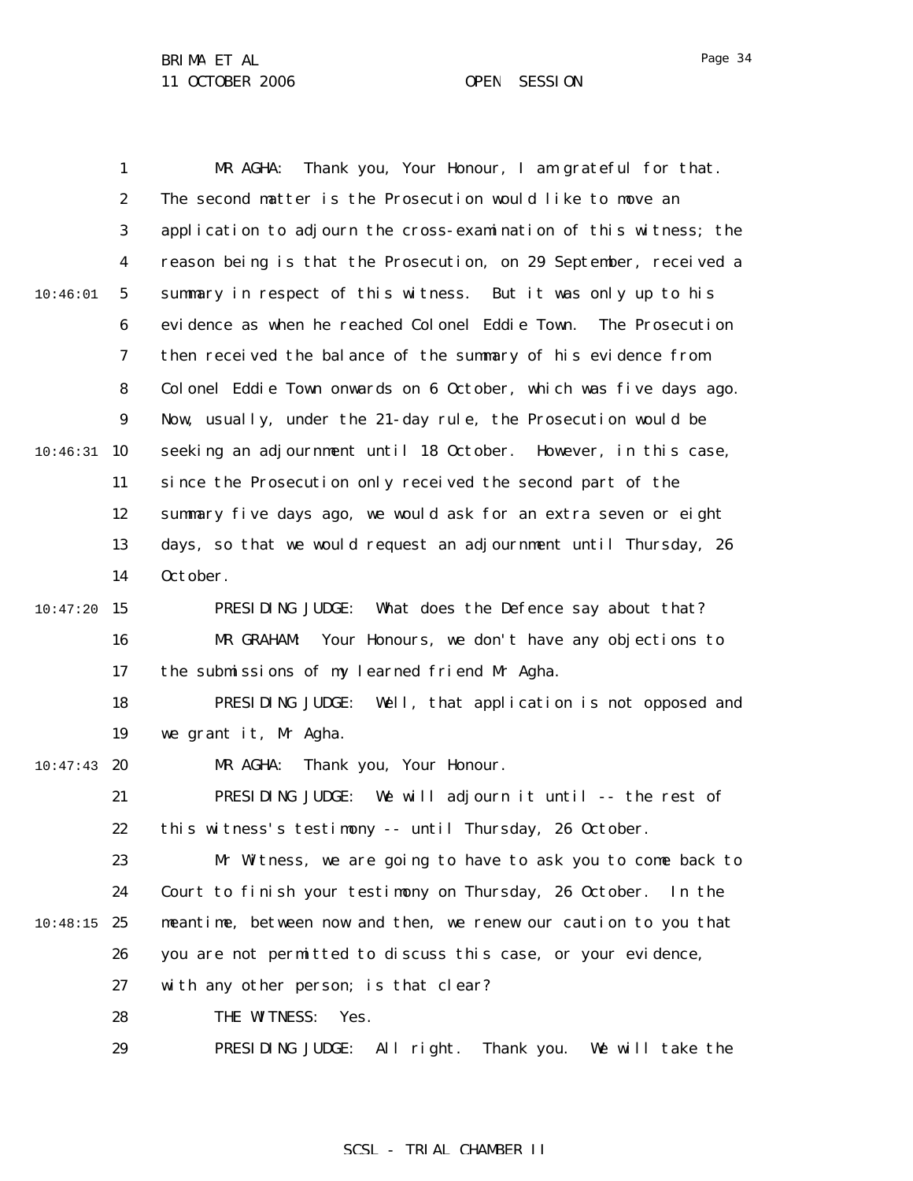MR AGHA: Thank you, Your Honour, I am grateful for that. The second matter is the Prosecution would like to move an application to adjourn the cross-examination of this witness; the reason being is that the Prosecution, on 29 September, received a summary in respect of this witness. But it was only up to his evidence as when he reached Colonel Eddie Town. The Prosecution then received the balance of the summary of his evidence from Colonel Eddie Town onwards on 6 October, which was five days ago. Now, usually, under the 21-day rule, the Prosecution would be seeking an adjournment until 18 October. However, in this case, since the Prosecution only received the second part of the summary five days ago, we would ask for an extra seven or eight days, so that we would request an adjournment until Thursday, 26 October.

PRESIDING JUDGE: What does the Defence say about that?

MR GRAHAM: Your Honours, we don't have any objections to the submissions of my learned friend Mr Agha.

PRESIDING JUDGE: Well, that application is not opposed and we grant it, Mr Agha.

MR AGHA: Thank you, Your Honour.

PRESIDING JUDGE: We will adjourn it until -- the rest of this witness's testimony -- until Thursday, 26 October.

Mr Witness, we are going to have to ask you to come back to Court to finish your testimony on Thursday, 26 October. In the meantime, between now and then, we renew our caution to you that you are not permitted to discuss this case, or your evidence, with any other person; is that clear?

THE WITNESS: Yes.

PRESIDING JUDGE: All right. Thank you. We will take the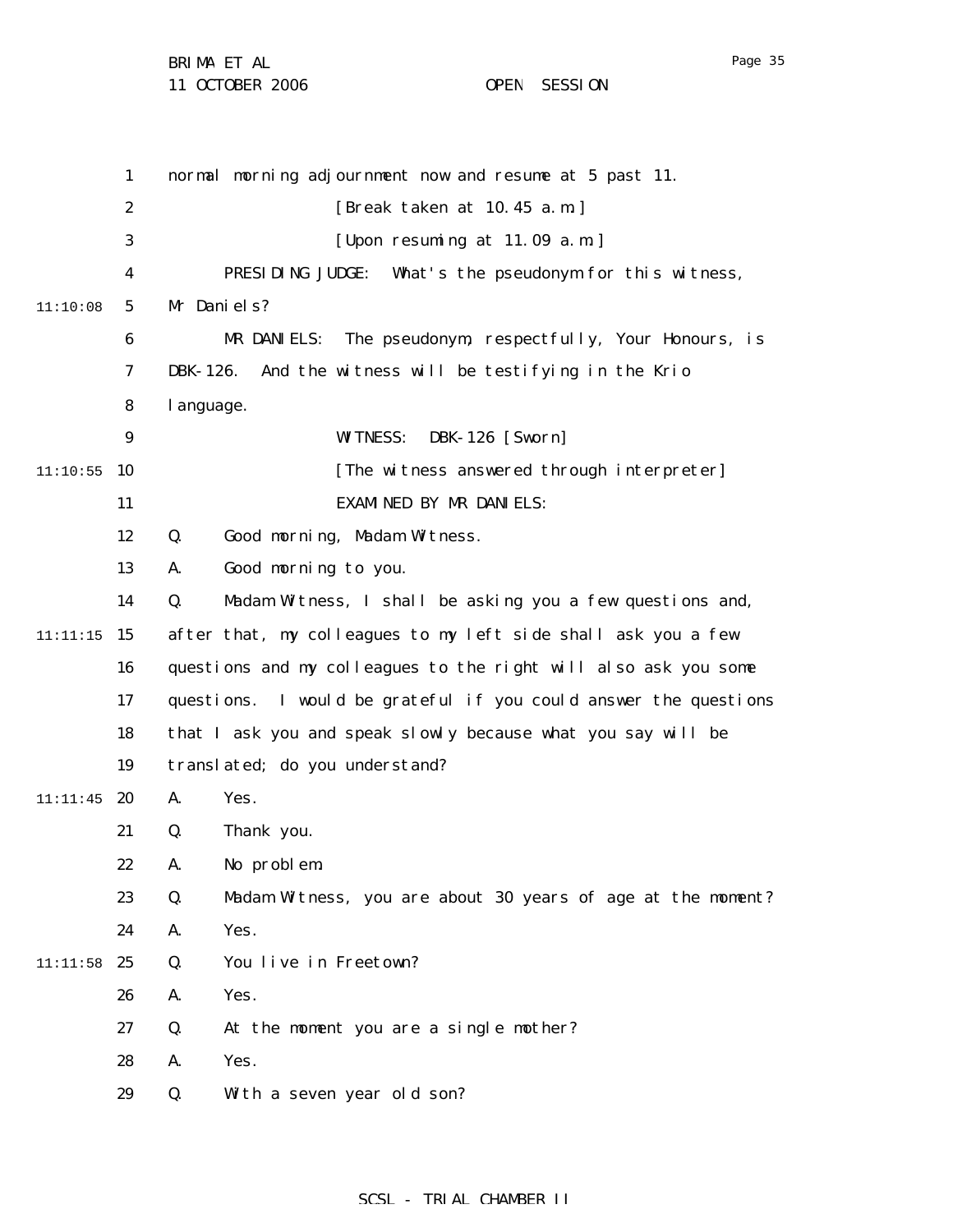normal morning adjournment now and resume at 5 past 11.

[Break taken at 10.45 a.m.]

[Upon resuming at 11.09 a.m.]

PRESIDING JUDGE: What's the pseudonym for this witness, Mr Daniels?

MR DANIELS: The pseudonym, respectfully, Your Honours, is DBK-126. And the witness will be testifying in the Krio language.

WITNESS: DBK-126 [Sworn]

[The witness answered through interpreter]

EXAMINED BY MR DANIELS:

Q. Good morning, Madam Witness.

A. Good morning to you.

Q. Madam Witness, I shall be asking you a few questions and, after that, my colleagues to my left side shall ask you a few questions and my colleagues to the right will also ask you some questions. I would be grateful if you could answer the questions that I ask you and speak slowly because what you say will be translated; do you understand?

A. Yes.

Q. Thank you.

A. No problem.

Q. Madam Witness, you are about 30 years of age at the moment?

A. Yes.

Q. You live in Freetown?

A. Yes.

Q. At the moment you are a single mother?

A. Yes.

Q. With a seven year old son?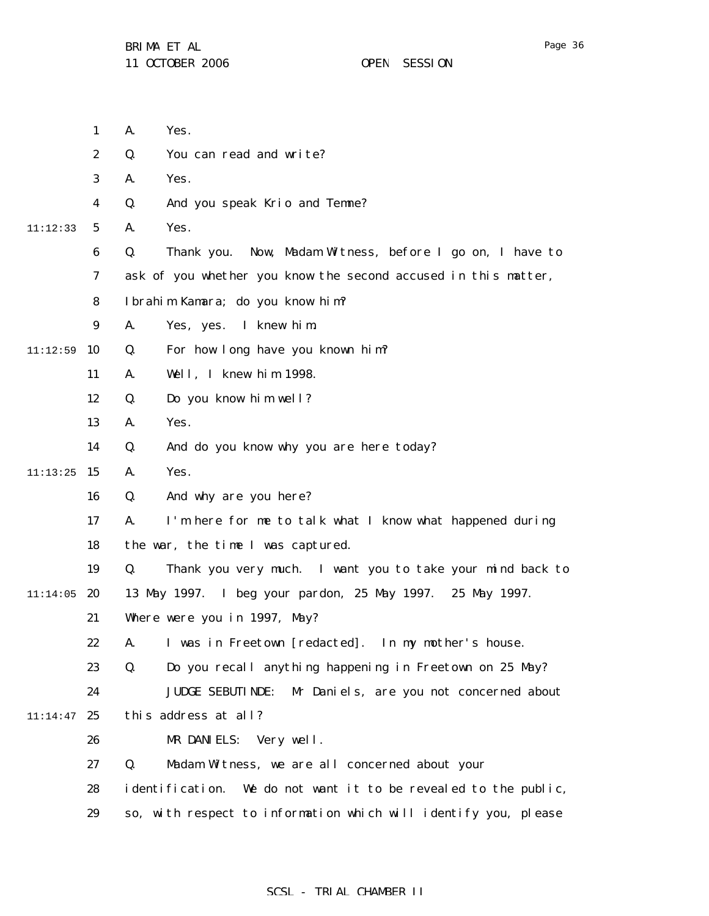A. Yes.

Q. You can read and write?

A. Yes.

Q. And you speak Krio and Temne?

A. Yes.

Q. Thank you. Now, Madam Witness, before I go on, I have to ask of you whether you know the second accused in this matter, Ibrahim Kamara; do you know him?

A. Yes, yes. I knew him.

Q. For how long have you known him?

A. Well, I knew him 1998.

Q. Do you know him well?

A. Yes.

Q. And do you know why you are here today?

A. Yes.

Q. And why are you here?

A. I'm here for me to talk what I know what happened during the war, the time I was captured.

Q. Thank you very much. I want you to take your mind back to 13 May 1997. I beg your pardon, 25 May 1997. 25 May 1997. Where were you in 1997, May?

A. I was in Freetown [redacted]. In my mother's house.

Q. Do you recall anything happening in Freetown on 25 May?

JUDGE SEBUTINDE: Mr Daniels, are you not concerned about this address at all?

MR DANIELS: Very well.

Q. Madam Witness, we are all concerned about your identification. We do not want it to be revealed to the public, so, with respect to information which will identify you, please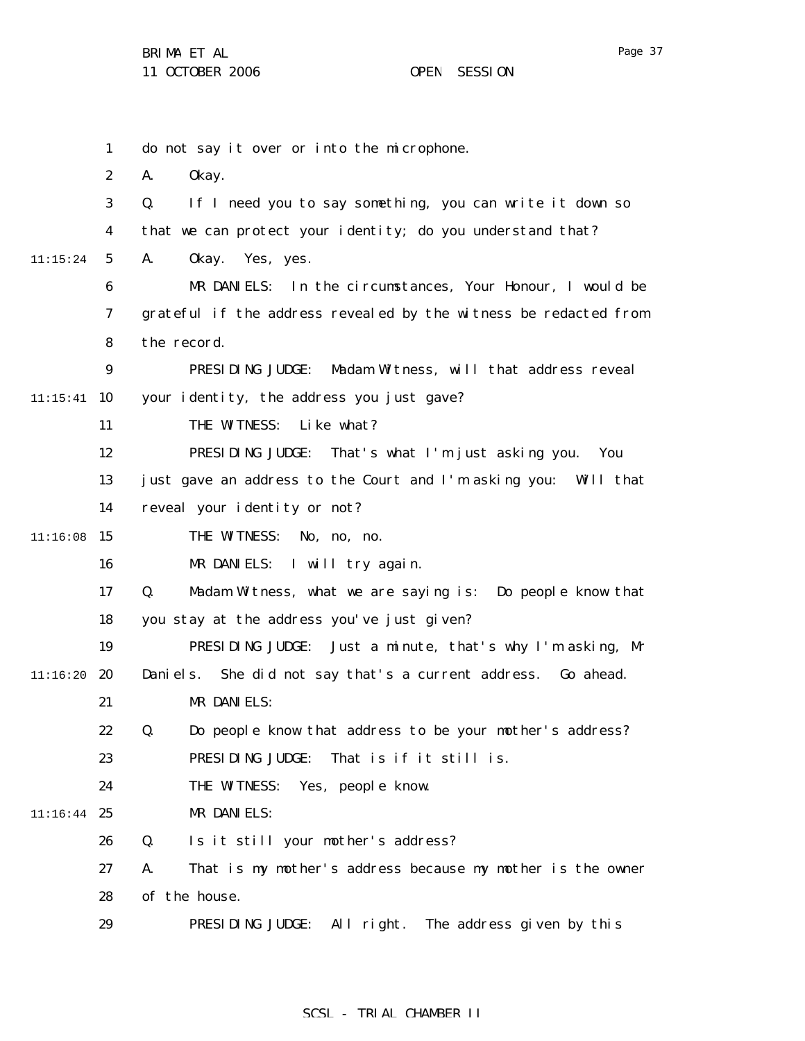1 do not say it over or into the microphone.

2 A. Okay.

3 Q. If I need you to say something, you can write it down so

4 that we can protect your identity; do you understand that?

11:15:24 5 A. Okay. Yes, yes.

6 MR DANIELS: In the circumstances, Your Honour, I would be

7 grateful if the address revealed by the witness be redacted from

8 the record.

9 PRESIDING JUDGE: Madam Witness, will that address reveal

11:15:41 10 your identity, the address you just gave?

11 THE WITNESS: Like what?

12 PRESIDING JUDGE: That's what I'm just asking you. You

13 just gave an address to the Court and I'm asking you: Will that

14 reveal your identity or not?

11:16:08 15 THE WITNESS: No, no, no.

16 MR DANIELS: I will try again.

17 Q. Madam Witness, what we are saying is: Do people know that

18 you stay at the address you've just given?

19 PRESIDING JUDGE: Just a minute, that's why I'm asking, Mr

11:16:20 20 Daniels. She did not say that's a current address. Go ahead.

21 MR DANIELS:

22 Q. Do people know that address to be your mother's address?

23 PRESIDING JUDGE: That is if it still is.

24 THE WITNESS: Yes, people know.

11:16:44 25 MR DANIELS:

26 Q. Is it still your mother's address?

27 A. That is my mother's address because my mother is the owner

28 of the house.

29 PRESIDING JUDGE: All right. The address given by this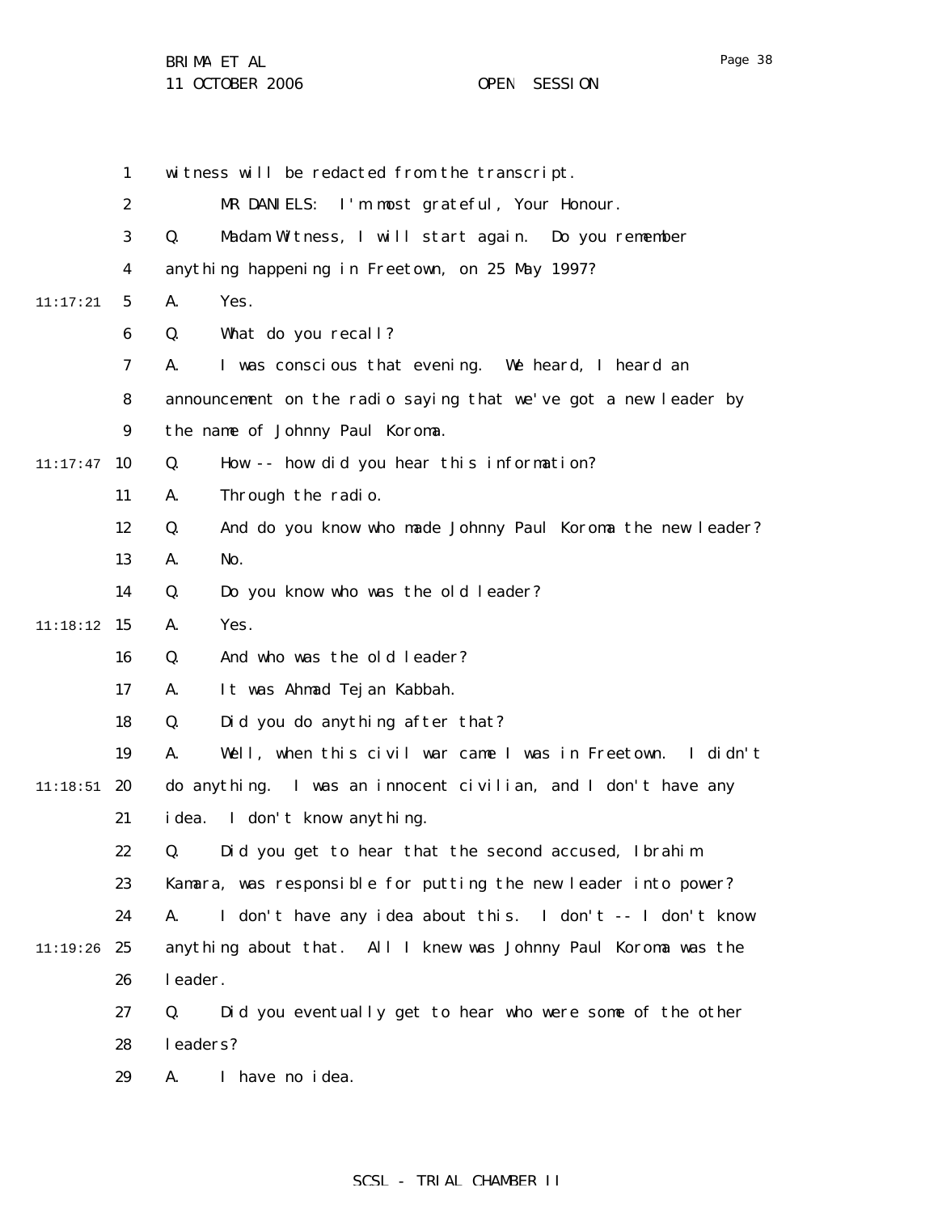witness will be redacted from the transcript.

MR DANIELS: I'm most grateful, Your Honour.

Q. Madam Witness, I will start again. Do you remember anything happening in Freetown, on 25 May 1997?

A. Yes.

Q. What do you recall?

A. I was conscious that evening. We heard, I heard an announcement on the radio saying that we've got a new leader by the name of Johnny Paul Koroma.

Q. How -- how did you hear this information?

A. Through the radio.

Q. And do you know who made Johnny Paul Koroma the new leader?

A. No.

Q. Do you know who was the old leader?

A. Yes.

Q. And who was the old leader?

A. It was Ahmad Tejan Kabbah.

Q. Did you do anything after that?

A. Well, when this civil war came I was in Freetown. I didn't do anything. I was an innocent civilian, and I don't have any idea. I don't know anything.

Q. Did you get to hear that the second accused, Ibrahim Kamara, was responsible for putting the new leader into power?

A. I don't have any idea about this. I don't -- I don't know anything about that. All I knew was Johnny Paul Koroma was the leader.

Q. Did you eventually get to hear who were some of the other leaders?

A. I have no idea.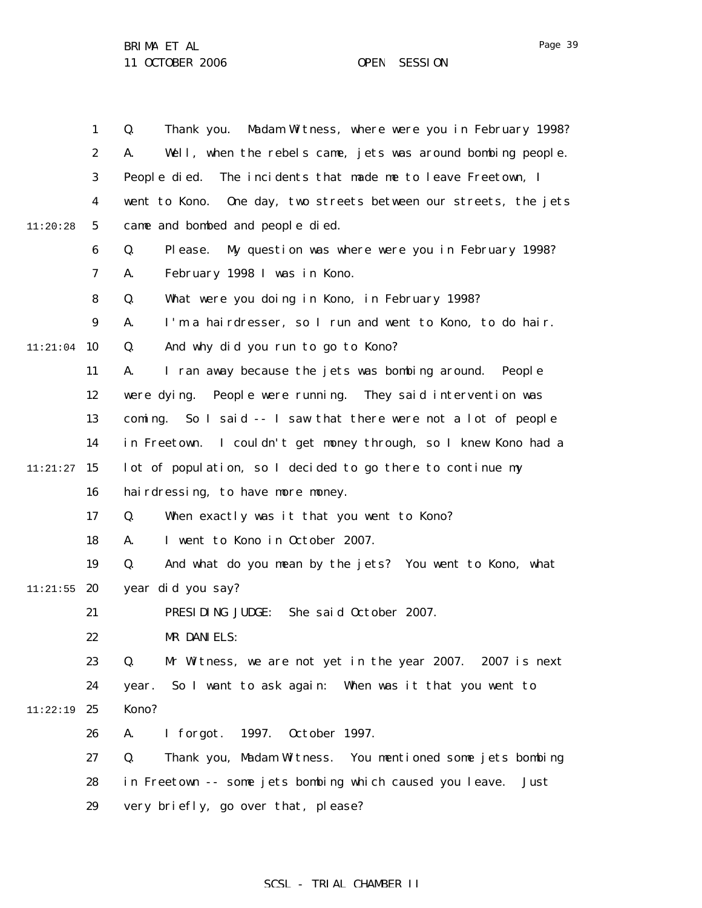Q. Thank you. Madam Witness, where were you in February 1998?

A. Well, when the rebels came, jets was around bombing people. People died. The incidents that made me to leave Freetown, I went to Kono. One day, two streets between our streets, the jets came and bombed and people died.

Q. Please. My question was where were you in February 1998?

A. February 1998 I was in Kono.

Q. What were you doing in Kono, in February 1998?

A. I'm a hairdresser, so I run and went to Kono, to do hair.

Q. And why did you run to go to Kono?

A. I ran away because the jets was bombing around. People were dying. People were running. They said intervention was coming. So I said -- I saw that there were not a lot of people in Freetown. I couldn't get money through, so I knew Kono had a lot of population, so I decided to go there to continue my hairdressing, to have more money.

Q. When exactly was it that you went to Kono?

A. I went to Kono in October 2007.

Q. And what do you mean by the jets? You went to Kono, what year did you say?

PRESIDING JUDGE: She said October 2007.

MR DANIELS:

Q. Mr Witness, we are not yet in the year 2007. 2007 is next year. So I want to ask again: When was it that you went to Kono?

A. I forgot. 1997. October 1997.

Q. Thank you, Madam Witness. You mentioned some jets bombing in Freetown -- some jets bombing which caused you leave. Just very briefly, go over that, please?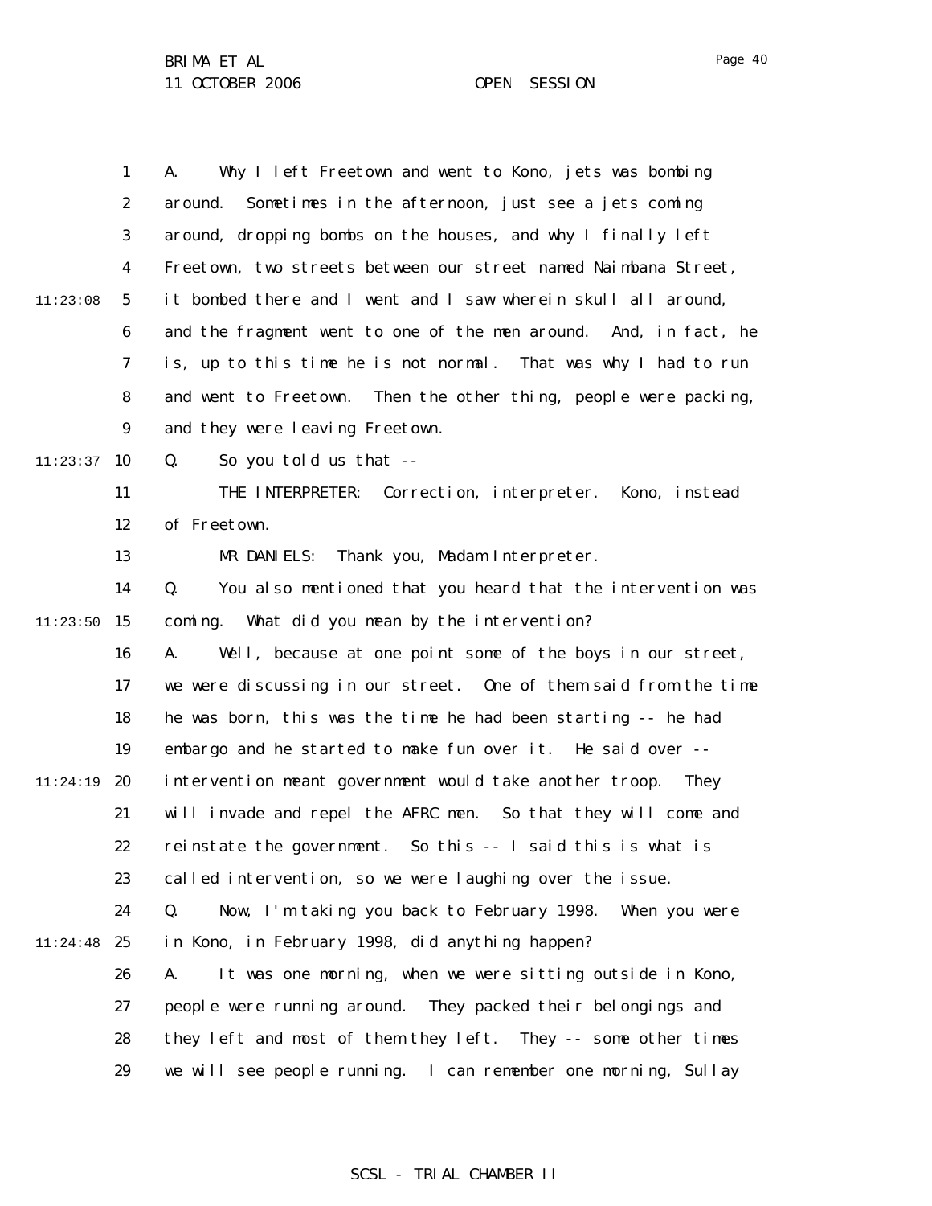A. Why I left Freetown and went to Kono, jets was bombing around. Sometimes in the afternoon, just see a jets coming around, dropping bombs on the houses, and why I finally left Freetown, two streets between our street named Naimbana Street, it bombed there and I went and I saw wherein skull all around, and the fragment went to one of the men around. And, in fact, he is, up to this time he is not normal. That was why I had to run and went to Freetown. Then the other thing, people were packing, and they were leaving Freetown.

Q. So you told us that --

THE INTERPRETER: Correction, interpreter. Kono, instead of Freetown.

MR DANIELS: Thank you, Madam Interpreter.

Q. You also mentioned that you heard that the intervention was coming. What did you mean by the intervention?

A. Well, because at one point some of the boys in our street, we were discussing in our street. One of them said from the time he was born, this was the time he had been starting -- he had embargo and he started to make fun over it. He said over -- intervention meant government would take another troop. They will invade and repel the AFRC men. So that they will come and reinstate the government. So this -- I said this is what is called intervention, so we were laughing over the issue.

Q. Now, I'm taking you back to February 1998. When you were in Kono, in February 1998, did anything happen?

A. It was one morning, when we were sitting outside in Kono, people were running around. They packed their belongings and they left and most of them they left. They -- some other times we will see people running. I can remember one morning, Sullay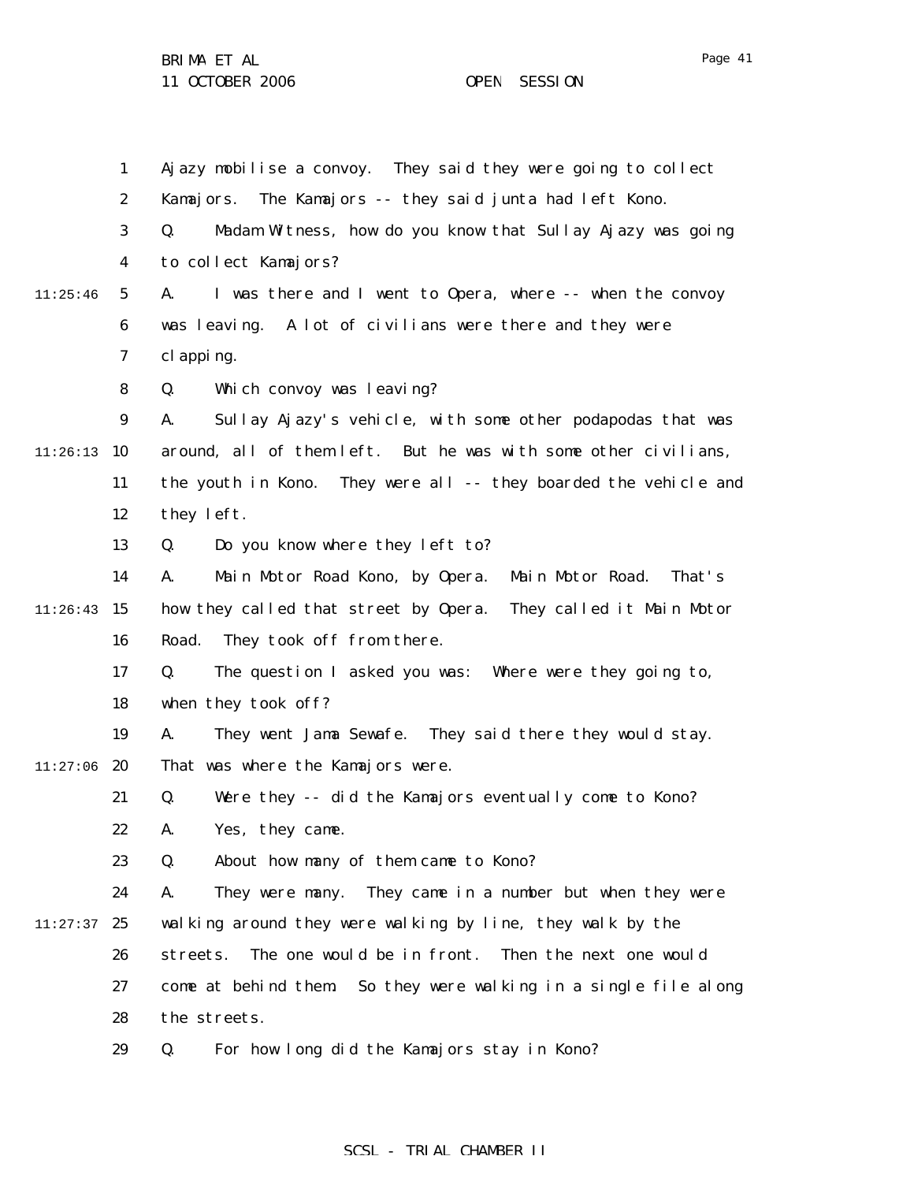Ajazy mobilise a convoy. They said they were going to collect Kamajors. The Kamajors -- they said junta had left Kono.

Q. Madam Witness, how do you know that Sullay Ajazy was going to collect Kamajors?

A. I was there and I went to Opera, where -- when the convoy was leaving. A lot of civilians were there and they were clapping.

Q. Which convoy was leaving?

A. Sullay Ajazy's vehicle, with some other podapodas that was around, all of them left. But he was with some other civilians, the youth in Kono. They were all -- they boarded the vehicle and they left.

Q. Do you know where they left to?

A. Main Motor Road Kono, by Opera. Main Motor Road. That's how they called that street by Opera. They called it Main Motor Road. They took off from there.

Q. The question I asked you was: Where were they going to, when they took off?

A. They went Jama Sewafe. They said there they would stay. That was where the Kamajors were.

Q. Were they -- did the Kamajors eventually come to Kono?

A. Yes, they came.

Q. About how many of them came to Kono?

A. They were many. They came in a number but when they were walking around they were walking by line, they walk by the streets. The one would be in front. Then the next one would come at behind them. So they were walking in a single file along the streets.

Q. For how long did the Kamajors stay in Kono?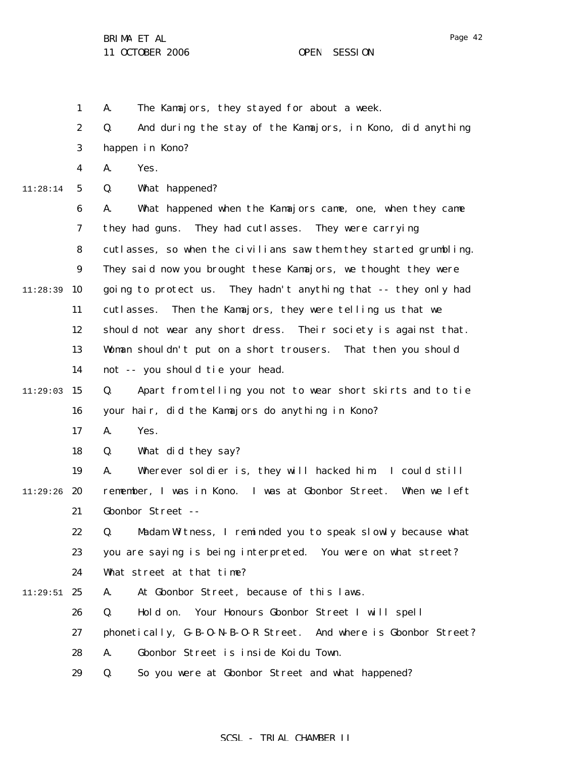A. The Kamajors, they stayed for about a week.

Q. And during the stay of the Kamajors, in Kono, did anything happen in Kono?

A. Yes.

Q. What happened?

A. What happened when the Kamajors came, one, when they came they had guns. They had cutlasses. They were carrying cutlasses, so when the civilians saw them they started grumbling. They said now you brought these Kamajors, we thought they were going to protect us. They hadn't anything that -- they only had cutlasses. Then the Kamajors, they were telling us that we should not wear any short dress. Their society is against that. Woman shouldn't put on a short trousers. That then you should not -- you should tie your head.

Q. Apart from telling you not to wear short skirts and to tie your hair, did the Kamajors do anything in Kono?

A. Yes.

Q. What did they say?

A. Wherever soldier is, they will hacked him. I could still remember, I was in Kono. I was at Gbonbor Street. When we left Gbonbor Street --

Q. Madam Witness, I reminded you to speak slowly because what you are saying is being interpreted. You were on what street? What street at that time?

A. At Gbonbor Street, because of this laws.

Q. Hold on. Your Honours Gbonbor Street I will spell phonetically, G-B-O-N-B-O-R Street. And where is Gbonbor Street?

A. Gbonbor Street is inside Koidu Town.

Q. So you were at Gbonbor Street and what happened?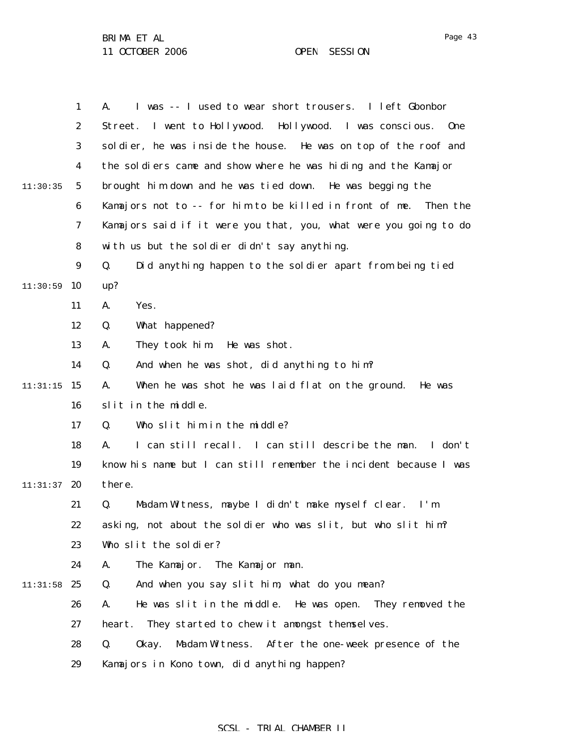A. I was -- I used to wear short trousers. I left Gbonbor Street. I went to Hollywood. Hollywood. I was conscious. One soldier, he was inside the house. He was on top of the roof and the soldiers came and show where he was hiding and the Kamajor brought him down and he was tied down. He was begging the Kamajors not to -- for him to be killed in front of me. Then the Kamajors said if it were you that, you, what were you going to do with us but the soldier didn't say anything.

Q. Did anything happen to the soldier apart from being tied up?

A. Yes.

Q. What happened?

A. They took him. He was shot.

Q. And when he was shot, did anything to him?

A. When he was shot he was laid flat on the ground. He was slit in the middle.

Q. Who slit him in the middle?

A. I can still recall. I can still describe the man. I don't know his name but I can still remember the incident because I was there.

Q. Madam Witness, maybe I didn't make myself clear. I'm asking, not about the soldier who was slit, but who slit him? Who slit the soldier?

A. The Kamajor. The Kamajor man.

Q. And when you say slit him, what do you mean?

A. He was slit in the middle. He was open. They removed the heart. They started to chew it amongst themselves.

Q. Okay. Madam Witness. After the one-week presence of the Kamajors in Kono town, did anything happen?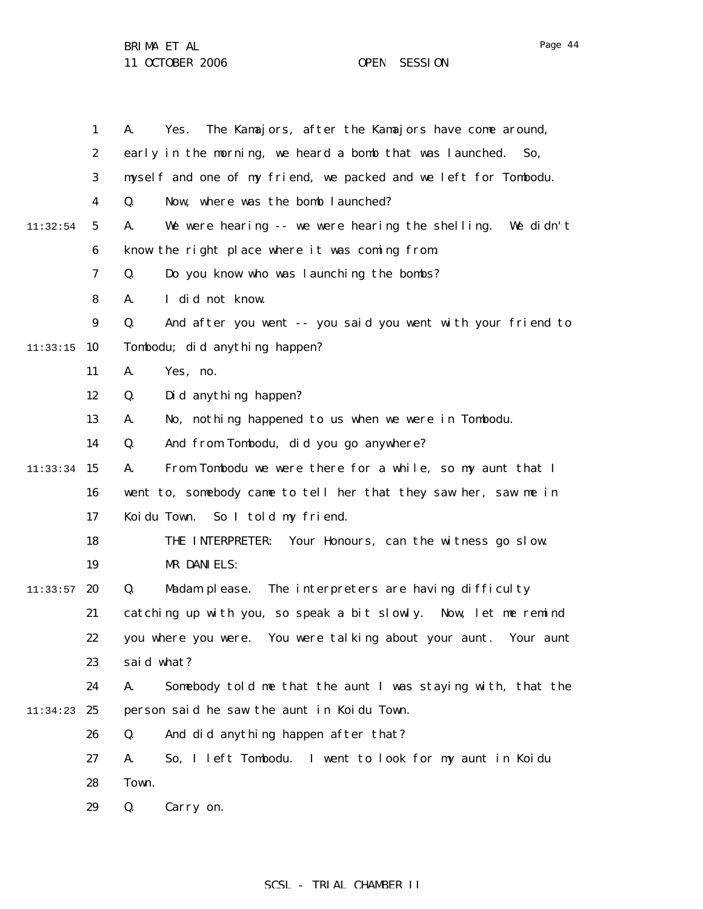A. Yes. The Kamajors, after the Kamajors have come around, early in the morning, we heard a bomb that was launched. So, myself and one of my friend, we packed and we left for Tombodu.

Q. Now, where was the bomb launched?

A. We were hearing -- we were hearing the shelling. We didn't know the right place where it was coming from.

Q. Do you know who was launching the bombs?

A. I did not know.

Q. And after you went -- you said you went with your friend to Tombodu; did anything happen?

A. Yes, no.

Q. Did anything happen?

A. No, nothing happened to us when we were in Tombodu.

Q. And from Tombodu, did you go anywhere?

A. From Tombodu we were there for a while, so my aunt that I went to, somebody came to tell her that they saw her, saw me in Koidu Town. So I told my friend.

THE INTERPRETER: Your Honours, can the witness go slow.

MR DANIELS:

Q. Madam please. The interpreters are having difficulty catching up with you, so speak a bit slowly. Now, let me remind you where you were. You were talking about your aunt. Your aunt said what?

A. Somebody told me that the aunt I was staying with, that the person said he saw the aunt in Koidu Town.

Q. And did anything happen after that?

A. So, I left Tombodu. I went to look for my aunt in Koidu Town.

Q. Carry on.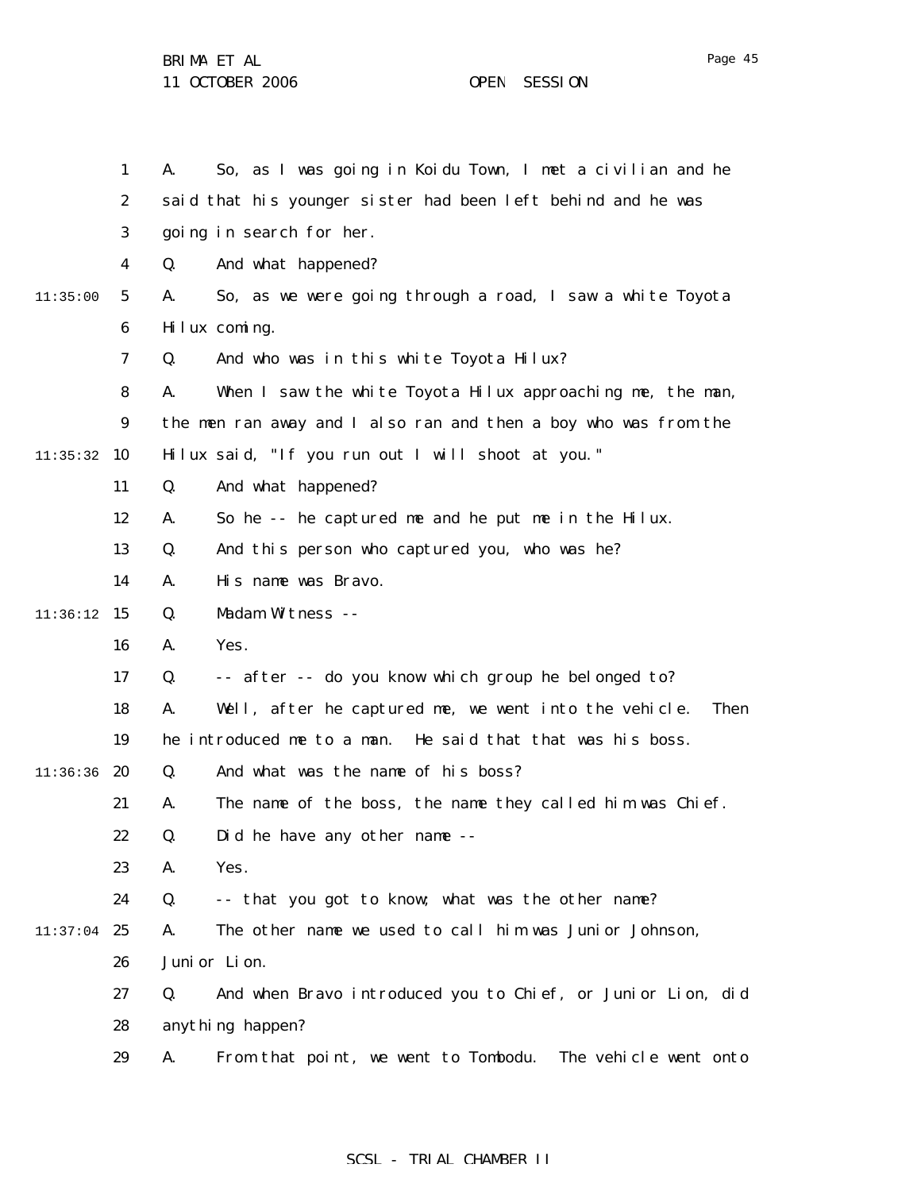A. So, as I was going in Koidu Town, I met a civilian and he said that his younger sister had been left behind and he was going in search for her.

Q. And what happened?

A. So, as we were going through a road, I saw a white Toyota Hilux coming.

Q. And who was in this white Toyota Hilux?

A. When I saw the white Toyota Hilux approaching me, the man, the men ran away and I also ran and then a boy who was from the Hilux said, "If you run out I will shoot at you."

Q. And what happened?

A. So he -- he captured me and he put me in the Hilux.

Q. And this person who captured you, who was he?

A. His name was Bravo.

Q. Madam Witness --

A. Yes.

Q. -- after -- do you know which group he belonged to?

A. Well, after he captured me, we went into the vehicle. Then he introduced me to a man. He said that that was his boss.

Q. And what was the name of his boss?

A. The name of the boss, the name they called him was Chief.

Q. Did he have any other name --

A. Yes.

Q. -- that you got to know; what was the other name?

A. The other name we used to call him was Junior Johnson, Junior Lion.

Q. And when Bravo introduced you to Chief, or Junior Lion, did anything happen?

A. From that point, we went to Tombodu. The vehicle went onto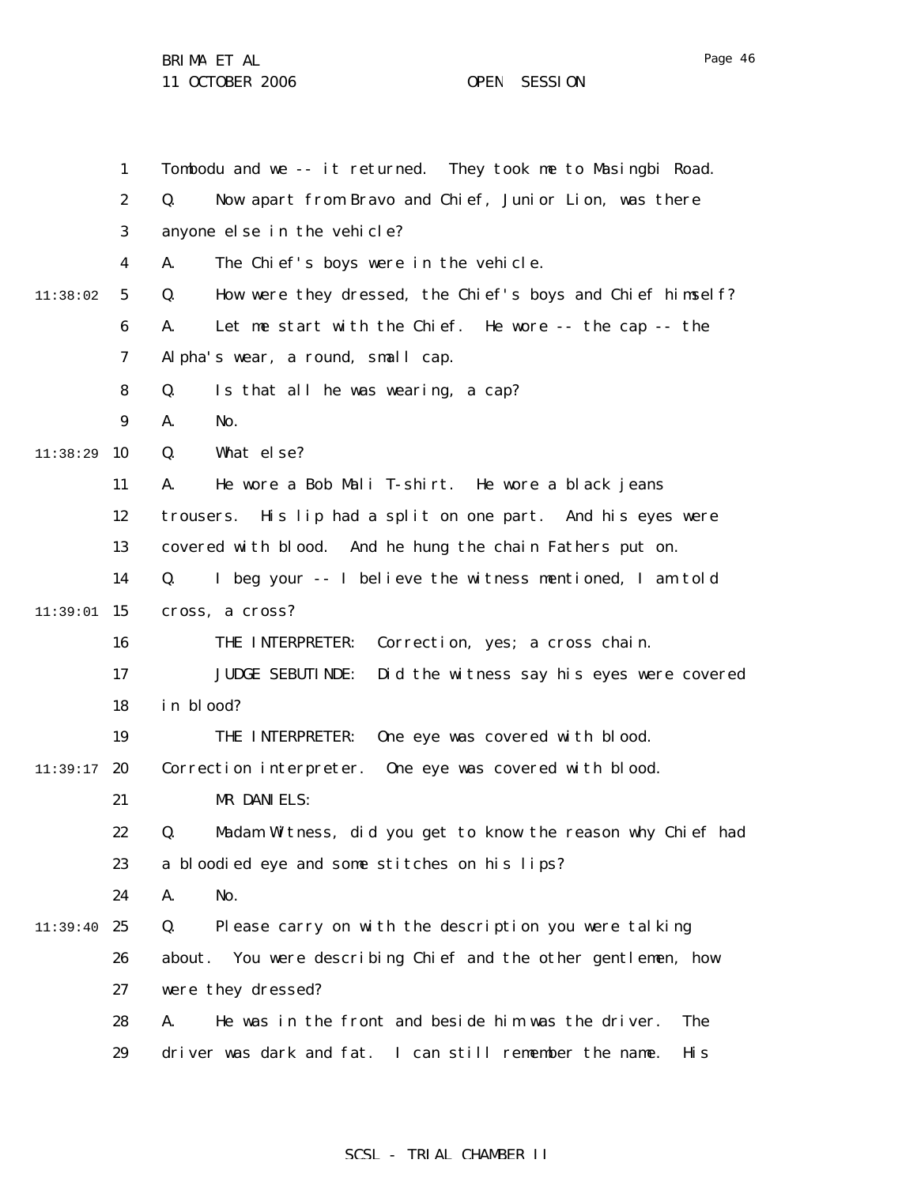Tombodu and we -- it returned. They took me to Masingbi Road.

Q. Now apart from Bravo and Chief, Junior Lion, was there anyone else in the vehicle?

A. The Chief's boys were in the vehicle.

Q. How were they dressed, the Chief's boys and Chief himself?

A. Let me start with the Chief. He wore -- the cap -- the Alpha's wear, a round, small cap.

Q. Is that all he was wearing, a cap?

A. No.

Q. What else?

A. He wore a Bob Mali T-shirt. He wore a black jeans trousers. His lip had a split on one part. And his eyes were covered with blood. And he hung the chain Fathers put on.

Q. I beg your -- I believe the witness mentioned, I am told cross, a cross?

THE INTERPRETER: Correction, yes; a cross chain.

JUDGE SEBUTINDE: Did the witness say his eyes were covered in blood?

THE INTERPRETER: One eye was covered with blood. Correction interpreter. One eye was covered with blood.

MR DANIELS:

Q. Madam Witness, did you get to know the reason why Chief had a bloodied eye and some stitches on his lips?

A. No.

Q. Please carry on with the description you were talking about. You were describing Chief and the other gentlemen, how were they dressed?

A. He was in the front and beside him was the driver. The driver was dark and fat. I can still remember the name. His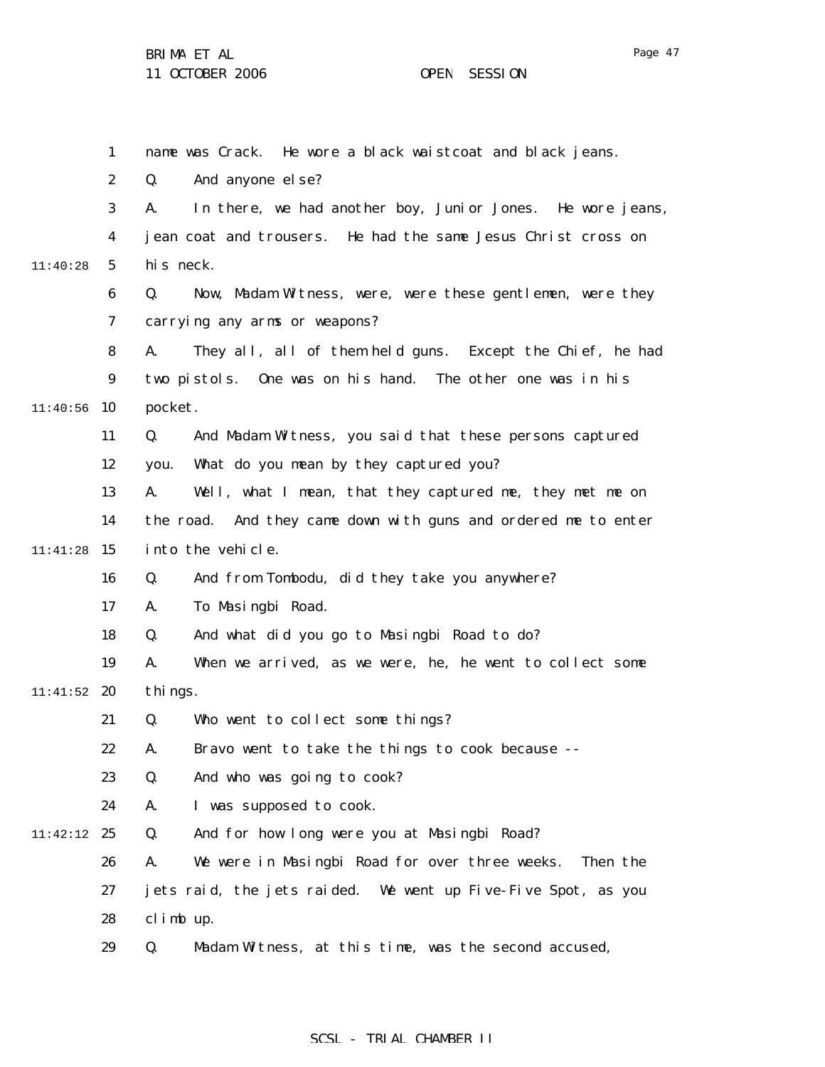name was Crack. He wore a black waistcoat and black jeans.

Q. And anyone else?

A. In there, we had another boy, Junior Jones. He wore jeans, jean coat and trousers. He had the same Jesus Christ cross on his neck.

Q. Now, Madam Witness, were, were these gentlemen, were they carrying any arms or weapons?

A. They all, all of them held guns. Except the Chief, he had two pistols. One was on his hand. The other one was in his pocket.

Q. And Madam Witness, you said that these persons captured you. What do you mean by they captured you?

A. Well, what I mean, that they captured me, they met me on the road. And they came down with guns and ordered me to enter into the vehicle.

Q. And from Tombodu, did they take you anywhere?

A. To Masingbi Road.

Q. And what did you go to Masingbi Road to do?

A. When we arrived, as we were, he, he went to collect some things.

Q. Who went to collect some things?

A. Bravo went to take the things to cook because --

Q. And who was going to cook?

A. I was supposed to cook.

Q. And for how long were you at Masingbi Road?

A. We were in Masingbi Road for over three weeks. Then the jets raid, the jets raided. We went up Five-Five Spot, as you climb up.

Q. Madam Witness, at this time, was the second accused,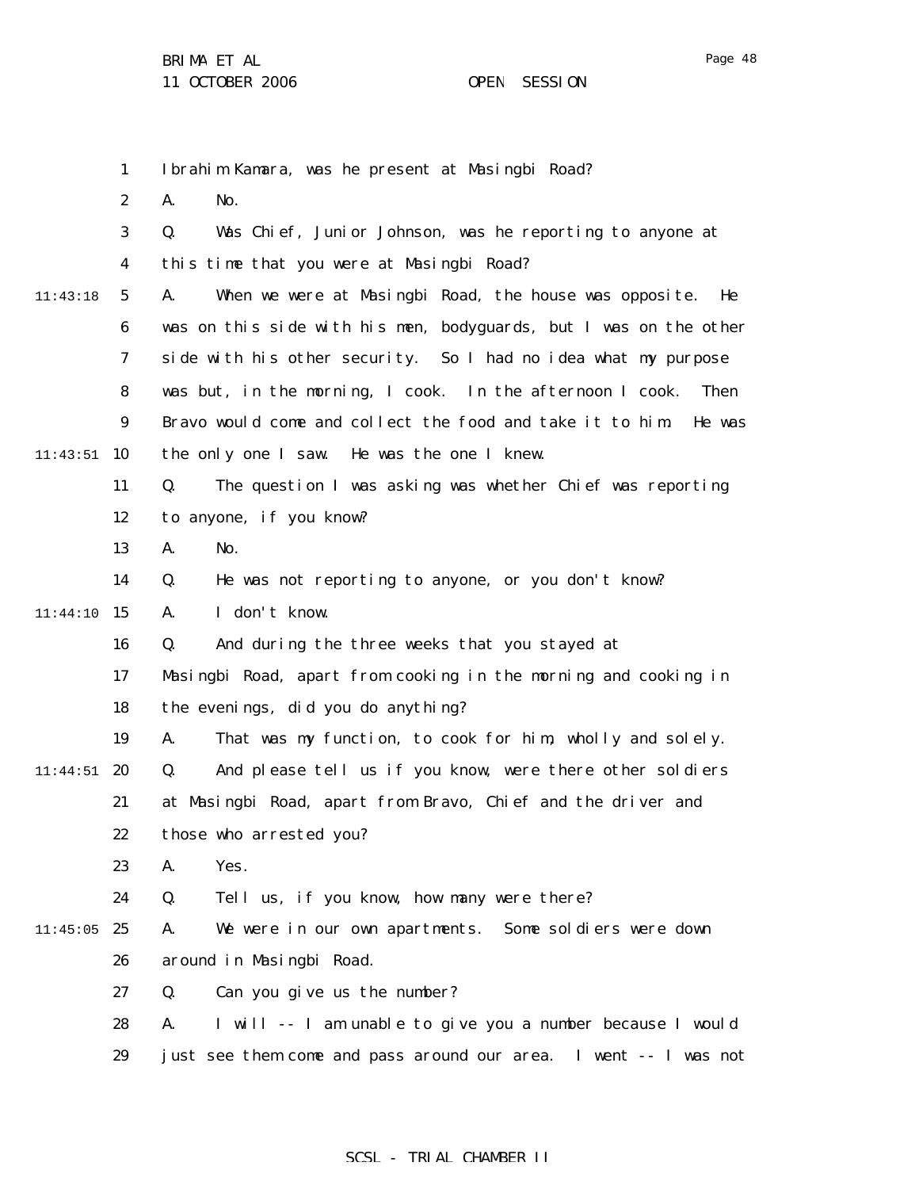Ibrahim Kamara, was he present at Masingbi Road?

A. No.

Q. Was Chief, Junior Johnson, was he reporting to anyone at this time that you were at Masingbi Road?

A. When we were at Masingbi Road, the house was opposite. He was on this side with his men, bodyguards, but I was on the other side with his other security. So I had no idea what my purpose was but, in the morning, I cook. In the afternoon I cook. Then Bravo would come and collect the food and take it to him. He was the only one I saw. He was the one I knew.

Q. The question I was asking was whether Chief was reporting to anyone, if you know?

A. No.

Q. He was not reporting to anyone, or you don't know?

A. I don't know.

Q. And during the three weeks that you stayed at Masingbi Road, apart from cooking in the morning and cooking in the evenings, did you do anything?

A. That was my function, to cook for him, wholly and solely.

Q. And please tell us if you know, were there other soldiers at Masingbi Road, apart from Bravo, Chief and the driver and those who arrested you?

A. Yes.

Q. Tell us, if you know, how many were there?

A. We were in our own apartments. Some soldiers were down around in Masingbi Road.

Q. Can you give us the number?

A. I will -- I am unable to give you a number because I would just see them come and pass around our area. I went -- I was not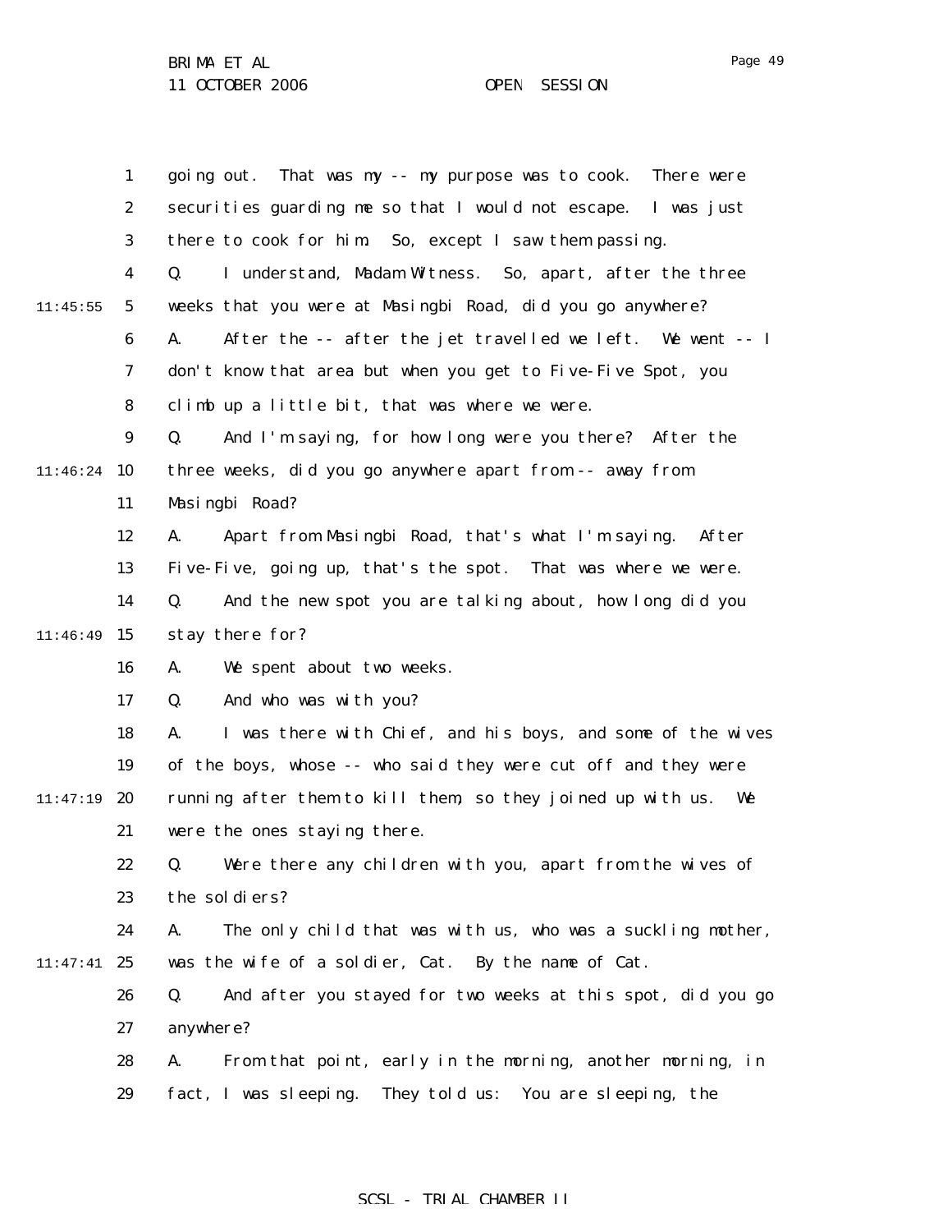going out. That was my -- my purpose was to cook. There were securities guarding me so that I would not escape. I was just there to cook for him. So, except I saw them passing.

Q. I understand, Madam Witness. So, apart, after the three weeks that you were at Masingbi Road, did you go anywhere?

A. After the -- after the jet travelled we left. We went -- I don't know that area but when you get to Five-Five Spot, you climb up a little bit, that was where we were.

Q. And I'm saying, for how long were you there? After the three weeks, did you go anywhere apart from -- away from Masingbi Road?

A. Apart from Masingbi Road, that's what I'm saying. After Five-Five, going up, that's the spot. That was where we were.

Q. And the new spot you are talking about, how long did you stay there for?

A. We spent about two weeks.

Q. And who was with you?

A. I was there with Chief, and his boys, and some of the wives of the boys, whose -- who said they were cut off and they were running after them to kill them, so they joined up with us. We were the ones staying there.

Q. Were there any children with you, apart from the wives of the soldiers?

A. The only child that was with us, who was a suckling mother, was the wife of a soldier, Cat. By the name of Cat.

Q. And after you stayed for two weeks at this spot, did you go anywhere?

A. From that point, early in the morning, another morning, in fact, I was sleeping. They told us: You are sleeping, the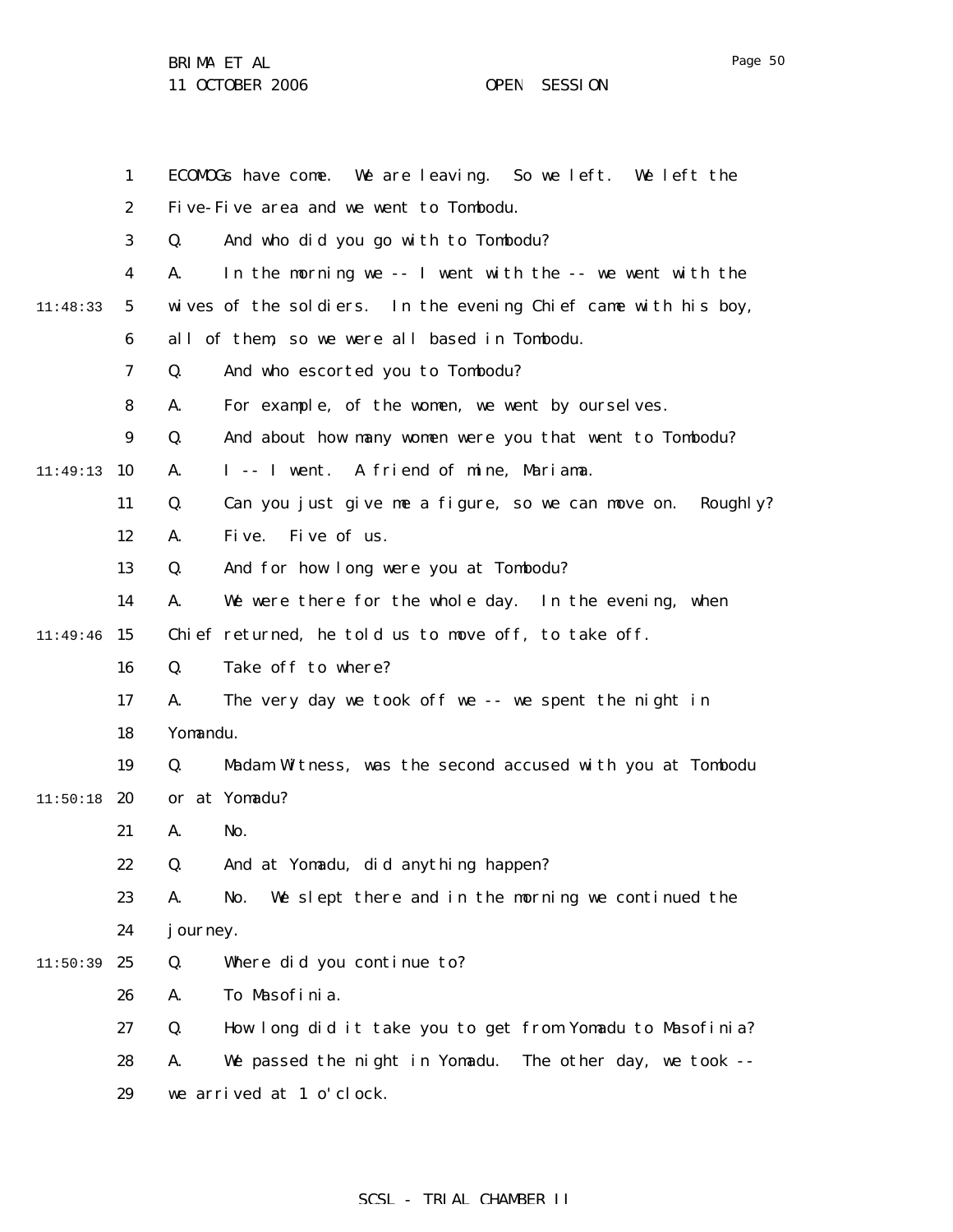ECOMOGs have come. We are leaving. So we left. We left the Five-Five area and we went to Tombodu.

Q. And who did you go with to Tombodu?

A. In the morning we -- I went with the -- we went with the wives of the soldiers. In the evening Chief came with his boy, all of them, so we were all based in Tombodu.

Q. And who escorted you to Tombodu?

A. For example, of the women, we went by ourselves.

Q. And about how many women were you that went to Tombodu?

A. I -- I went. A friend of mine, Mariama.

Q. Can you just give me a figure, so we can move on. Roughly?

A. Five. Five of us.

Q. And for how long were you at Tombodu?

A. We were there for the whole day. In the evening, when Chief returned, he told us to move off, to take off.

Q. Take off to where?

A. The very day we took off we -- we spent the night in Yomandu.

Q. Madam Witness, was the second accused with you at Tombodu or at Yomadu?

A. No.

Q. And at Yomadu, did anything happen?

A. No. We slept there and in the morning we continued the journey.

Q. Where did you continue to?

A. To Masofinia.

Q. How long did it take you to get from Yomadu to Masofinia?

A. We passed the night in Yomadu. The other day, we took -- we arrived at 1 o'clock.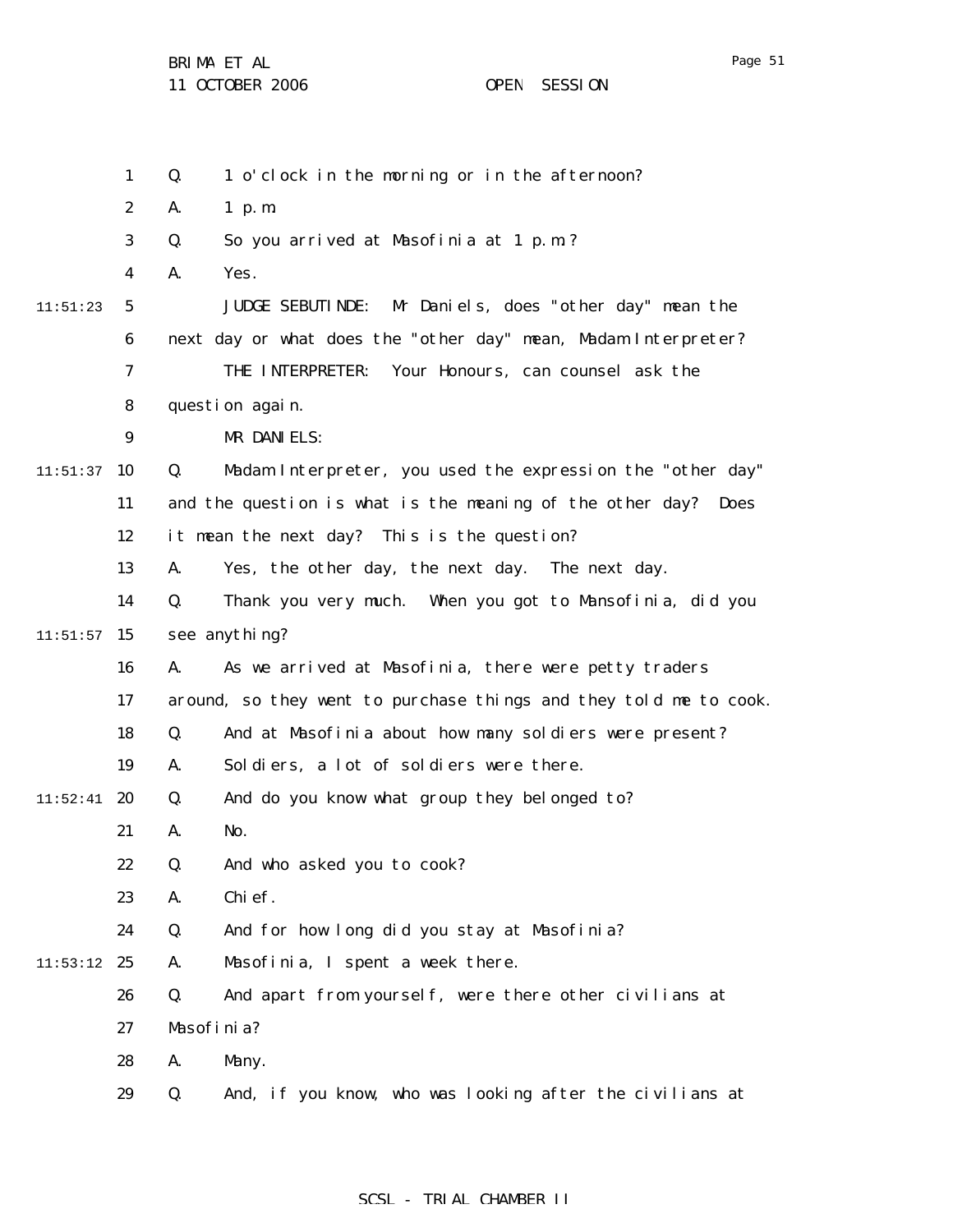Q. 1 o'clock in the morning or in the afternoon?

A. 1 p.m.

Q. So you arrived at Masofinia at 1 p.m.?

A. Yes.

JUDGE SEBUTINDE: Mr Daniels, does "other day" mean the next day or what does the "other day" mean, Madam Interpreter?

THE INTERPRETER: Your Honours, can counsel ask the question again.

MR DANIELS:

Q. Madam Interpreter, you used the expression the "other day" and the question is what is the meaning of the other day? Does it mean the next day? This is the question?

A. Yes, the other day, the next day. The next day.

Q. Thank you very much. When you got to Mansofinia, did you see anything?

A. As we arrived at Masofinia, there were petty traders around, so they went to purchase things and they told me to cook.

Q. And at Masofinia about how many soldiers were present?

A. Soldiers, a lot of soldiers were there.

Q. And do you know what group they belonged to?

A. No.

Q. And who asked you to cook?

A. Chief.

Q. And for how long did you stay at Masofinia?

A. Masofinia, I spent a week there.

Q. And apart from yourself, were there other civilians at Masofinia?

A. Many.

Q. And, if you know, who was looking after the civilians at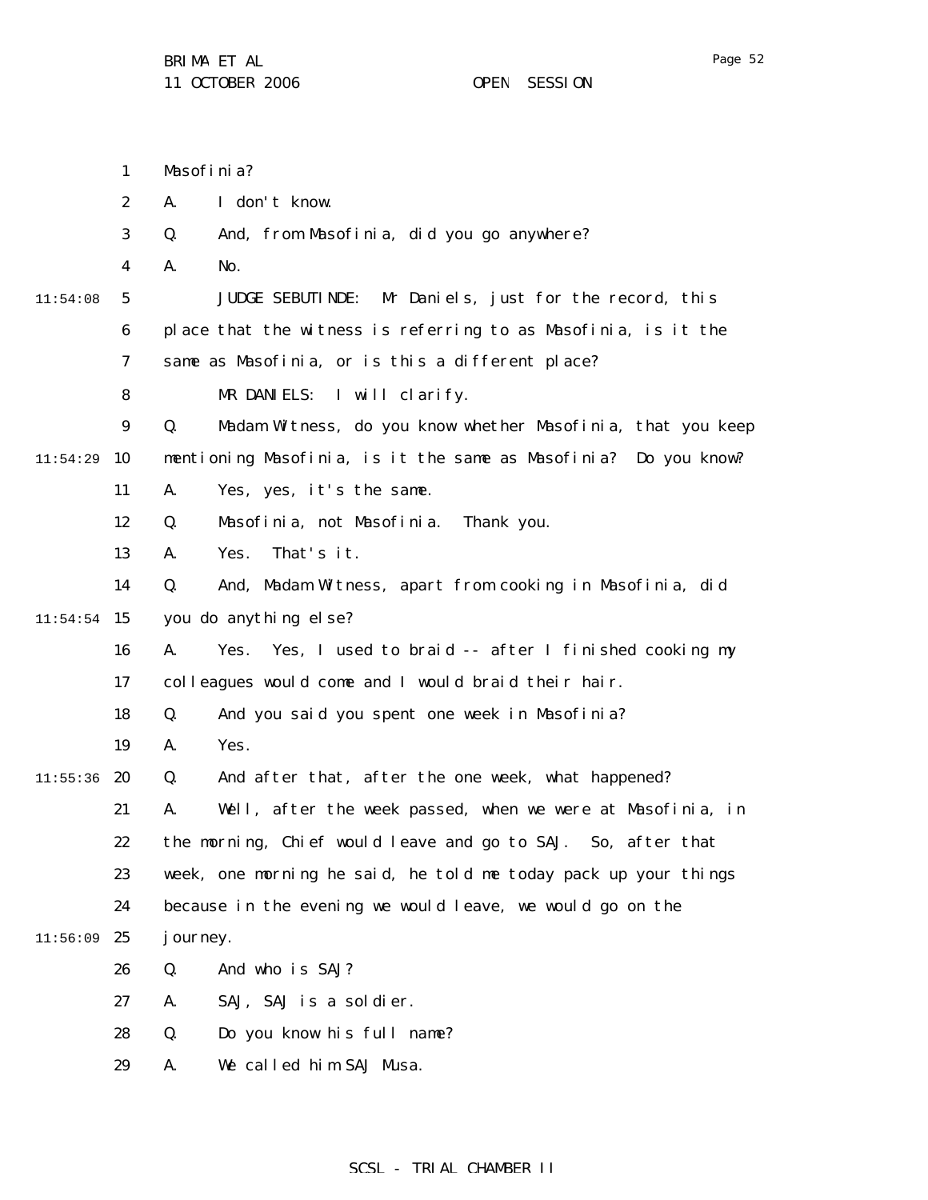Masofinia?

A. I don't know.

Q. And, from Masofinia, did you go anywhere?

A. No.

JUDGE SEBUTINDE: Mr Daniels, just for the record, this place that the witness is referring to as Masofinia, is it the same as Masofinia, or is this a different place?

MR DANIELS: I will clarify.

Q. Madam Witness, do you know whether Masofinia, that you keep mentioning Masofinia, is it the same as Masofinia? Do you know?

A. Yes, yes, it's the same.

Q. Masofinia, not Masofinia. Thank you.

A. Yes. That's it.

Q. And, Madam Witness, apart from cooking in Masofinia, did you do anything else?

A. Yes. Yes, I used to braid -- after I finished cooking my colleagues would come and I would braid their hair.

Q. And you said you spent one week in Masofinia?

A. Yes.

Q. And after that, after the one week, what happened?

A. Well, after the week passed, when we were at Masofinia, in the morning, Chief would leave and go to SAJ. So, after that week, one morning he said, he told me today pack up your things because in the evening we would leave, we would go on the journey.

Q. And who is SAJ?

A. SAJ, SAJ is a soldier.

Q. Do you know his full name?

A. We called him SAJ Musa.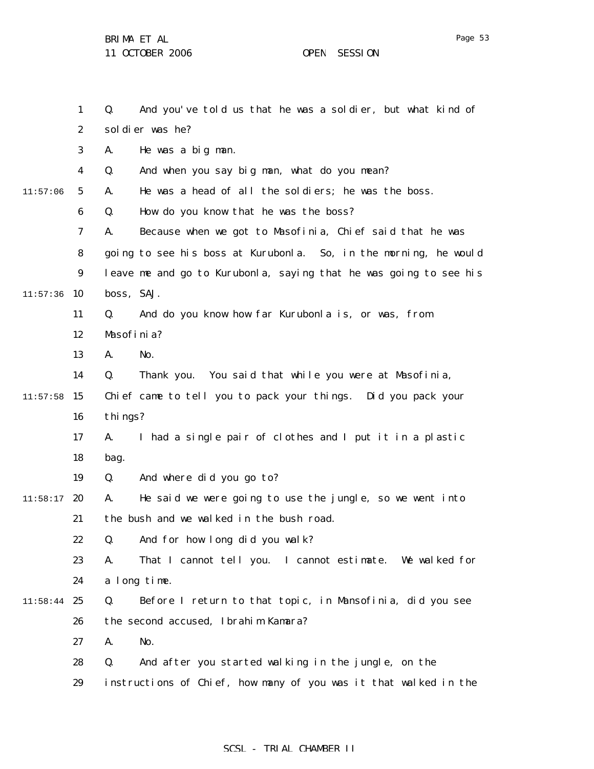1 Q. And you've told us that he was a soldier, but what kind of
2 soldier was he?
3 A. He was a big man.
4 Q. And when you say big man, what do you mean?
11:57:06 5 A. He was a head of all the soldiers; he was the boss.
6 Q. How do you know that he was the boss?
7 A. Because when we got to Masofinia, Chief said that he was
8 going to see his boss at Kurubonla. So, in the morning, he would
9 leave me and go to Kurubonla, saying that he was going to see his
11:57:36 10 boss, SAJ.
11 Q. And do you know how far Kurubonla is, or was, from
12 Masofinia?
13 A. No.
14 Q. Thank you. You said that while you were at Masofinia,
11:57:58 15 Chief came to tell you to pack your things. Did you pack your
16 things?
17 A. I had a single pair of clothes and I put it in a plastic
18 bag.
19 Q. And where did you go to?
11:58:17 20 A. He said we were going to use the jungle, so we went into
21 the bush and we walked in the bush road.
22 Q. And for how long did you walk?
23 A. That I cannot tell you. I cannot estimate. We walked for
24 a long time.
11:58:44 25 Q. Before I return to that topic, in Mansofinia, did you see
26 the second accused, Ibrahim Kamara?
27 A. No.
28 Q. And after you started walking in the jungle, on the
29 instructions of Chief, how many of you was it that walked in the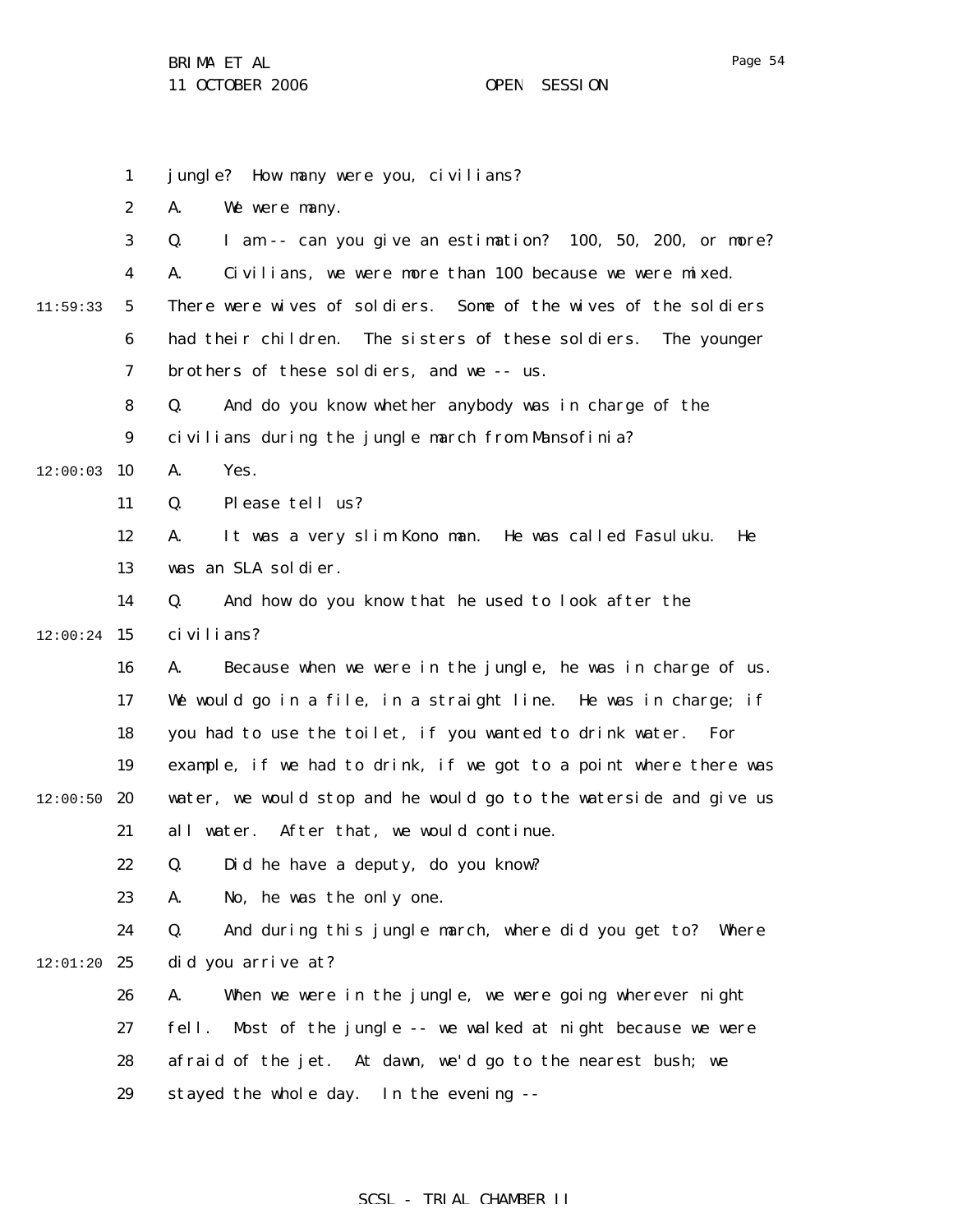jungle? How many were you, civilians?

A. We were many.

Q. I am -- can you give an estimation? 100, 50, 200, or more?

A. Civilians, we were more than 100 because we were mixed. There were wives of soldiers. Some of the wives of the soldiers had their children. The sisters of these soldiers. The younger brothers of these soldiers, and we -- us.

Q. And do you know whether anybody was in charge of the civilians during the jungle march from Mansofinia?

A. Yes.

Q. Please tell us?

A. It was a very slim Kono man. He was called Fasuluku. He was an SLA soldier.

Q. And how do you know that he used to look after the civilians?

A. Because when we were in the jungle, he was in charge of us. We would go in a file, in a straight line. He was in charge; if you had to use the toilet, if you wanted to drink water. For example, if we had to drink, if we got to a point where there was water, we would stop and he would go to the waterside and give us all water. After that, we would continue.

Q. Did he have a deputy, do you know?

A. No, he was the only one.

Q. And during this jungle march, where did you get to? Where did you arrive at?

A. When we were in the jungle, we were going wherever night fell. Most of the jungle -- we walked at night because we were afraid of the jet. At dawn, we'd go to the nearest bush; we stayed the whole day. In the evening --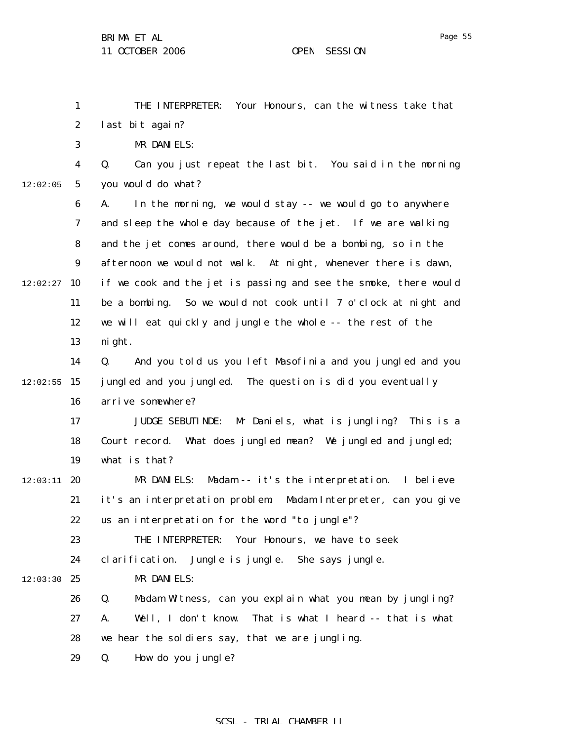THE INTERPRETER: Your Honours, can the witness take that last bit again?

MR DANIELS:

Q. Can you just repeat the last bit. You said in the morning you would do what?

A. In the morning, we would stay -- we would go to anywhere and sleep the whole day because of the jet. If we are walking and the jet comes around, there would be a bombing, so in the afternoon we would not walk. At night, whenever there is dawn, if we cook and the jet is passing and see the smoke, there would be a bombing. So we would not cook until 7 o'clock at night and we will eat quickly and jungle the whole -- the rest of the night.

Q. And you told us you left Masofinia and you jungled and you jungled and you jungled. The question is did you eventually arrive somewhere?

JUDGE SEBUTINDE: Mr Daniels, what is jungling? This is a Court record. What does jungled mean? We jungled and jungled; what is that?

MR DANIELS: Madam -- it's the interpretation. I believe it's an interpretation problem. Madam Interpreter, can you give us an interpretation for the word "to jungle"?

THE INTERPRETER: Your Honours, we have to seek clarification. Jungle is jungle. She says jungle.

MR DANIELS:

Q. Madam Witness, can you explain what you mean by jungling?

A. Well, I don't know. That is what I heard -- that is what we hear the soldiers say, that we are jungling.

Q. How do you jungle?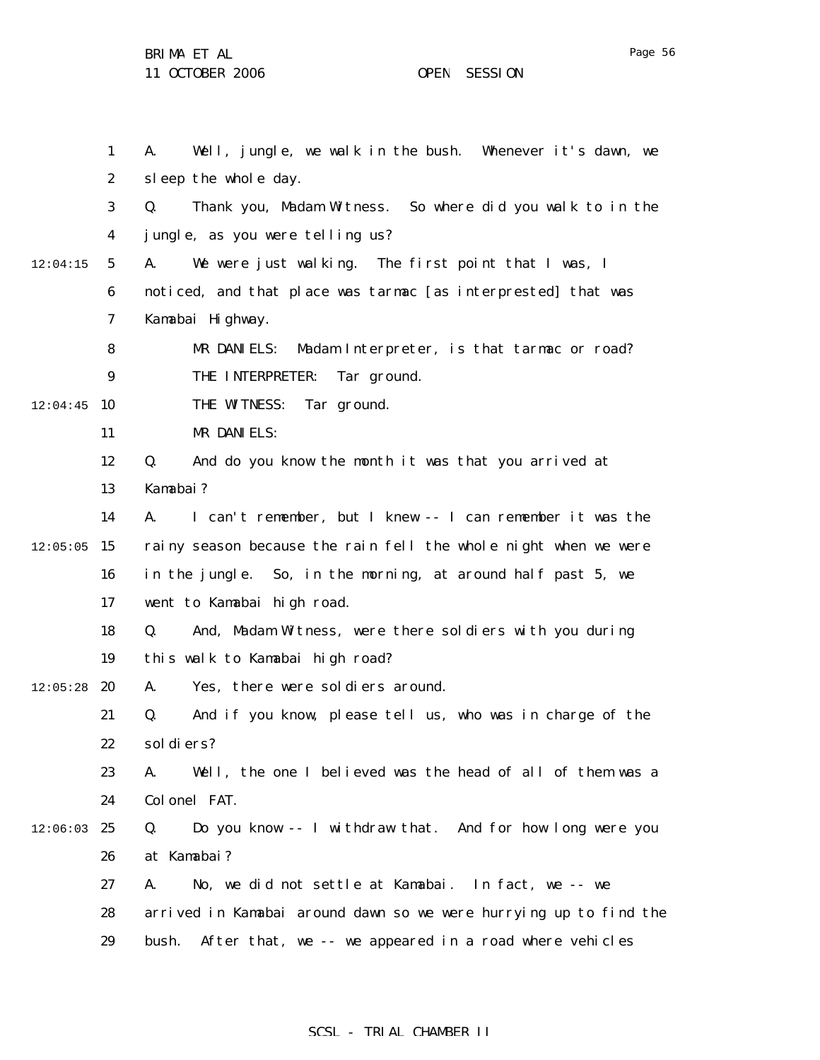A. Well, jungle, we walk in the bush. Whenever it's dawn, we sleep the whole day.

Q. Thank you, Madam Witness. So where did you walk to in the jungle, as you were telling us?

A. We were just walking. The first point that I was, I noticed, and that place was tarmac [as interpreted] that was Kamabai Highway.

MR DANIELS: Madam Interpreter, is that tarmac or road?

THE INTERPRETER: Tar ground.

THE WITNESS: Tar ground.

MR DANIELS:

Q. And do you know the month it was that you arrived at Kamabai?

A. I can't remember, but I knew -- I can remember it was the rainy season because the rain fell the whole night when we were in the jungle. So, in the morning, at around half past 5, we went to Kamabai high road.

Q. And, Madam Witness, were there soldiers with you during this walk to Kamabai high road?

A. Yes, there were soldiers around.

Q. And if you know, please tell us, who was in charge of the soldiers?

A. Well, the one I believed was the head of all of them was a Colonel FAT.

Q. Do you know -- I withdraw that. And for how long were you at Kamabai?

A. No, we did not settle at Kamabai. In fact, we -- we arrived in Kamabai around dawn so we were hurrying up to find the bush. After that, we -- we appeared in a road where vehicles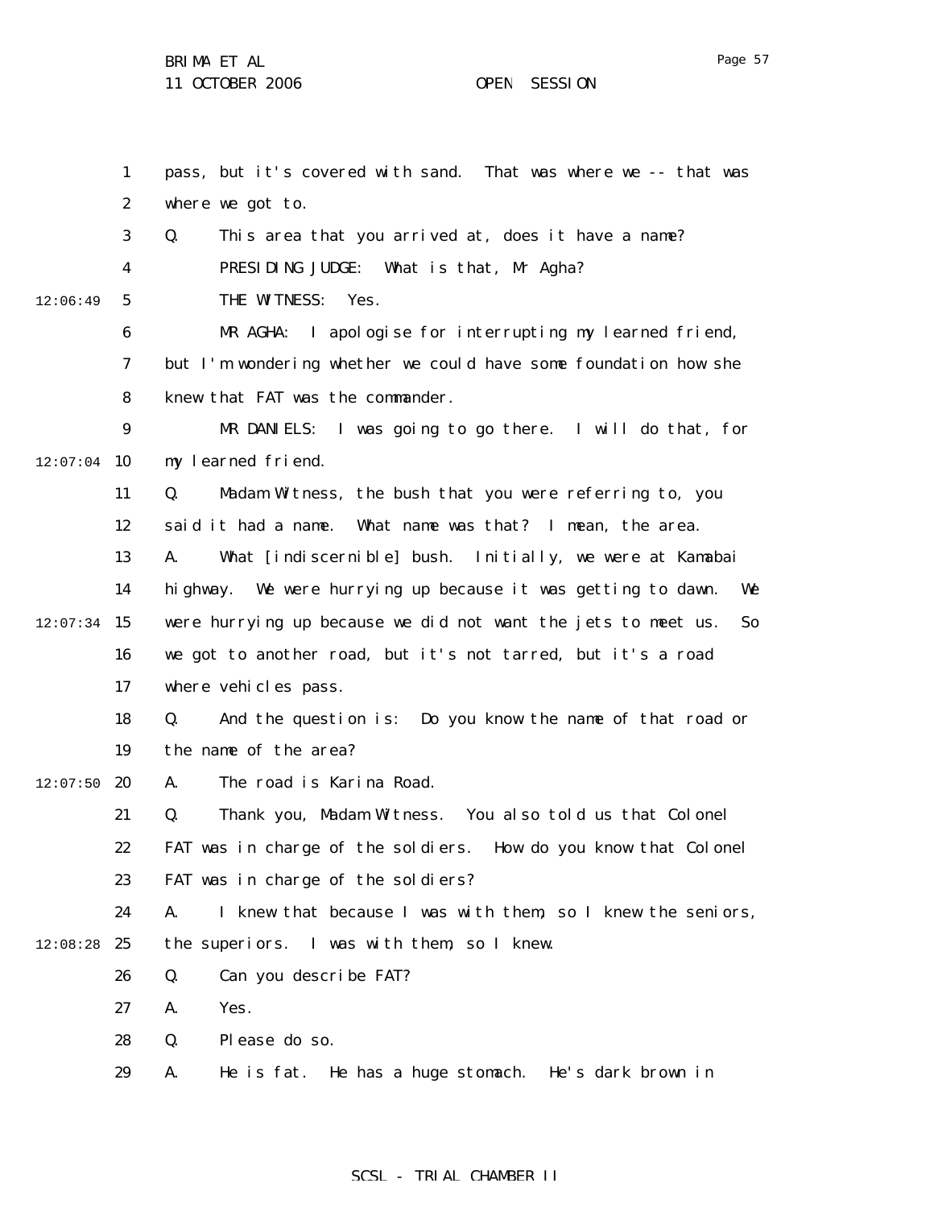pass, but it's covered with sand. That was where we -- that was where we got to.

Q. This area that you arrived at, does it have a name?

PRESIDING JUDGE: What is that, Mr Agha?

THE WITNESS: Yes.

MR AGHA: I apologise for interrupting my learned friend, but I'm wondering whether we could have some foundation how she knew that FAT was the commander.

MR DANIELS: I was going to go there. I will do that, for my learned friend.

Q. Madam Witness, the bush that you were referring to, you said it had a name. What name was that? I mean, the area.

A. What [indiscernible] bush. Initially, we were at Kamabai highway. We were hurrying up because it was getting to dawn. We were hurrying up because we did not want the jets to meet us. So we got to another road, but it's not tarred, but it's a road where vehicles pass.

Q. And the question is: Do you know the name of that road or the name of the area?

A. The road is Karina Road.

Q. Thank you, Madam Witness. You also told us that Colonel FAT was in charge of the soldiers. How do you know that Colonel FAT was in charge of the soldiers?

A. I knew that because I was with them, so I knew the seniors, the superiors. I was with them, so I knew.

Q. Can you describe FAT?

A. Yes.

Q. Please do so.

A. He is fat. He has a huge stomach. He's dark brown in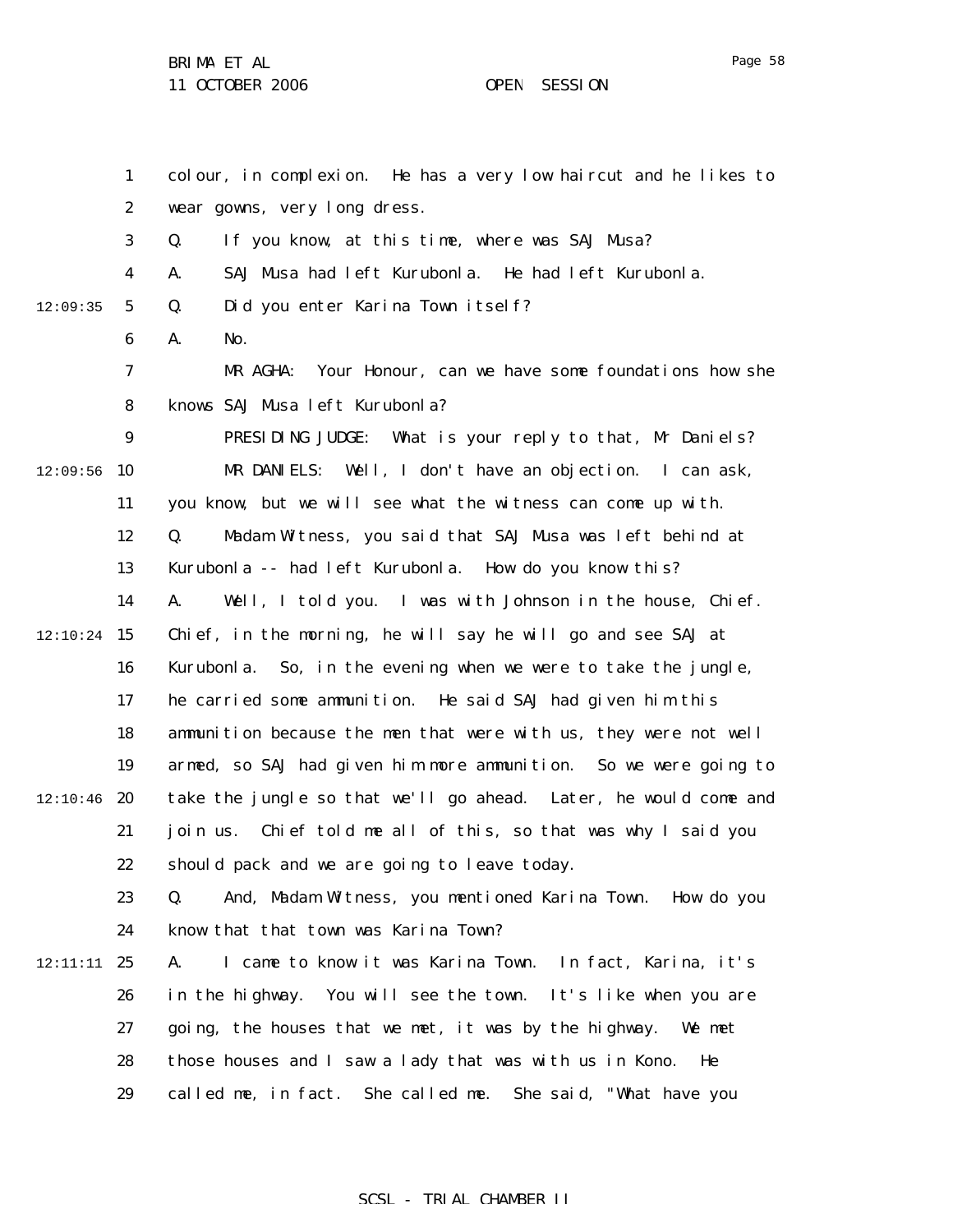colour, in complexion. He has a very low haircut and he likes to wear gowns, very long dress.

Q. If you know, at this time, where was SAJ Musa?

A. SAJ Musa had left Kurubonla. He had left Kurubonla.

Q. Did you enter Karina Town itself?

A. No.

MR AGHA: Your Honour, can we have some foundations how she knows SAJ Musa left Kurubonla?

PRESIDING JUDGE: What is your reply to that, Mr Daniels?

MR DANIELS: Well, I don't have an objection. I can ask, you know, but we will see what the witness can come up with.

Q. Madam Witness, you said that SAJ Musa was left behind at Kurubonla -- had left Kurubonla. How do you know this?

A. Well, I told you. I was with Johnson in the house, Chief. Chief, in the morning, he will say he will go and see SAJ at Kurubonla. So, in the evening when we were to take the jungle, he carried some ammunition. He said SAJ had given him this ammunition because the men that were with us, they were not well armed, so SAJ had given him more ammunition. So we were going to take the jungle so that we'll go ahead. Later, he would come and join us. Chief told me all of this, so that was why I said you should pack and we are going to leave today.

Q. And, Madam Witness, you mentioned Karina Town. How do you know that that town was Karina Town?

A. I came to know it was Karina Town. In fact, Karina, it's in the highway. You will see the town. It's like when you are going, the houses that we met, it was by the highway. We met those houses and I saw a lady that was with us in Kono. He called me, in fact. She called me. She said, "What have you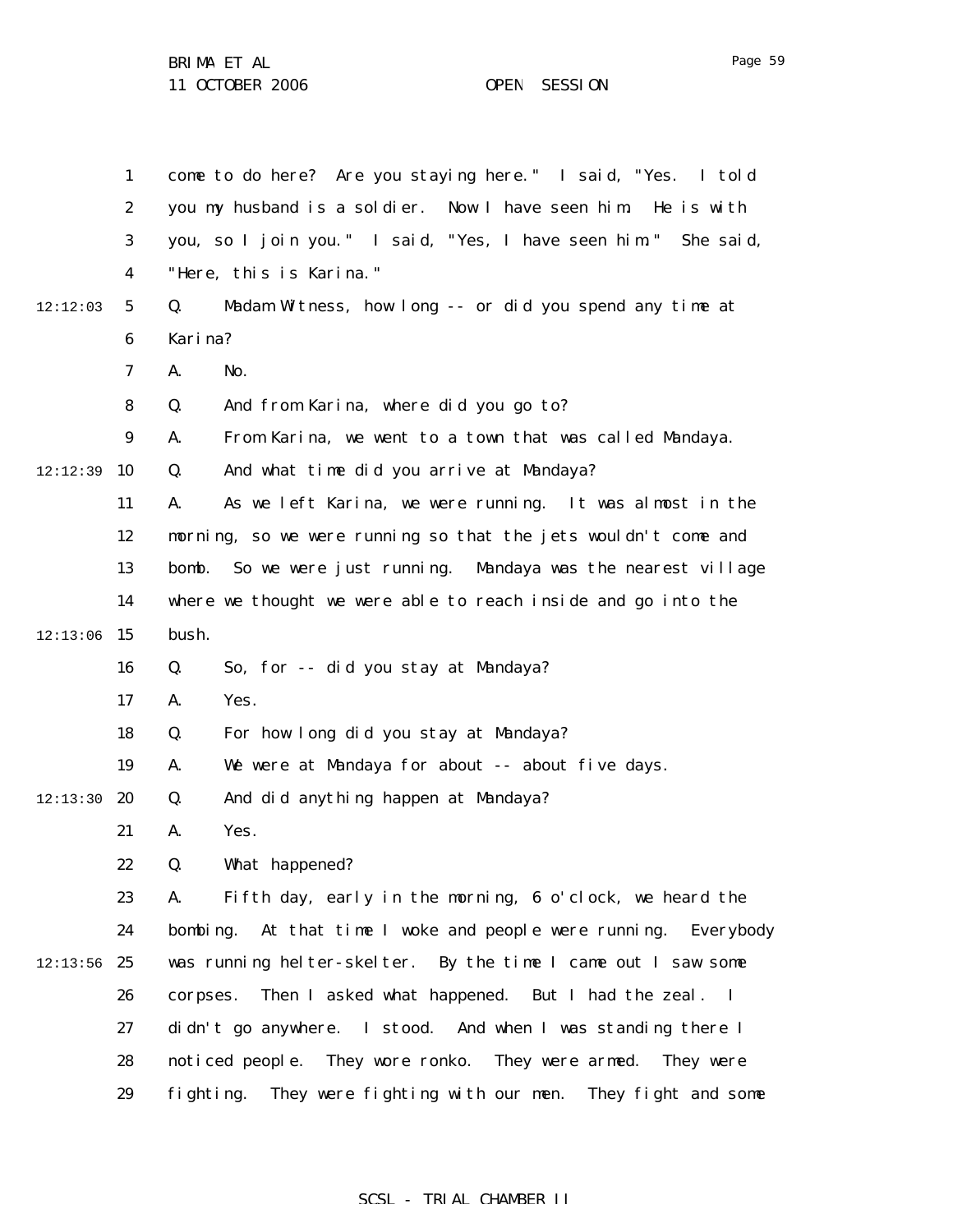come to do here? Are you staying here." I said, "Yes. I told you my husband is a soldier. Now I have seen him. He is with you, so I join you." I said, "Yes, I have seen him." She said, "Here, this is Karina."

Q. Madam Witness, how long -- or did you spend any time at Karina?

A. No.

Q. And from Karina, where did you go to?

A. From Karina, we went to a town that was called Mandaya.

Q. And what time did you arrive at Mandaya?

A. As we left Karina, we were running. It was almost in the morning, so we were running so that the jets wouldn't come and bomb. So we were just running. Mandaya was the nearest village where we thought we were able to reach inside and go into the bush.

Q. So, for -- did you stay at Mandaya?

A. Yes.

Q. For how long did you stay at Mandaya?

A. We were at Mandaya for about -- about five days.

Q. And did anything happen at Mandaya?

A. Yes.

Q. What happened?

A. Fifth day, early in the morning, 6 o'clock, we heard the bombing. At that time I woke and people were running. Everybody was running helter-skelter. By the time I came out I saw some corpses. Then I asked what happened. But I had the zeal. I didn't go anywhere. I stood. And when I was standing there I noticed people. They wore ronko. They were armed. They were fighting. They were fighting with our men. They fight and some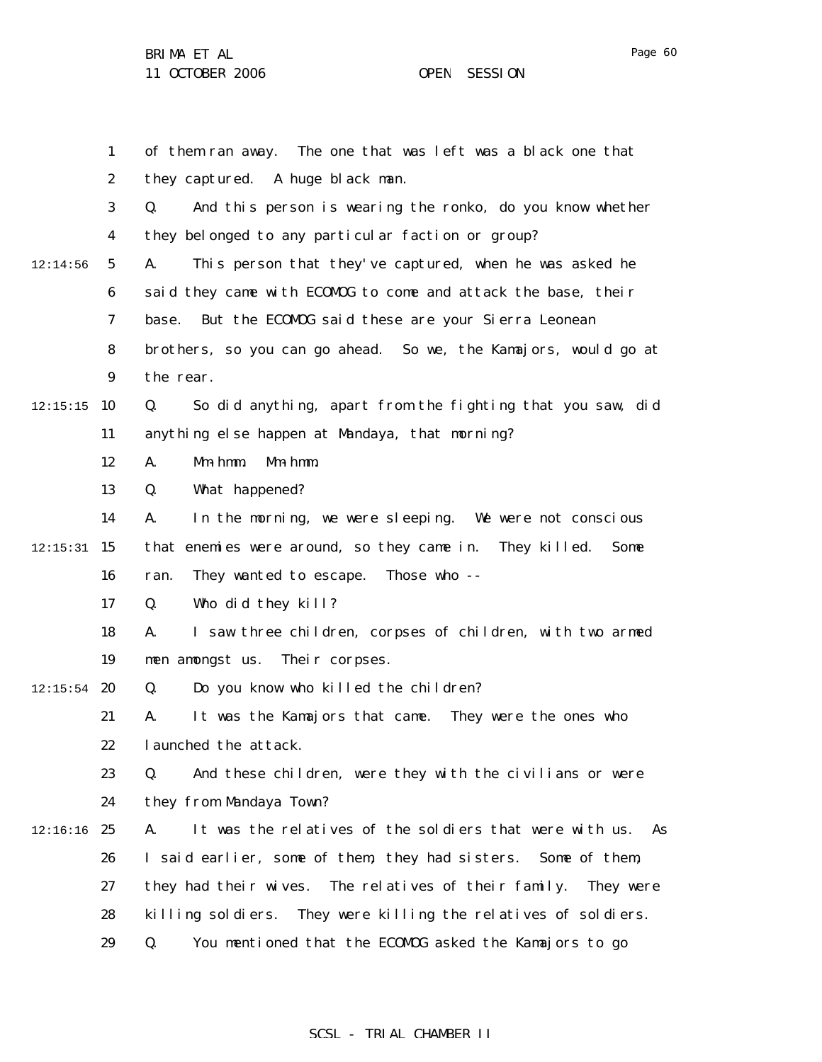of them ran away. The one that was left was a black one that they captured. A huge black man.

Q. And this person is wearing the ronko, do you know whether they belonged to any particular faction or group?

A. This person that they've captured, when he was asked he said they came with ECOMOG to come and attack the base, their base. But the ECOMOG said these are your Sierra Leonean brothers, so you can go ahead. So we, the Kamajors, would go at the rear.

Q. So did anything, apart from the fighting that you saw, did anything else happen at Mandaya, that morning?

A. Mm-hmm. Mm-hmm.

Q. What happened?

A. In the morning, we were sleeping. We were not conscious that enemies were around, so they came in. They killed. Some ran. They wanted to escape. Those who --

Q. Who did they kill?

A. I saw three children, corpses of children, with two armed men amongst us. Their corpses.

Q. Do you know who killed the children?

A. It was the Kamajors that came. They were the ones who launched the attack.

Q. And these children, were they with the civilians or were they from Mandaya Town?

A. It was the relatives of the soldiers that were with us. As I said earlier, some of them, they had sisters. Some of them, they had their wives. The relatives of their family. They were killing soldiers. They were killing the relatives of soldiers.

Q. You mentioned that the ECOMOG asked the Kamajors to go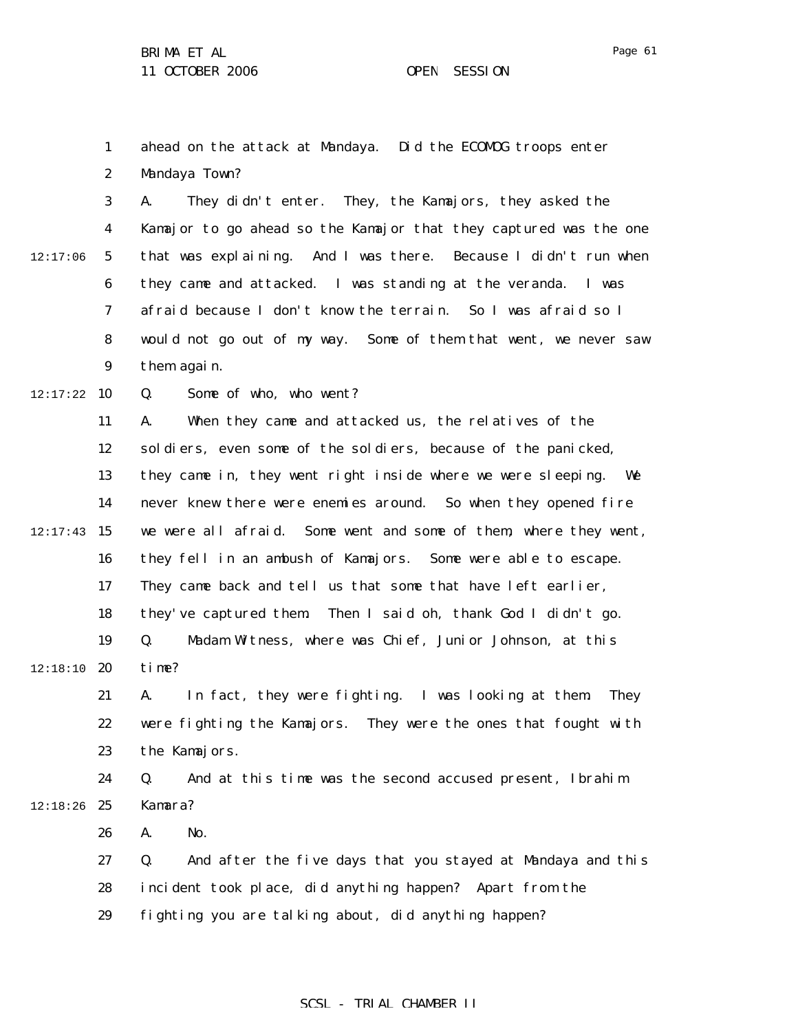ahead on the attack at Mandaya. Did the ECOMOG troops enter Mandaya Town?

A. They didn't enter. They, the Kamajors, they asked the Kamajor to go ahead so the Kamajor that they captured was the one that was explaining. And I was there. Because I didn't run when they came and attacked. I was standing at the veranda. I was afraid because I don't know the terrain. So I was afraid so I would not go out of my way. Some of them that went, we never saw them again.

Q. Some of who, who went?

A. When they came and attacked us, the relatives of the soldiers, even some of the soldiers, because of the panicked, they came in, they went right inside where we were sleeping. We never knew there were enemies around. So when they opened fire we were all afraid. Some went and some of them, where they went, they fell in an ambush of Kamajors. Some were able to escape. They came back and tell us that some that have left earlier, they've captured them. Then I said oh, thank God I didn't go.

Q. Madam Witness, where was Chief, Junior Johnson, at this time?

A. In fact, they were fighting. I was looking at them. They were fighting the Kamajors. They were the ones that fought with the Kamajors.

Q. And at this time was the second accused present, Ibrahim Kamara?

A. No.

Q. And after the five days that you stayed at Mandaya and this incident took place, did anything happen? Apart from the fighting you are talking about, did anything happen?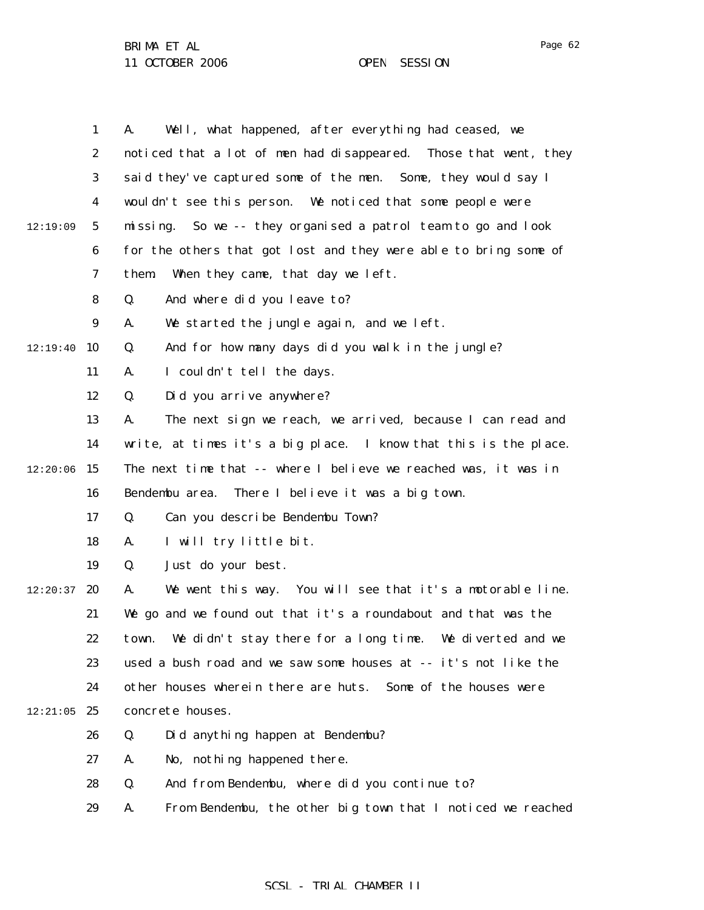A. Well, what happened, after everything had ceased, we noticed that a lot of men had disappeared. Those that went, they said they've captured some of the men. Some, they would say I wouldn't see this person. We noticed that some people were missing. So we -- they organised a patrol team to go and look for the others that got lost and they were able to bring some of them. When they came, that day we left.

Q. And where did you leave to?

A. We started the jungle again, and we left.

Q. And for how many days did you walk in the jungle?

A. I couldn't tell the days.

Q. Did you arrive anywhere?

A. The next sign we reach, we arrived, because I can read and write, at times it's a big place. I know that this is the place. The next time that -- where I believe we reached was, it was in Bendembu area. There I believe it was a big town.

Q. Can you describe Bendembu Town?

A. I will try little bit.

Q. Just do your best.

A. We went this way. You will see that it's a motorable line. We go and we found out that it's a roundabout and that was the town. We didn't stay there for a long time. We diverted and we used a bush road and we saw some houses at -- it's not like the other houses wherein there are huts. Some of the houses were concrete houses.

Q. Did anything happen at Bendembu?

A. No, nothing happened there.

Q. And from Bendembu, where did you continue to?

A. From Bendembu, the other big town that I noticed we reached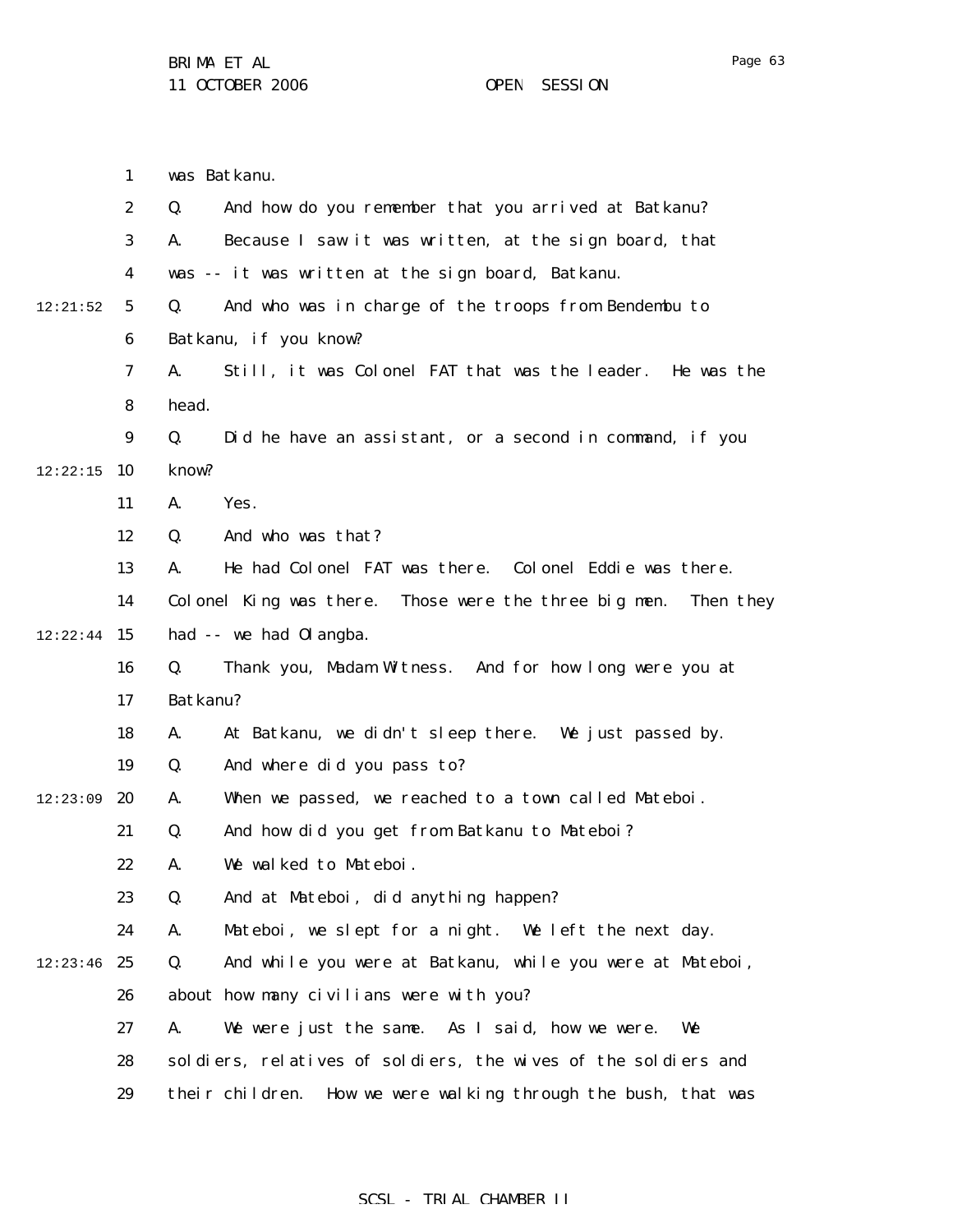was Batkanu.

Q. And how do you remember that you arrived at Batkanu?

A. Because I saw it was written, at the sign board, that was -- it was written at the sign board, Batkanu.

Q. And who was in charge of the troops from Bendembu to Batkanu, if you know?

A. Still, it was Colonel FAT that was the leader. He was the head.

Q. Did he have an assistant, or a second in command, if you know?

A. Yes.

Q. And who was that?

A. He had Colonel FAT was there. Colonel Eddie was there. Colonel King was there. Those were the three big men. Then they had -- we had Olangba.

Q. Thank you, Madam Witness. And for how long were you at Batkanu?

A. At Batkanu, we didn't sleep there. We just passed by.

Q. And where did you pass to?

A. When we passed, we reached to a town called Mateboi.

Q. And how did you get from Batkanu to Mateboi?

A. We walked to Mateboi.

Q. And at Mateboi, did anything happen?

A. Mateboi, we slept for a night. We left the next day.

Q. And while you were at Batkanu, while you were at Mateboi, about how many civilians were with you?

A. We were just the same. As I said, how we were. We soldiers, relatives of soldiers, the wives of the soldiers and their children. How we were walking through the bush, that was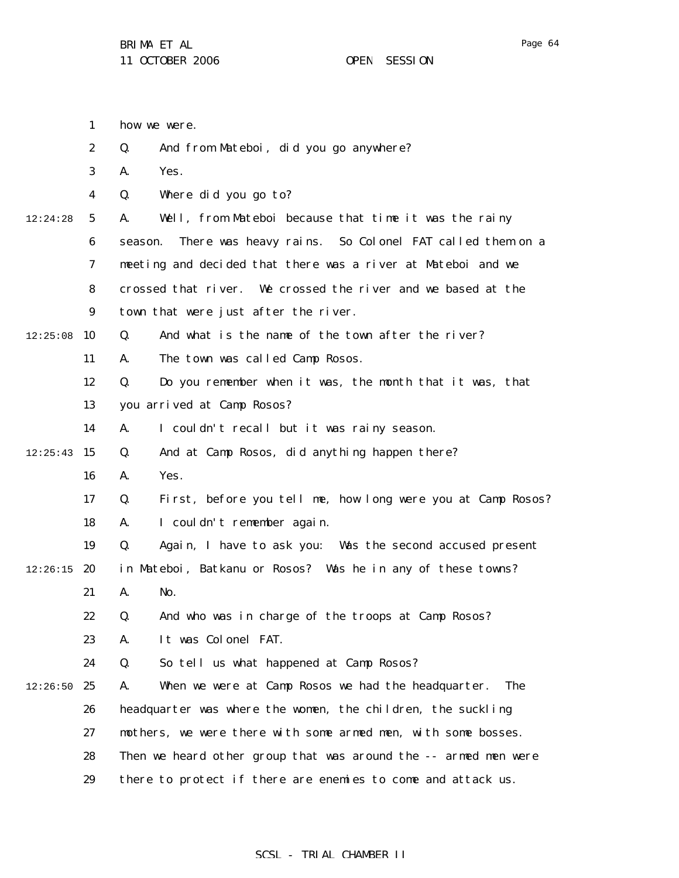how we were.

Q. And from Mateboi, did you go anywhere?

A. Yes.

Q. Where did you go to?

A. Well, from Mateboi because that time it was the rainy season. There was heavy rains. So Colonel FAT called them on a meeting and decided that there was a river at Mateboi and we crossed that river. We crossed the river and we based at the town that were just after the river.

Q. And what is the name of the town after the river?

A. The town was called Camp Rosos.

Q. Do you remember when it was, the month that it was, that you arrived at Camp Rosos?

A. I couldn't recall but it was rainy season.

Q. And at Camp Rosos, did anything happen there?

A. Yes.

Q. First, before you tell me, how long were you at Camp Rosos?

A. I couldn't remember again.

Q. Again, I have to ask you: Was the second accused present in Mateboi, Batkanu or Rosos? Was he in any of these towns?

A. No.

Q. And who was in charge of the troops at Camp Rosos?

A. It was Colonel FAT.

Q. So tell us what happened at Camp Rosos?

A. When we were at Camp Rosos we had the headquarter. The headquarter was where the women, the children, the suckling mothers, we were there with some armed men, with some bosses. Then we heard other group that was around the -- armed men were there to protect if there are enemies to come and attack us.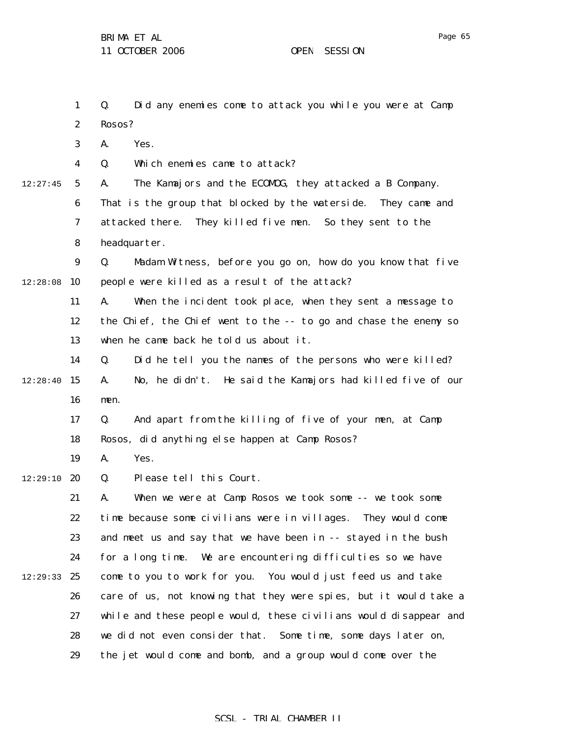Q. Did any enemies come to attack you while you were at Camp Rosos?

A. Yes.

Q. Which enemies came to attack?

A. The Kamajors and the ECOMOG, they attacked a B Company. That is the group that blocked by the waterside. They came and attacked there. They killed five men. So they sent to the headquarter.

Q. Madam Witness, before you go on, how do you know that five people were killed as a result of the attack?

A. When the incident took place, when they sent a message to the Chief, the Chief went to the -- to go and chase the enemy so when he came back he told us about it.

Q. Did he tell you the names of the persons who were killed?

A. No, he didn't. He said the Kamajors had killed five of our men.

Q. And apart from the killing of five of your men, at Camp Rosos, did anything else happen at Camp Rosos?

A. Yes.

Q. Please tell this Court.

A. When we were at Camp Rosos we took some -- we took some time because some civilians were in villages. They would come and meet us and say that we have been in -- stayed in the bush for a long time. We are encountering difficulties so we have come to you to work for you. You would just feed us and take care of us, not knowing that they were spies, but it would take a while and these people would, these civilians would disappear and we did not even consider that. Some time, some days later on, the jet would come and bomb, and a group would come over the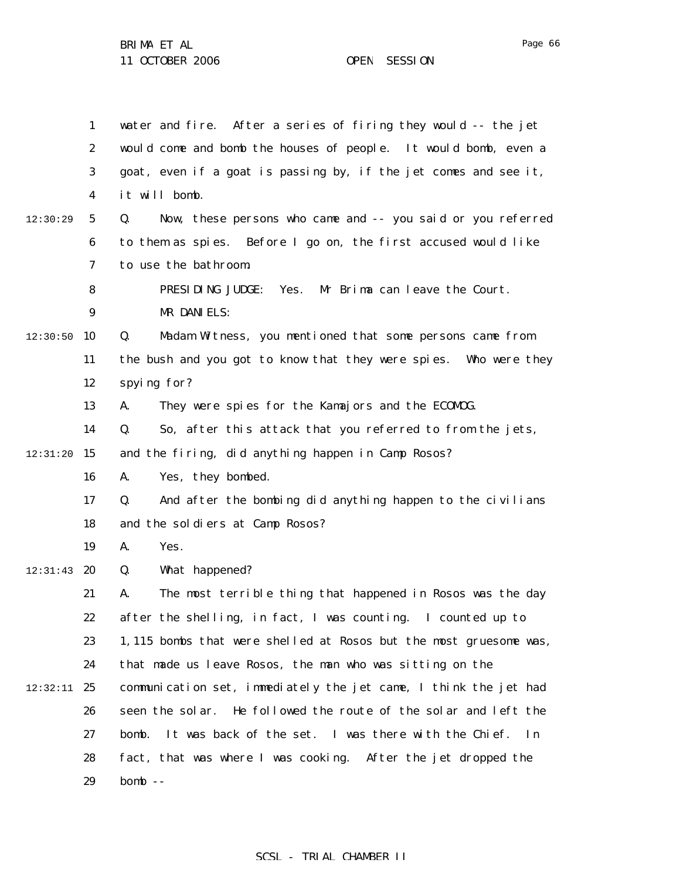water and fire. After a series of firing they would -- the jet would come and bomb the houses of people. It would bomb, even a goat, even if a goat is passing by, if the jet comes and see it, it will bomb.

Q. Now, these persons who came and -- you said or you referred to them as spies. Before I go on, the first accused would like to use the bathroom.

PRESIDING JUDGE: Yes. Mr Brima can leave the Court.

MR DANIELS:

Q. Madam Witness, you mentioned that some persons came from the bush and you got to know that they were spies. Who were they spying for?

A. They were spies for the Kamajors and the ECOMOG.

Q. So, after this attack that you referred to from the jets, and the firing, did anything happen in Camp Rosos?

A. Yes, they bombed.

Q. And after the bombing did anything happen to the civilians and the soldiers at Camp Rosos?

A. Yes.

Q. What happened?

A. The most terrible thing that happened in Rosos was the day after the shelling, in fact, I was counting. I counted up to 1,115 bombs that were shelled at Rosos but the most gruesome was, that made us leave Rosos, the man who was sitting on the communication set, immediately the jet came, I think the jet had seen the solar. He followed the route of the solar and left the bomb. It was back of the set. I was there with the Chief. In fact, that was where I was cooking. After the jet dropped the bomb --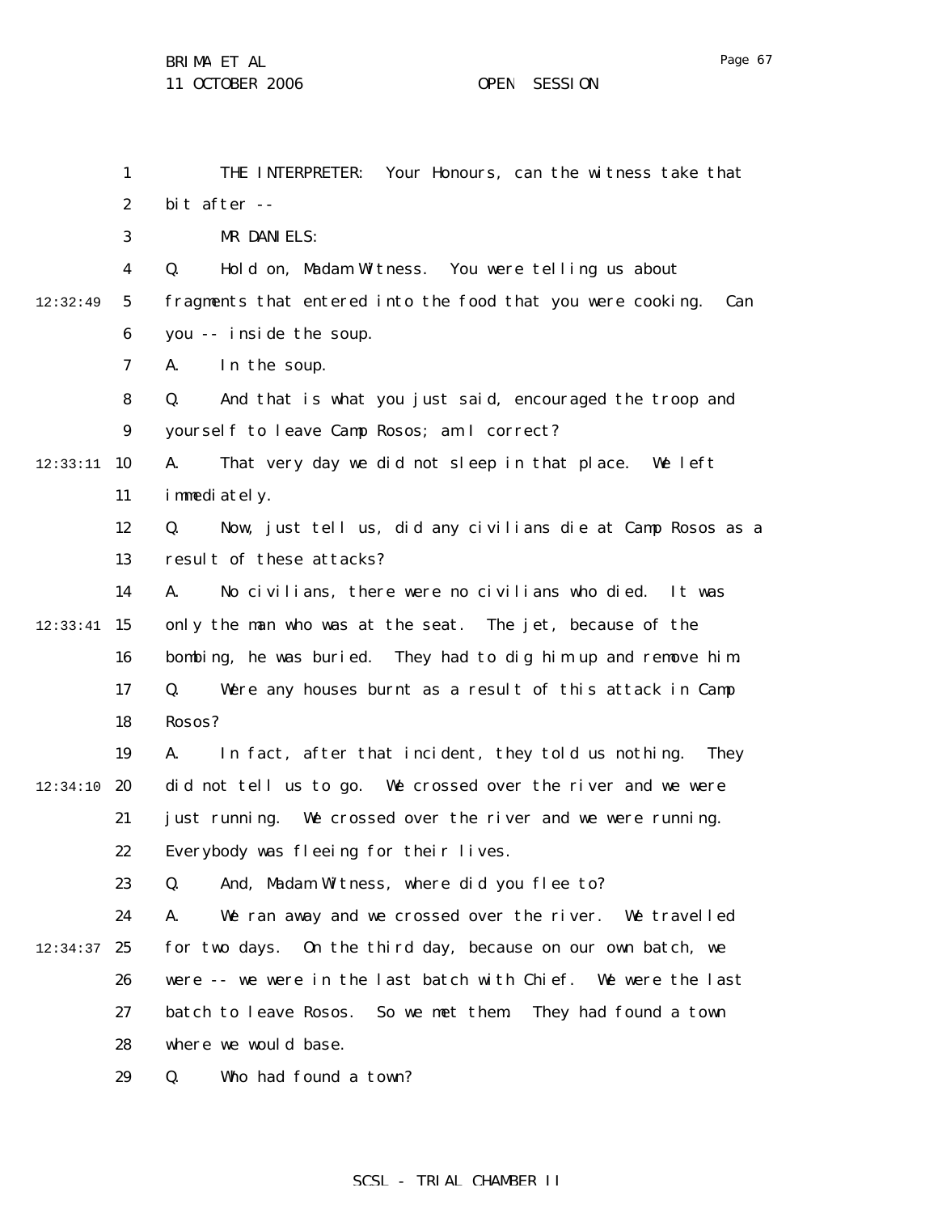THE INTERPRETER: Your Honours, can the witness take that bit after --

MR DANIELS:

Q. Hold on, Madam Witness. You were telling us about fragments that entered into the food that you were cooking. Can you -- inside the soup.

A. In the soup.

Q. And that is what you just said, encouraged the troop and yourself to leave Camp Rosos; am I correct?

A. That very day we did not sleep in that place. We left immediately.

Q. Now, just tell us, did any civilians die at Camp Rosos as a result of these attacks?

A. No civilians, there were no civilians who died. It was only the man who was at the seat. The jet, because of the bombing, he was buried. They had to dig him up and remove him.

Q. Were any houses burnt as a result of this attack in Camp Rosos?

A. In fact, after that incident, they told us nothing. They did not tell us to go. We crossed over the river and we were just running. We crossed over the river and we were running. Everybody was fleeing for their lives.

Q. And, Madam Witness, where did you flee to?

A. We ran away and we crossed over the river. We travelled for two days. On the third day, because on our own batch, we were -- we were in the last batch with Chief. We were the last batch to leave Rosos. So we met them. They had found a town where we would base.

Q. Who had found a town?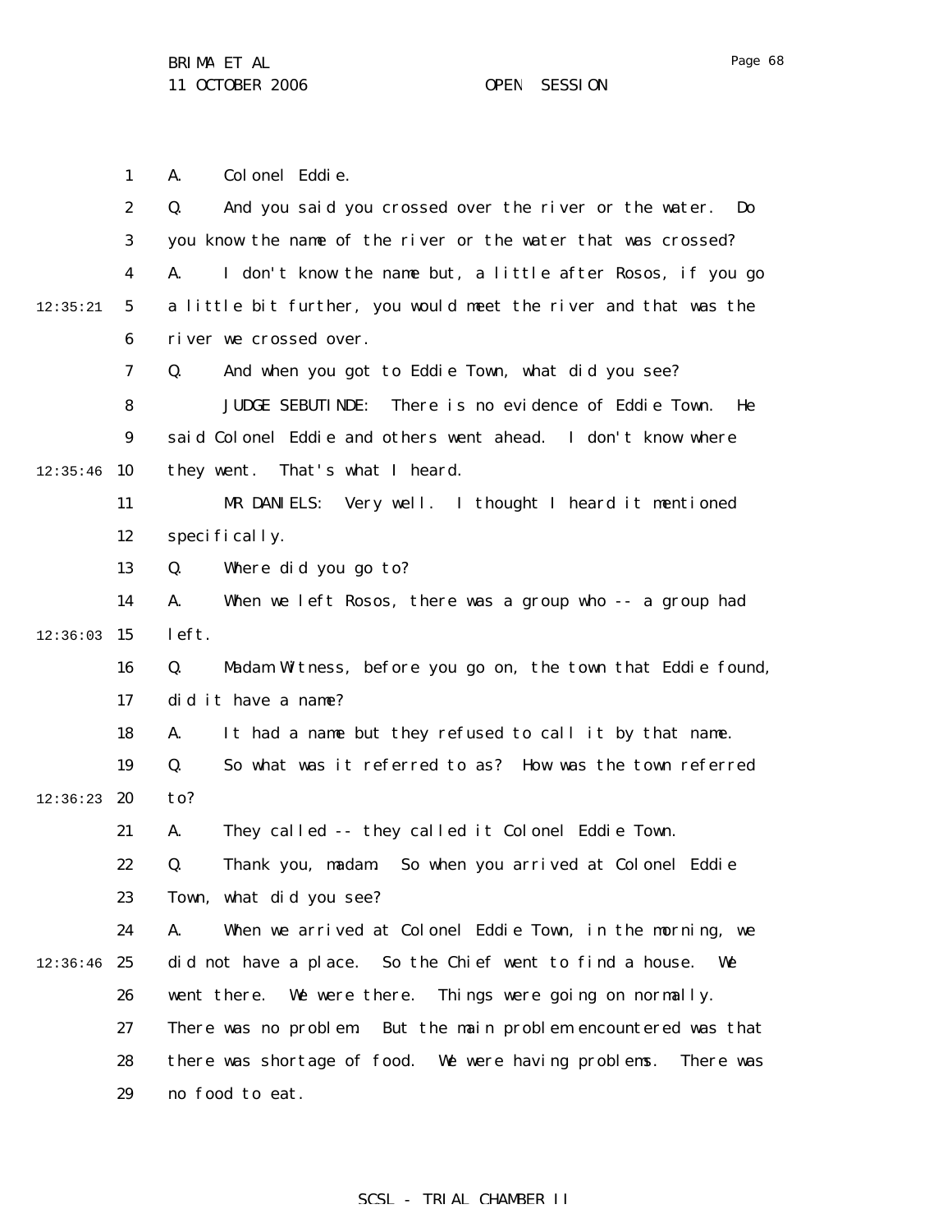A. Colonel Eddie.

Q. And you said you crossed over the river or the water. Do you know the name of the river or the water that was crossed?

A. I don't know the name but, a little after Rosos, if you go a little bit further, you would meet the river and that was the river we crossed over.

Q. And when you got to Eddie Town, what did you see?

JUDGE SEBUTINDE: There is no evidence of Eddie Town. He said Colonel Eddie and others went ahead. I don't know where they went. That's what I heard.

MR DANIELS: Very well. I thought I heard it mentioned specifically.

Q. Where did you go to?

A. When we left Rosos, there was a group who -- a group had left.

Q. Madam Witness, before you go on, the town that Eddie found, did it have a name?

A. It had a name but they refused to call it by that name.

Q. So what was it referred to as? How was the town referred to?

A. They called -- they called it Colonel Eddie Town.

Q. Thank you, madam. So when you arrived at Colonel Eddie Town, what did you see?

A. When we arrived at Colonel Eddie Town, in the morning, we did not have a place. So the Chief went to find a house. We went there. We were there. Things were going on normally. There was no problem. But the main problem encountered was that there was shortage of food. We were having problems. There was no food to eat.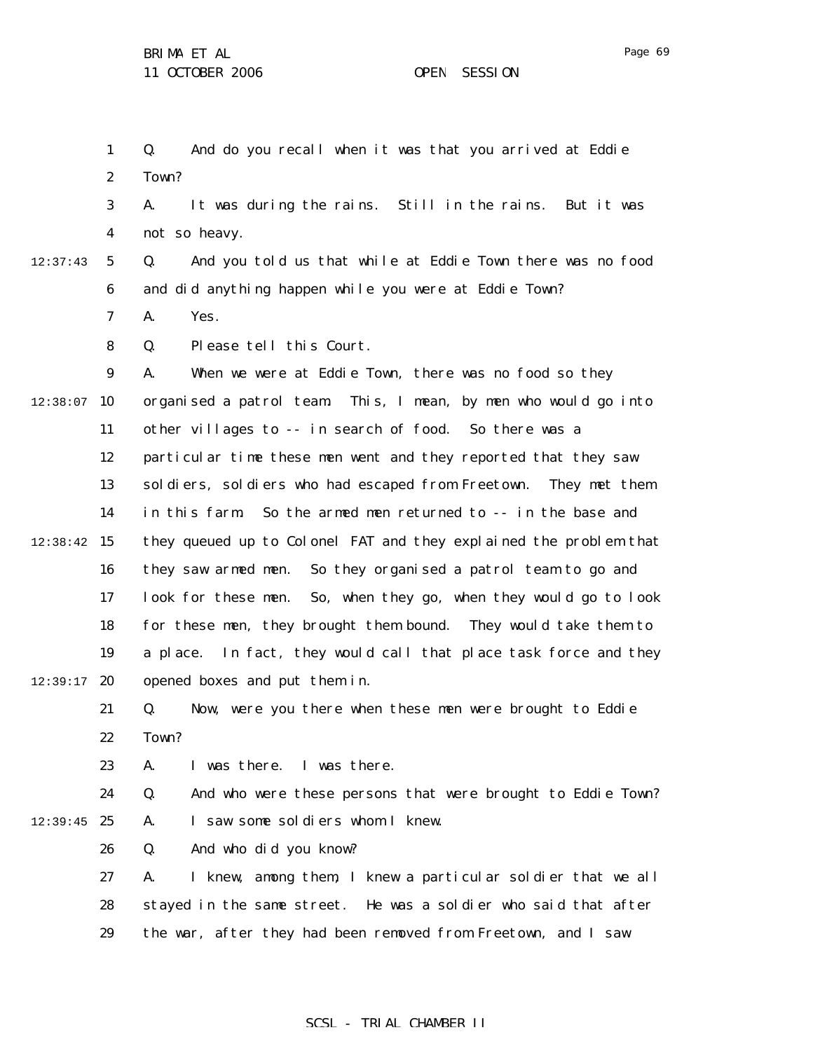Q. And do you recall when it was that you arrived at Eddie Town?

A. It was during the rains. Still in the rains. But it was not so heavy.

Q. And you told us that while at Eddie Town there was no food and did anything happen while you were at Eddie Town?

A. Yes.

Q. Please tell this Court.

A. When we were at Eddie Town, there was no food so they organised a patrol team. This, I mean, by men who would go into other villages to -- in search of food. So there was a particular time these men went and they reported that they saw soldiers, soldiers who had escaped from Freetown. They met them in this farm. So the armed men returned to -- in the base and they queued up to Colonel FAT and they explained the problem that they saw armed men. So they organised a patrol team to go and look for these men. So, when they go, when they would go to look for these men, they brought them bound. They would take them to a place. In fact, they would call that place task force and they opened boxes and put them in.

Q. Now, were you there when these men were brought to Eddie Town?

A. I was there. I was there.

Q. And who were these persons that were brought to Eddie Town?

A. I saw some soldiers whom I knew.

Q. And who did you know?

A. I knew, among them, I knew a particular soldier that we all stayed in the same street. He was a soldier who said that after the war, after they had been removed from Freetown, and I saw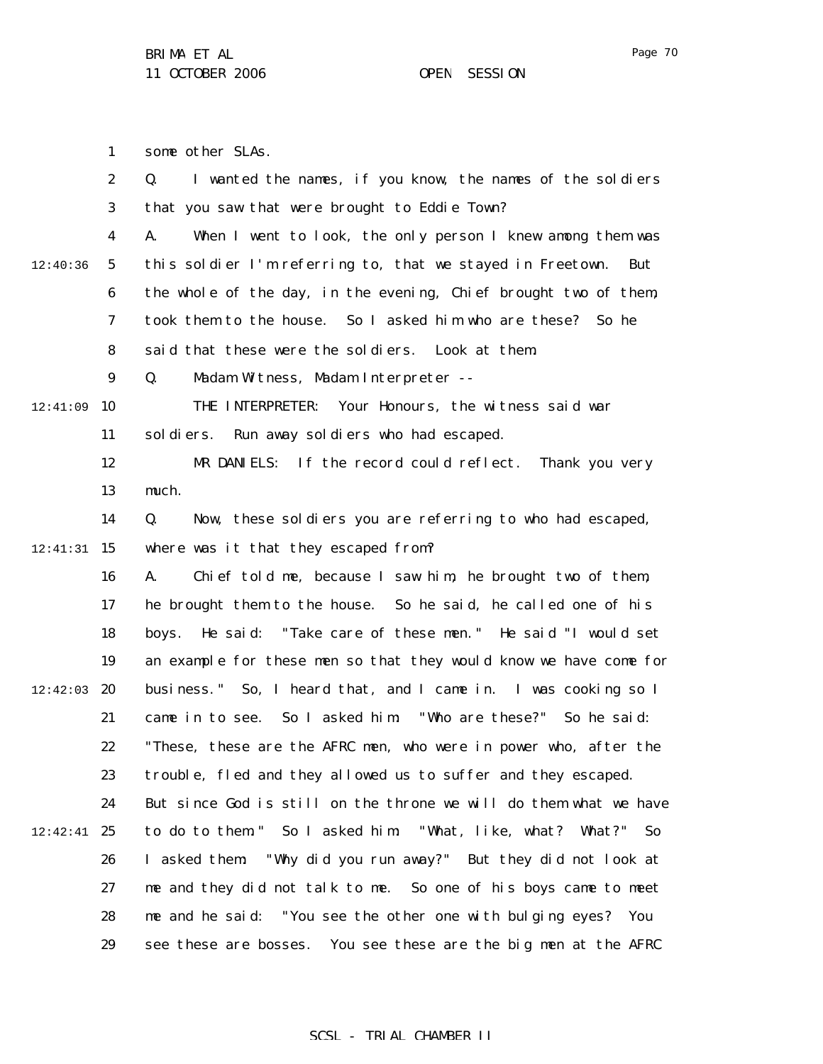some other SLAs.

Q. I wanted the names, if you know, the names of the soldiers that you saw that were brought to Eddie Town?

A. When I went to look, the only person I knew among them was this soldier I'm referring to, that we stayed in Freetown. But the whole of the day, in the evening, Chief brought two of them, took them to the house. So I asked him who are these? So he said that these were the soldiers. Look at them.

Q. Madam Witness, Madam Interpreter --

THE INTERPRETER: Your Honours, the witness said war soldiers. Run away soldiers who had escaped.

MR DANIELS: If the record could reflect. Thank you very much.

Q. Now, these soldiers you are referring to who had escaped, where was it that they escaped from?

A. Chief told me, because I saw him, he brought two of them, he brought them to the house. So he said, he called one of his boys. He said: "Take care of these men." He said "I would set an example for these men so that they would know we have come for business." So, I heard that, and I came in. I was cooking so I came in to see. So I asked him: "Who are these?" So he said: "These, these are the AFRC men, who were in power who, after the trouble, fled and they allowed us to suffer and they escaped. But since God is still on the throne we will do them what we have to do to them." So I asked him: "What, like, what? What?" So I asked them: "Why did you run away?" But they did not look at me and they did not talk to me. So one of his boys came to meet me and he said: "You see the other one with bulging eyes? You see these are bosses. You see these are the big men at the AFRC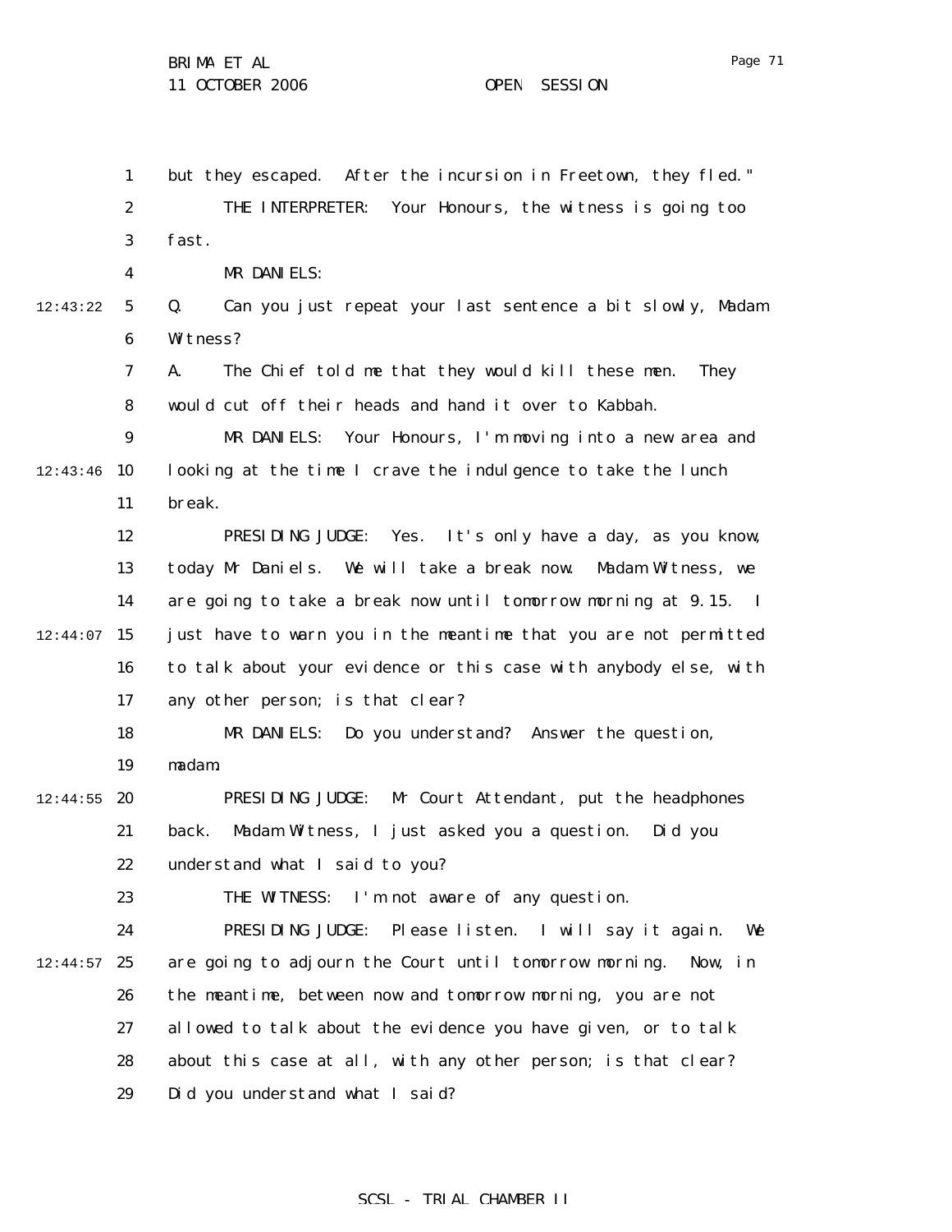1 but they escaped. After the incursion in Freetown, they fled."

2 THE INTERPRETER: Your Honours, the witness is going too

3 fast.

4 MR DANIELS:

12:43:22 5 Q. Can you just repeat your last sentence a bit slowly, Madam

6 Witness?

7 A. The Chief told me that they would kill these men. They

8 would cut off their heads and hand it over to Kabbah.

9 MR DANIELS: Your Honours, I'm moving into a new area and

12:43:46 10 looking at the time I crave the indulgence to take the lunch

11 break.

12 PRESIDING JUDGE: Yes. It's only have a day, as you know,

13 today Mr Daniels. We will take a break now. Madam Witness, we

14 are going to take a break now until tomorrow morning at 9.15. I

12:44:07 15 just have to warn you in the meantime that you are not permitted

16 to talk about your evidence or this case with anybody else, with

17 any other person; is that clear?

18 MR DANIELS: Do you understand? Answer the question,

19 madam.

12:44:55 20 PRESIDING JUDGE: Mr Court Attendant, put the headphones

21 back. Madam Witness, I just asked you a question. Did you

22 understand what I said to you?

23 THE WITNESS: I'm not aware of any question.

24 PRESIDING JUDGE: Please listen. I will say it again. We

12:44:57 25 are going to adjourn the Court until tomorrow morning. Now, in

26 the meantime, between now and tomorrow morning, you are not

27 allowed to talk about the evidence you have given, or to talk

28 about this case at all, with any other person; is that clear?

29 Did you understand what I said?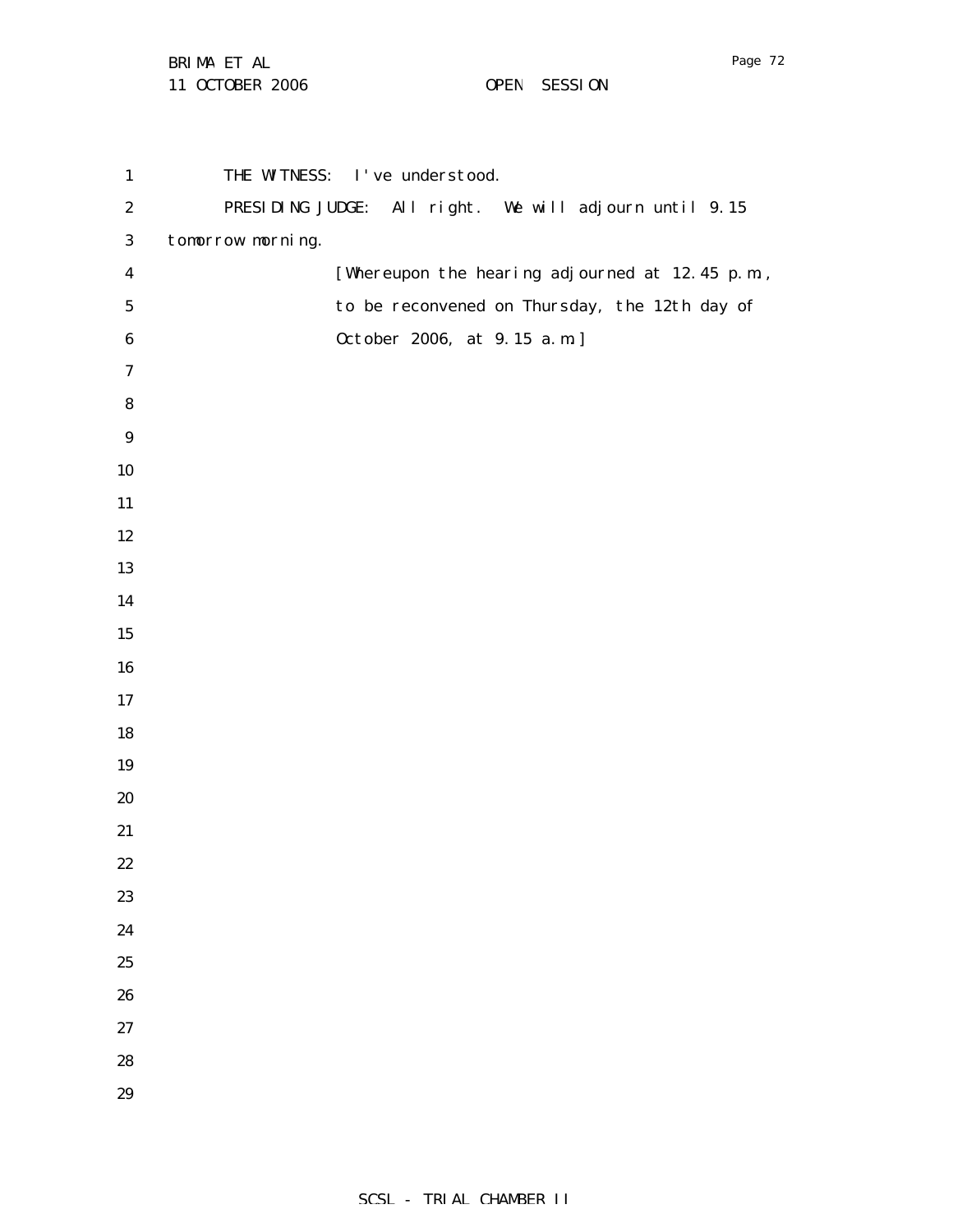THE WITNESS: I've understood.

PRESIDING JUDGE: All right. We will adjourn until 9.15 tomorrow morning.

[Whereupon the hearing adjourned at 12.45 p.m., to be reconvened on Thursday, the 12th day of October 2006, at 9.15 a.m.]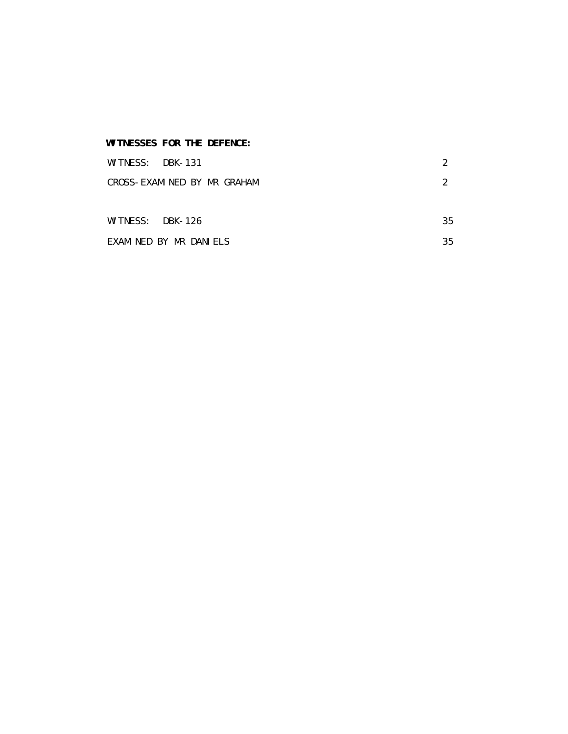**WITNESSES FOR THE DEFENCE:**

| | |
|---|---|
| WITNESS: DBK-131 | 2 |
| CROSS-EXAMINED BY MR GRAHAM | 2 |
| | |
| WITNESS: DBK-126 | 35 |
| EXAMINED BY MR DANIELS | 35 |